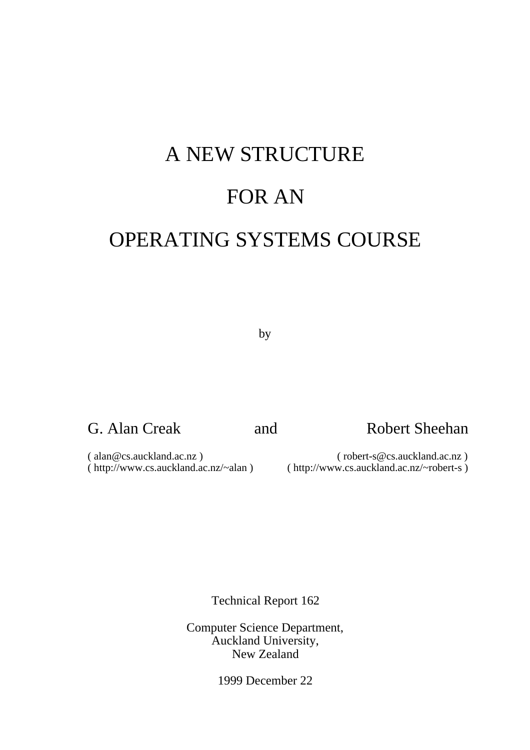# A NEW STRUCTURE

# FOR AN

# OPERATING SYSTEMS COURSE

by

G. Alan Creak and Robert Sheehan

( alan@cs.auckland.ac.nz )
( http://www.cs.auckland.ac.nz/~alan )

( robert-s@cs.auckland.ac.nz )
( http://www.cs.auckland.ac.nz/~robert-s )

Technical Report 162

Computer Science Department,
Auckland University,
New Zealand

1999 December 22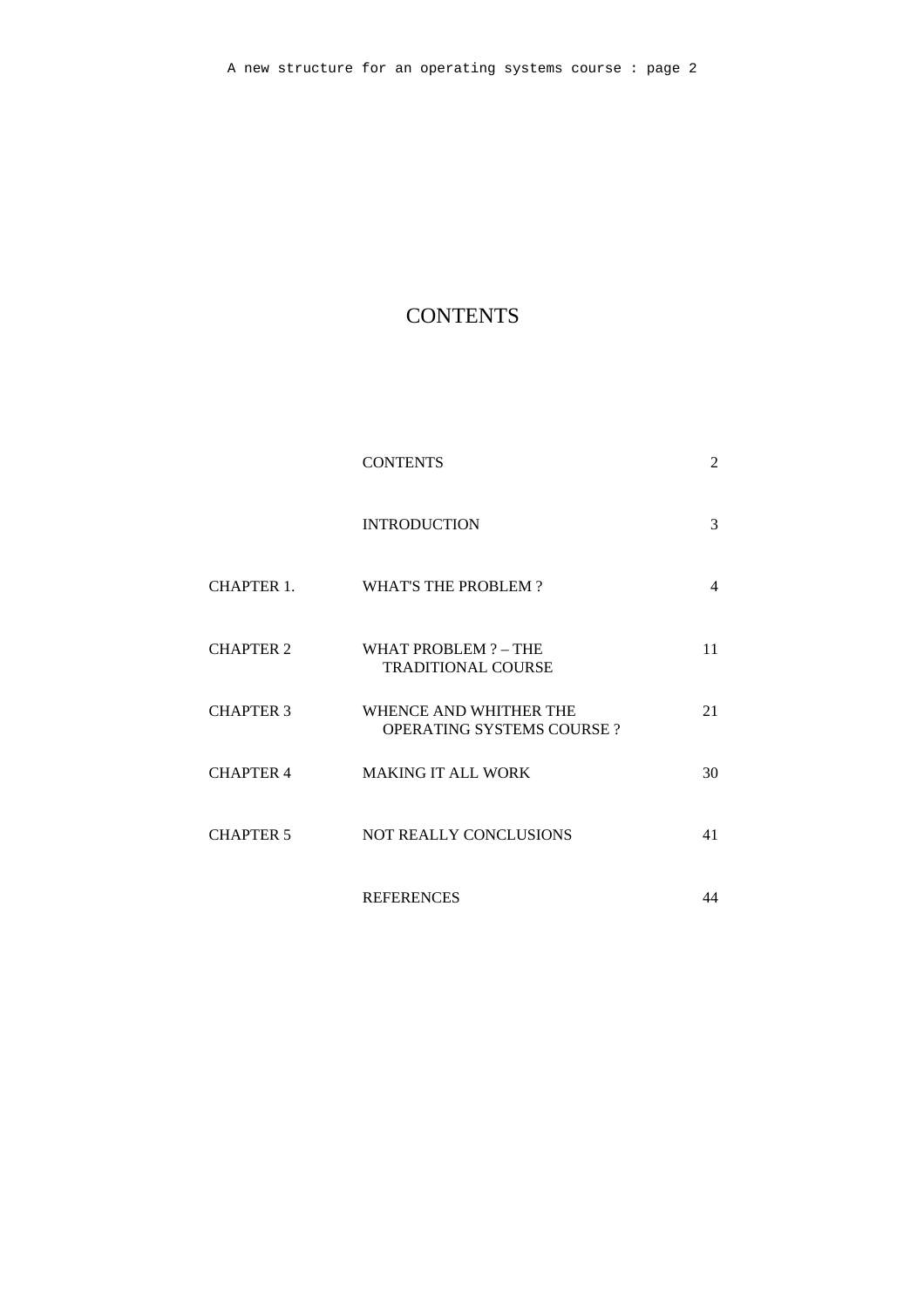# CONTENTS

| | | |
|---|---|---|
| | CONTENTS | 2 |
| | INTRODUCTION | 3 |
| CHAPTER 1. | WHAT'S THE PROBLEM ? | 4 |
| CHAPTER 2 | WHAT PROBLEM ? – THE TRADITIONAL COURSE | 11 |
| CHAPTER 3 | WHENCE AND WHITHER THE OPERATING SYSTEMS COURSE ? | 21 |
| CHAPTER 4 | MAKING IT ALL WORK | 30 |
| CHAPTER 5 | NOT REALLY CONCLUSIONS | 41 |
| | REFERENCES | 44 |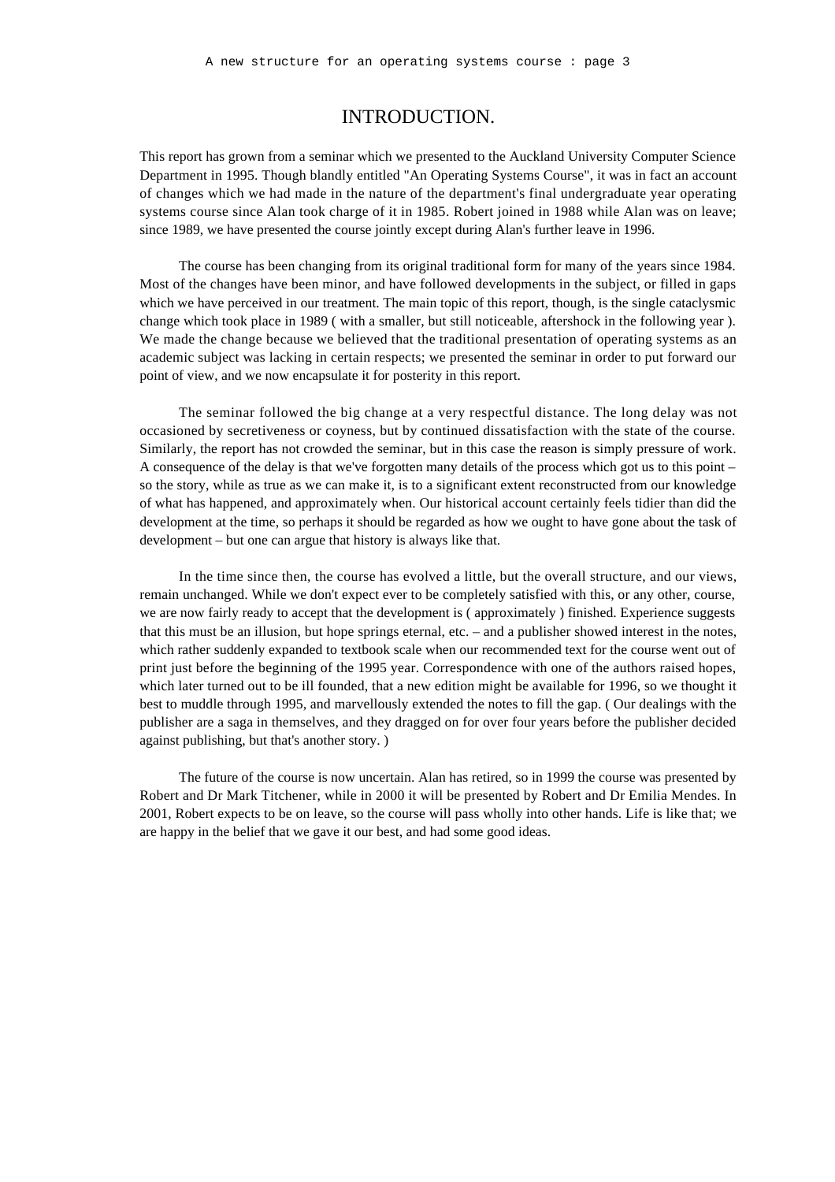# INTRODUCTION.

This report has grown from a seminar which we presented to the Auckland University Computer Science Department in 1995. Though blandly entitled "An Operating Systems Course", it was in fact an account of changes which we had made in the nature of the department's final undergraduate year operating systems course since Alan took charge of it in 1985. Robert joined in 1988 while Alan was on leave; since 1989, we have presented the course jointly except during Alan's further leave in 1996.

The course has been changing from its original traditional form for many of the years since 1984. Most of the changes have been minor, and have followed developments in the subject, or filled in gaps which we have perceived in our treatment. The main topic of this report, though, is the single cataclysmic change which took place in 1989 ( with a smaller, but still noticeable, aftershock in the following year ). We made the change because we believed that the traditional presentation of operating systems as an academic subject was lacking in certain respects; we presented the seminar in order to put forward our point of view, and we now encapsulate it for posterity in this report.

The seminar followed the big change at a very respectful distance. The long delay was not occasioned by secretiveness or coyness, but by continued dissatisfaction with the state of the course. Similarly, the report has not crowded the seminar, but in this case the reason is simply pressure of work. A consequence of the delay is that we've forgotten many details of the process which got us to this point – so the story, while as true as we can make it, is to a significant extent reconstructed from our knowledge of what has happened, and approximately when. Our historical account certainly feels tidier than did the development at the time, so perhaps it should be regarded as how we ought to have gone about the task of development – but one can argue that history is always like that.

In the time since then, the course has evolved a little, but the overall structure, and our views, remain unchanged. While we don't expect ever to be completely satisfied with this, or any other, course, we are now fairly ready to accept that the development is ( approximately ) finished. Experience suggests that this must be an illusion, but hope springs eternal, etc. – and a publisher showed interest in the notes, which rather suddenly expanded to textbook scale when our recommended text for the course went out of print just before the beginning of the 1995 year. Correspondence with one of the authors raised hopes, which later turned out to be ill founded, that a new edition might be available for 1996, so we thought it best to muddle through 1995, and marvellously extended the notes to fill the gap. ( Our dealings with the publisher are a saga in themselves, and they dragged on for over four years before the publisher decided against publishing, but that's another story. )

The future of the course is now uncertain. Alan has retired, so in 1999 the course was presented by Robert and Dr Mark Titchener, while in 2000 it will be presented by Robert and Dr Emilia Mendes. In 2001, Robert expects to be on leave, so the course will pass wholly into other hands. Life is like that; we are happy in the belief that we gave it our best, and had some good ideas.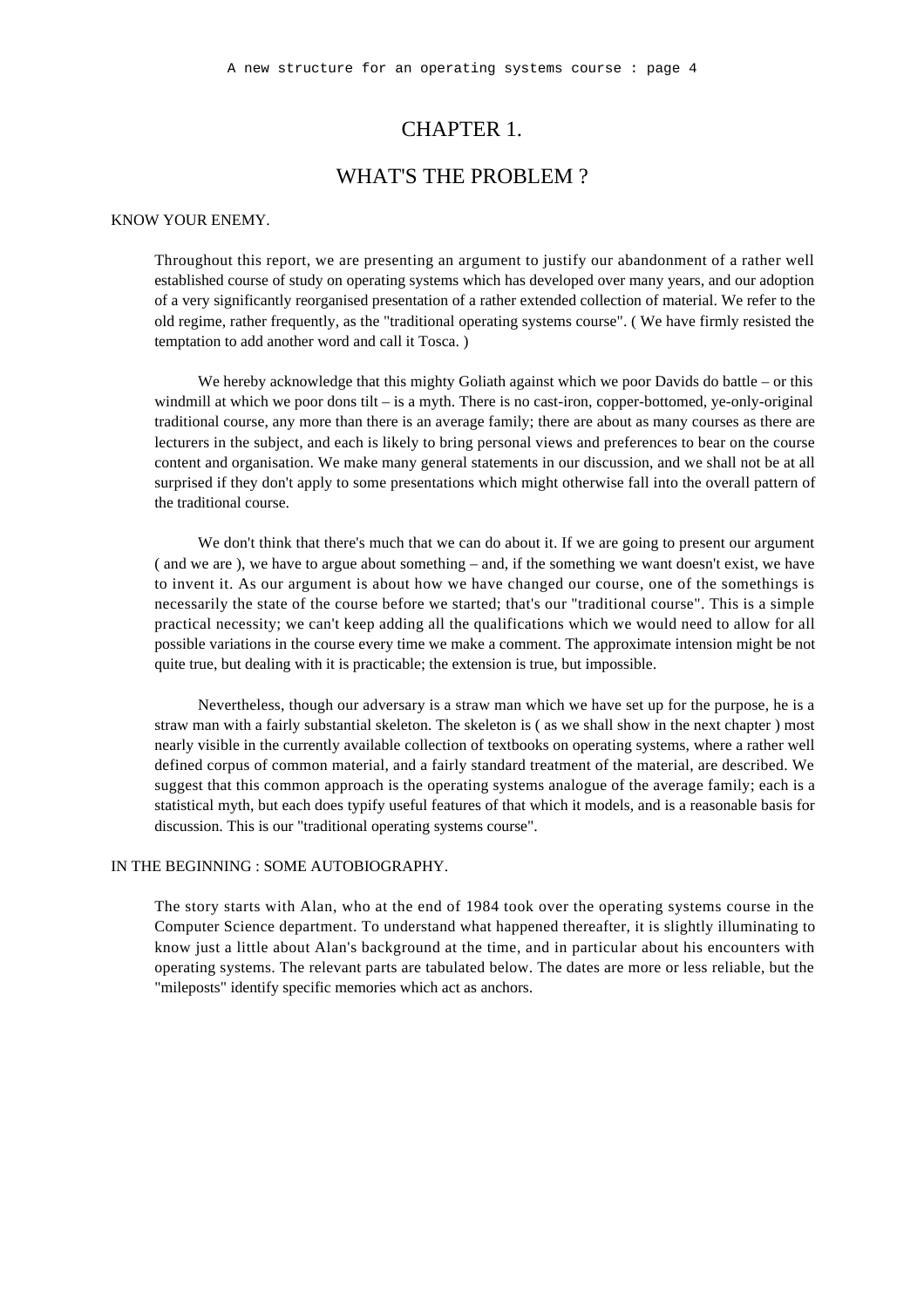# CHAPTER 1.

# WHAT'S THE PROBLEM ?

## KNOW YOUR ENEMY.

Throughout this report, we are presenting an argument to justify our abandonment of a rather well established course of study on operating systems which has developed over many years, and our adoption of a very significantly reorganised presentation of a rather extended collection of material. We refer to the old regime, rather frequently, as the "traditional operating systems course". ( We have firmly resisted the temptation to add another word and call it Tosca. )

We hereby acknowledge that this mighty Goliath against which we poor Davids do battle – or this windmill at which we poor dons tilt – is a myth. There is no cast-iron, copper-bottomed, ye-only-original traditional course, any more than there is an average family; there are about as many courses as there are lecturers in the subject, and each is likely to bring personal views and preferences to bear on the course content and organisation. We make many general statements in our discussion, and we shall not be at all surprised if they don't apply to some presentations which might otherwise fall into the overall pattern of the traditional course.

We don't think that there's much that we can do about it. If we are going to present our argument ( and we are ), we have to argue about something – and, if the something we want doesn't exist, we have to invent it. As our argument is about how we have changed our course, one of the somethings is necessarily the state of the course before we started; that's our "traditional course". This is a simple practical necessity; we can't keep adding all the qualifications which we would need to allow for all possible variations in the course every time we make a comment. The approximate intension might be not quite true, but dealing with it is practicable; the extension is true, but impossible.

Nevertheless, though our adversary is a straw man which we have set up for the purpose, he is a straw man with a fairly substantial skeleton. The skeleton is ( as we shall show in the next chapter ) most nearly visible in the currently available collection of textbooks on operating systems, where a rather well defined corpus of common material, and a fairly standard treatment of the material, are described. We suggest that this common approach is the operating systems analogue of the average family; each is a statistical myth, but each does typify useful features of that which it models, and is a reasonable basis for discussion. This is our "traditional operating systems course".

## IN THE BEGINNING : SOME AUTOBIOGRAPHY.

The story starts with Alan, who at the end of 1984 took over the operating systems course in the Computer Science department. To understand what happened thereafter, it is slightly illuminating to know just a little about Alan's background at the time, and in particular about his encounters with operating systems. The relevant parts are tabulated below. The dates are more or less reliable, but the "mileposts" identify specific memories which act as anchors.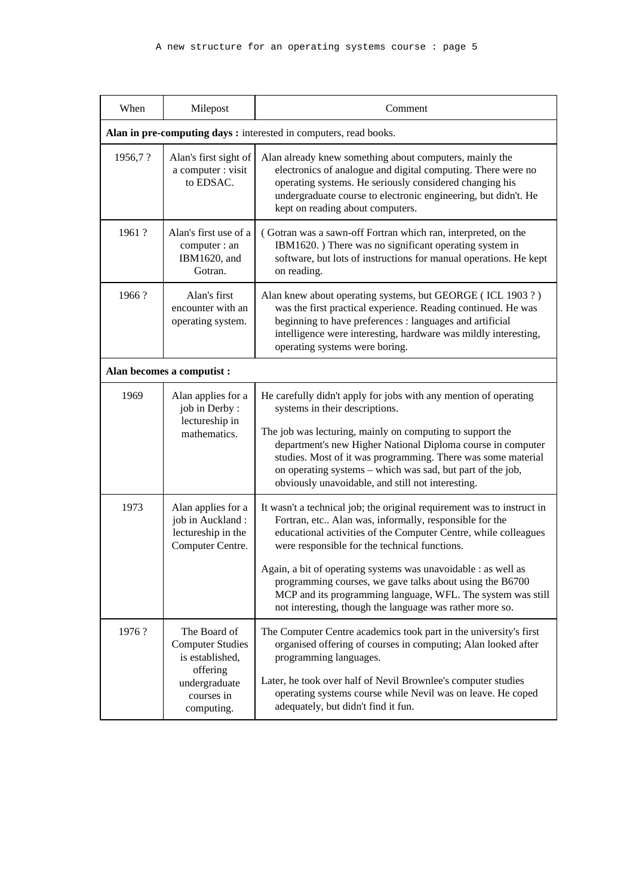| When | Milepost | Comment |
|---|---|---|
| **Alan in pre-computing days :** interested in computers, read books. | | |
| 1956,7 ? | Alan's first sight of a computer : visit to EDSAC. | Alan already knew something about computers, mainly the electronics of analogue and digital computing. There were no operating systems. He seriously considered changing his undergraduate course to electronic engineering, but didn't. He kept on reading about computers. |
| 1961 ? | Alan's first use of a computer : an IBM1620, and Gotran. | ( Gotran was a sawn-off Fortran which ran, interpreted, on the IBM1620. ) There was no significant operating system in software, but lots of instructions for manual operations. He kept on reading. |
| 1966 ? | Alan's first encounter with an operating system. | Alan knew about operating systems, but GEORGE ( ICL 1903 ? ) was the first practical experience. Reading continued. He was beginning to have preferences : languages and artificial intelligence were interesting, hardware was mildly interesting, operating systems were boring. |
| **Alan becomes a computist :** | | |
| 1969 | Alan applies for a job in Derby : lectureship in mathematics. | He carefully didn't apply for jobs with any mention of operating systems in their descriptions.<br><br>The job was lecturing, mainly on computing to support the department's new Higher National Diploma course in computer studies. Most of it was programming. There was some material on operating systems – which was sad, but part of the job, obviously unavoidable, and still not interesting. |
| 1973 | Alan applies for a job in Auckland : lectureship in the Computer Centre. | It wasn't a technical job; the original requirement was to instruct in Fortran, etc.. Alan was, informally, responsible for the educational activities of the Computer Centre, while colleagues were responsible for the technical functions.<br><br>Again, a bit of operating systems was unavoidable : as well as programming courses, we gave talks about using the B6700 MCP and its programming language, WFL. The system was still not interesting, though the language was rather more so. |
| 1976 ? | The Board of Computer Studies is established, offering undergraduate courses in computing. | The Computer Centre academics took part in the university's first organised offering of courses in computing; Alan looked after programming languages.<br><br>Later, he took over half of Nevil Brownlee's computer studies operating systems course while Nevil was on leave. He coped adequately, but didn't find it fun. |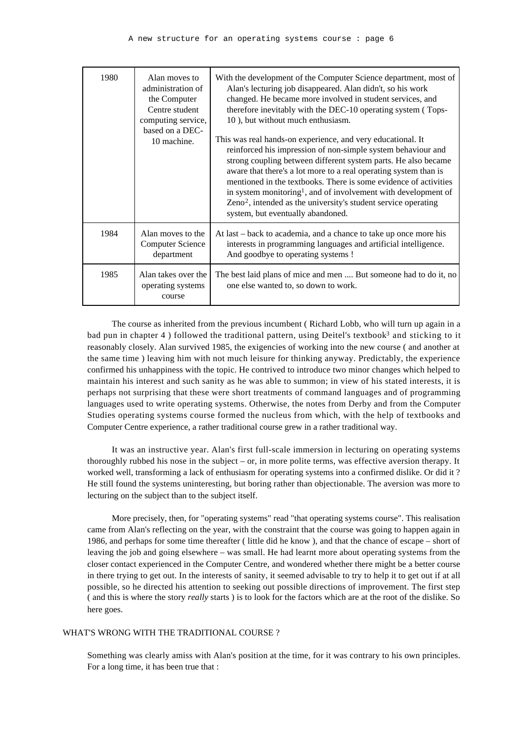| | | |
|---|---|---|
| 1980 | Alan moves to administration of the Computer Centre student computing service, based on a DEC-10 machine. | With the development of the Computer Science department, most of Alan's lecturing job disappeared. Alan didn't, so his work changed. He became more involved in student services, and therefore inevitably with the DEC-10 operating system ( Tops-10 ), but without much enthusiasm.<br><br>This was real hands-on experience, and very educational. It reinforced his impression of non-simple system behaviour and strong coupling between different system parts. He also became aware that there's a lot more to a real operating system than is mentioned in the textbooks. There is some evidence of activities in system monitoring[1], and of involvement with development of Zeno[2], intended as the university's student service operating system, but eventually abandoned. |
| 1984 | Alan moves to the Computer Science department | At last – back to academia, and a chance to take up once more his interests in programming languages and artificial intelligence. And goodbye to operating systems ! |
| 1985 | Alan takes over the operating systems course | The best laid plans of mice and men .... But someone had to do it, no one else wanted to, so down to work. |

The course as inherited from the previous incumbent ( Richard Lobb, who will turn up again in a bad pun in chapter 4 ) followed the traditional pattern, using Deitel's textbook[3] and sticking to it reasonably closely. Alan survived 1985, the exigencies of working into the new course ( and another at the same time ) leaving him with not much leisure for thinking anyway. Predictably, the experience confirmed his unhappiness with the topic. He contrived to introduce two minor changes which helped to maintain his interest and such sanity as he was able to summon; in view of his stated interests, it is perhaps not surprising that these were short treatments of command languages and of programming languages used to write operating systems. Otherwise, the notes from Derby and from the Computer Studies operating systems course formed the nucleus from which, with the help of textbooks and Computer Centre experience, a rather traditional course grew in a rather traditional way.

It was an instructive year. Alan's first full-scale immersion in lecturing on operating systems thoroughly rubbed his nose in the subject – or, in more polite terms, was effective aversion therapy. It worked well, transforming a lack of enthusiasm for operating systems into a confirmed dislike. Or did it ? He still found the systems uninteresting, but boring rather than objectionable. The aversion was more to lecturing on the subject than to the subject itself.

More precisely, then, for "operating systems" read "that operating systems course". This realisation came from Alan's reflecting on the year, with the constraint that the course was going to happen again in 1986, and perhaps for some time thereafter ( little did he know ), and that the chance of escape – short of leaving the job and going elsewhere – was small. He had learnt more about operating systems from the closer contact experienced in the Computer Centre, and wondered whether there might be a better course in there trying to get out. In the interests of sanity, it seemed advisable to try to help it to get out if at all possible, so he directed his attention to seeking out possible directions of improvement. The first step ( and this is where the story *really* starts ) is to look for the factors which are at the root of the dislike. So here goes.

## WHAT'S WRONG WITH THE TRADITIONAL COURSE ?

Something was clearly amiss with Alan's position at the time, for it was contrary to his own principles. For a long time, it has been true that :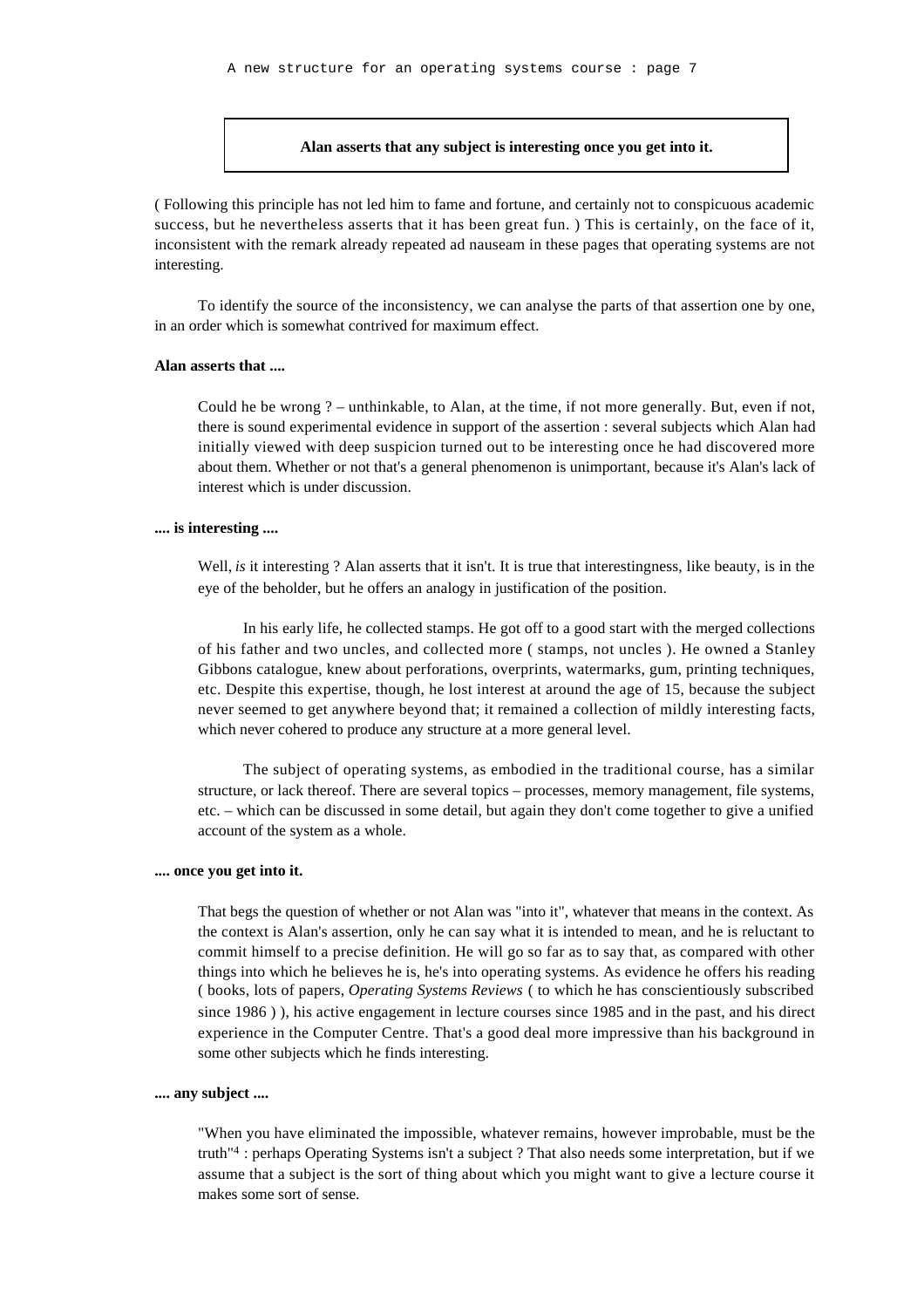**Alan asserts that any subject is interesting once you get into it.**

( Following this principle has not led him to fame and fortune, and certainly not to conspicuous academic success, but he nevertheless asserts that it has been great fun. ) This is certainly, on the face of it, inconsistent with the remark already repeated ad nauseam in these pages that operating systems are not interesting.

To identify the source of the inconsistency, we can analyse the parts of that assertion one by one, in an order which is somewhat contrived for maximum effect.

**Alan asserts that ....**

> Could he be wrong ? – unthinkable, to Alan, at the time, if not more generally. But, even if not, there is sound experimental evidence in support of the assertion : several subjects which Alan had initially viewed with deep suspicion turned out to be interesting once he had discovered more about them. Whether or not that's a general phenomenon is unimportant, because it's Alan's lack of interest which is under discussion.

**.... is interesting ....**

> Well, *is* it interesting ? Alan asserts that it isn't. It is true that interestingness, like beauty, is in the eye of the beholder, but he offers an analogy in justification of the position.
>
> In his early life, he collected stamps. He got off to a good start with the merged collections of his father and two uncles, and collected more ( stamps, not uncles ). He owned a Stanley Gibbons catalogue, knew about perforations, overprints, watermarks, gum, printing techniques, etc. Despite this expertise, though, he lost interest at around the age of 15, because the subject never seemed to get anywhere beyond that; it remained a collection of mildly interesting facts, which never cohered to produce any structure at a more general level.
>
> The subject of operating systems, as embodied in the traditional course, has a similar structure, or lack thereof. There are several topics – processes, memory management, file systems, etc. – which can be discussed in some detail, but again they don't come together to give a unified account of the system as a whole.

**.... once you get into it.**

> That begs the question of whether or not Alan was "into it", whatever that means in the context. As the context is Alan's assertion, only he can say what it is intended to mean, and he is reluctant to commit himself to a precise definition. He will go so far as to say that, as compared with other things into which he believes he is, he's into operating systems. As evidence he offers his reading ( books, lots of papers, *Operating Systems Reviews* ( to which he has conscientiously subscribed since 1986 ) ), his active engagement in lecture courses since 1985 and in the past, and his direct experience in the Computer Centre. That's a good deal more impressive than his background in some other subjects which he finds interesting.

**.... any subject ....**

> "When you have eliminated the impossible, whatever remains, however improbable, must be the truth"[4] : perhaps Operating Systems isn't a subject ? That also needs some interpretation, but if we assume that a subject is the sort of thing about which you might want to give a lecture course it makes some sort of sense.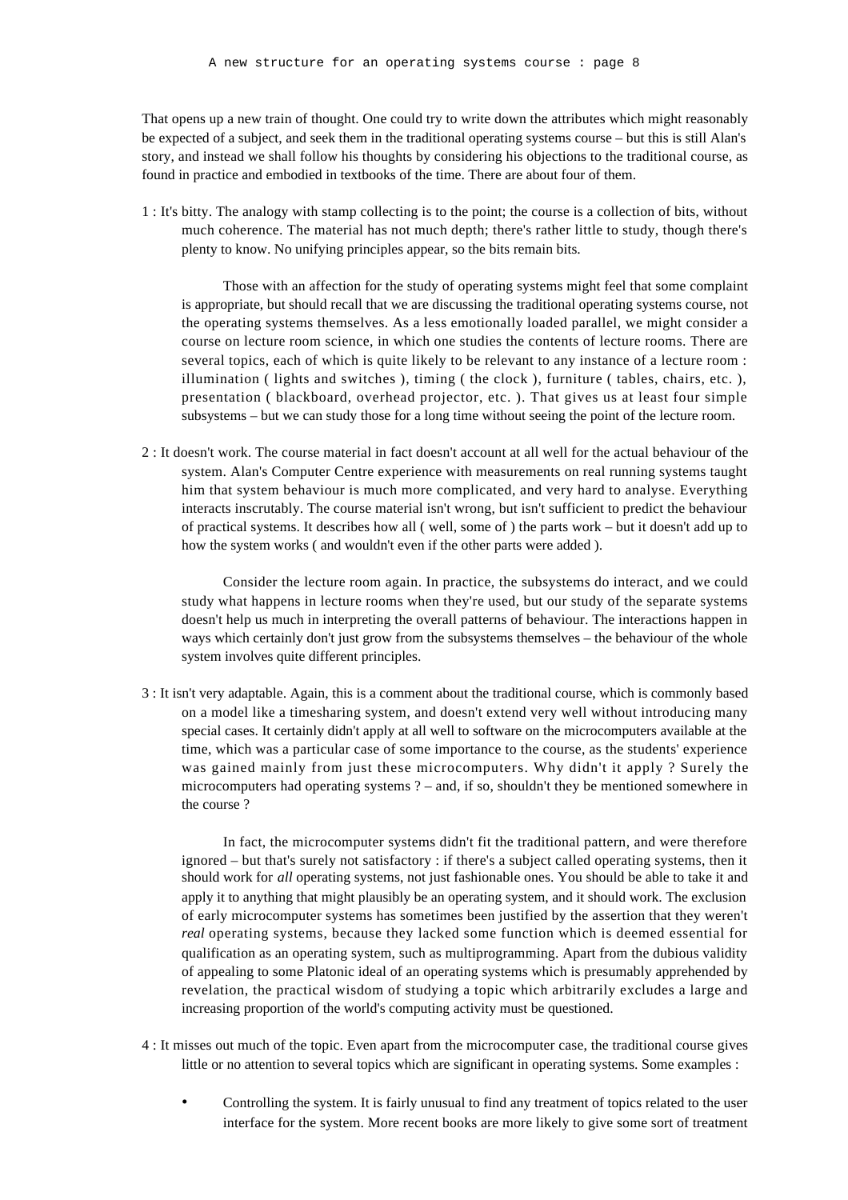That opens up a new train of thought. One could try to write down the attributes which might reasonably be expected of a subject, and seek them in the traditional operating systems course – but this is still Alan's story, and instead we shall follow his thoughts by considering his objections to the traditional course, as found in practice and embodied in textbooks of the time. There are about four of them.

1 : It's bitty. The analogy with stamp collecting is to the point; the course is a collection of bits, without much coherence. The material has not much depth; there's rather little to study, though there's plenty to know. No unifying principles appear, so the bits remain bits.

Those with an affection for the study of operating systems might feel that some complaint is appropriate, but should recall that we are discussing the traditional operating systems course, not the operating systems themselves. As a less emotionally loaded parallel, we might consider a course on lecture room science, in which one studies the contents of lecture rooms. There are several topics, each of which is quite likely to be relevant to any instance of a lecture room : illumination ( lights and switches ), timing ( the clock ), furniture ( tables, chairs, etc. ), presentation ( blackboard, overhead projector, etc. ). That gives us at least four simple subsystems – but we can study those for a long time without seeing the point of the lecture room.

2 : It doesn't work. The course material in fact doesn't account at all well for the actual behaviour of the system. Alan's Computer Centre experience with measurements on real running systems taught him that system behaviour is much more complicated, and very hard to analyse. Everything interacts inscrutably. The course material isn't wrong, but isn't sufficient to predict the behaviour of practical systems. It describes how all ( well, some of ) the parts work – but it doesn't add up to how the system works ( and wouldn't even if the other parts were added ).

Consider the lecture room again. In practice, the subsystems do interact, and we could study what happens in lecture rooms when they're used, but our study of the separate systems doesn't help us much in interpreting the overall patterns of behaviour. The interactions happen in ways which certainly don't just grow from the subsystems themselves – the behaviour of the whole system involves quite different principles.

3 : It isn't very adaptable. Again, this is a comment about the traditional course, which is commonly based on a model like a timesharing system, and doesn't extend very well without introducing many special cases. It certainly didn't apply at all well to software on the microcomputers available at the time, which was a particular case of some importance to the course, as the students' experience was gained mainly from just these microcomputers. Why didn't it apply ? Surely the microcomputers had operating systems ? – and, if so, shouldn't they be mentioned somewhere in the course ?

In fact, the microcomputer systems didn't fit the traditional pattern, and were therefore ignored – but that's surely not satisfactory : if there's a subject called operating systems, then it should work for *all* operating systems, not just fashionable ones. You should be able to take it and apply it to anything that might plausibly be an operating system, and it should work. The exclusion of early microcomputer systems has sometimes been justified by the assertion that they weren't *real* operating systems, because they lacked some function which is deemed essential for qualification as an operating system, such as multiprogramming. Apart from the dubious validity of appealing to some Platonic ideal of an operating systems which is presumably apprehended by revelation, the practical wisdom of studying a topic which arbitrarily excludes a large and increasing proportion of the world's computing activity must be questioned.

4 : It misses out much of the topic. Even apart from the microcomputer case, the traditional course gives little or no attention to several topics which are significant in operating systems. Some examples :

- Controlling the system. It is fairly unusual to find any treatment of topics related to the user interface for the system. More recent books are more likely to give some sort of treatment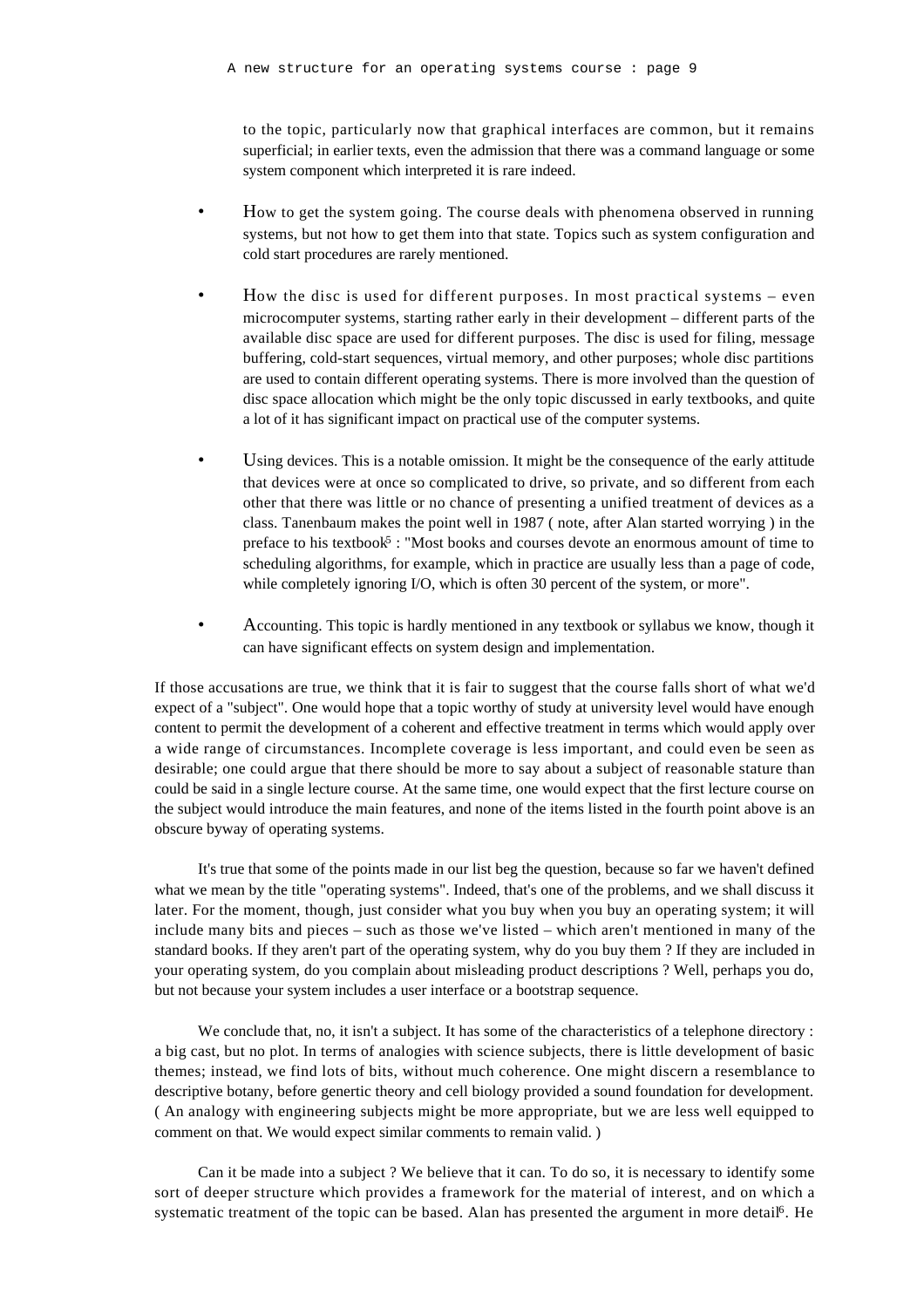to the topic, particularly now that graphical interfaces are common, but it remains superficial; in earlier texts, even the admission that there was a command language or some system component which interpreted it is rare indeed.

- How to get the system going. The course deals with phenomena observed in running systems, but not how to get them into that state. Topics such as system configuration and cold start procedures are rarely mentioned.

- How the disc is used for different purposes. In most practical systems – even microcomputer systems, starting rather early in their development – different parts of the available disc space are used for different purposes. The disc is used for filing, message buffering, cold-start sequences, virtual memory, and other purposes; whole disc partitions are used to contain different operating systems. There is more involved than the question of disc space allocation which might be the only topic discussed in early textbooks, and quite a lot of it has significant impact on practical use of the computer systems.

- Using devices. This is a notable omission. It might be the consequence of the early attitude that devices were at once so complicated to drive, so private, and so different from each other that there was little or no chance of presenting a unified treatment of devices as a class. Tanenbaum makes the point well in 1987 ( note, after Alan started worrying ) in the preface to his textbook[5] : "Most books and courses devote an enormous amount of time to scheduling algorithms, for example, which in practice are usually less than a page of code, while completely ignoring I/O, which is often 30 percent of the system, or more".

- Accounting. This topic is hardly mentioned in any textbook or syllabus we know, though it can have significant effects on system design and implementation.

If those accusations are true, we think that it is fair to suggest that the course falls short of what we'd expect of a "subject". One would hope that a topic worthy of study at university level would have enough content to permit the development of a coherent and effective treatment in terms which would apply over a wide range of circumstances. Incomplete coverage is less important, and could even be seen as desirable; one could argue that there should be more to say about a subject of reasonable stature than could be said in a single lecture course. At the same time, one would expect that the first lecture course on the subject would introduce the main features, and none of the items listed in the fourth point above is an obscure byway of operating systems.

It's true that some of the points made in our list beg the question, because so far we haven't defined what we mean by the title "operating systems". Indeed, that's one of the problems, and we shall discuss it later. For the moment, though, just consider what you buy when you buy an operating system; it will include many bits and pieces – such as those we've listed – which aren't mentioned in many of the standard books. If they aren't part of the operating system, why do you buy them ? If they are included in your operating system, do you complain about misleading product descriptions ? Well, perhaps you do, but not because your system includes a user interface or a bootstrap sequence.

We conclude that, no, it isn't a subject. It has some of the characteristics of a telephone directory : a big cast, but no plot. In terms of analogies with science subjects, there is little development of basic themes; instead, we find lots of bits, without much coherence. One might discern a resemblance to descriptive botany, before genertic theory and cell biology provided a sound foundation for development. ( An analogy with engineering subjects might be more appropriate, but we are less well equipped to comment on that. We would expect similar comments to remain valid. )

Can it be made into a subject ? We believe that it can. To do so, it is necessary to identify some sort of deeper structure which provides a framework for the material of interest, and on which a systematic treatment of the topic can be based. Alan has presented the argument in more detail[6]. He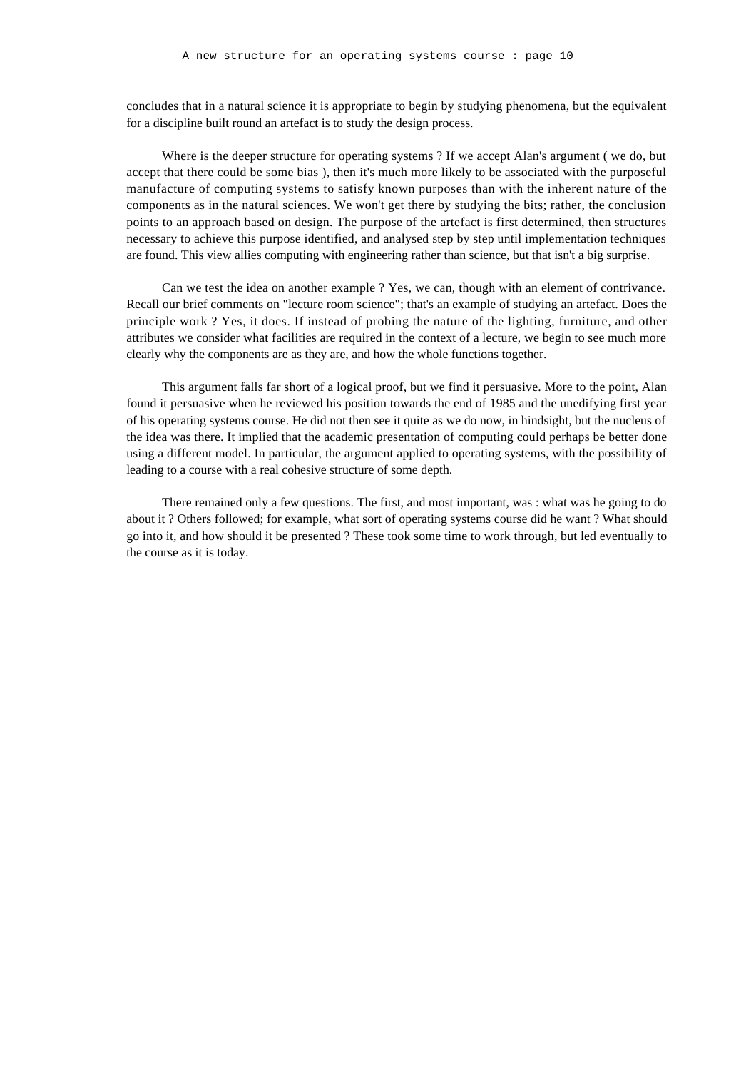concludes that in a natural science it is appropriate to begin by studying phenomena, but the equivalent for a discipline built round an artefact is to study the design process.

Where is the deeper structure for operating systems ? If we accept Alan's argument ( we do, but accept that there could be some bias ), then it's much more likely to be associated with the purposeful manufacture of computing systems to satisfy known purposes than with the inherent nature of the components as in the natural sciences. We won't get there by studying the bits; rather, the conclusion points to an approach based on design. The purpose of the artefact is first determined, then structures necessary to achieve this purpose identified, and analysed step by step until implementation techniques are found. This view allies computing with engineering rather than science, but that isn't a big surprise.

Can we test the idea on another example ? Yes, we can, though with an element of contrivance. Recall our brief comments on "lecture room science"; that's an example of studying an artefact. Does the principle work ? Yes, it does. If instead of probing the nature of the lighting, furniture, and other attributes we consider what facilities are required in the context of a lecture, we begin to see much more clearly why the components are as they are, and how the whole functions together.

This argument falls far short of a logical proof, but we find it persuasive. More to the point, Alan found it persuasive when he reviewed his position towards the end of 1985 and the unedifying first year of his operating systems course. He did not then see it quite as we do now, in hindsight, but the nucleus of the idea was there. It implied that the academic presentation of computing could perhaps be better done using a different model. In particular, the argument applied to operating systems, with the possibility of leading to a course with a real cohesive structure of some depth.

There remained only a few questions. The first, and most important, was : what was he going to do about it ? Others followed; for example, what sort of operating systems course did he want ? What should go into it, and how should it be presented ? These took some time to work through, but led eventually to the course as it is today.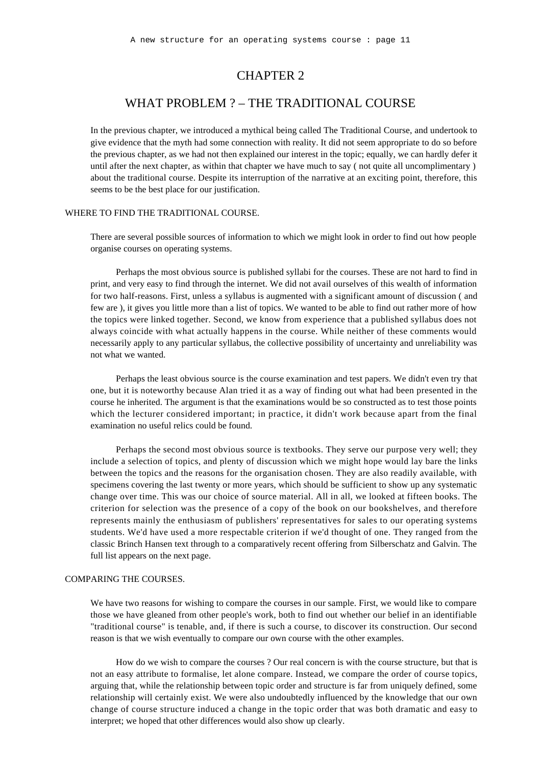# CHAPTER 2

## WHAT PROBLEM ? – THE TRADITIONAL COURSE

In the previous chapter, we introduced a mythical being called The Traditional Course, and undertook to give evidence that the myth had some connection with reality. It did not seem appropriate to do so before the previous chapter, as we had not then explained our interest in the topic; equally, we can hardly defer it until after the next chapter, as within that chapter we have much to say ( not quite all uncomplimentary ) about the traditional course. Despite its interruption of the narrative at an exciting point, therefore, this seems to be the best place for our justification.

### WHERE TO FIND THE TRADITIONAL COURSE.

There are several possible sources of information to which we might look in order to find out how people organise courses on operating systems.

Perhaps the most obvious source is published syllabi for the courses. These are not hard to find in print, and very easy to find through the internet. We did not avail ourselves of this wealth of information for two half-reasons. First, unless a syllabus is augmented with a significant amount of discussion ( and few are ), it gives you little more than a list of topics. We wanted to be able to find out rather more of how the topics were linked together. Second, we know from experience that a published syllabus does not always coincide with what actually happens in the course. While neither of these comments would necessarily apply to any particular syllabus, the collective possibility of uncertainty and unreliability was not what we wanted.

Perhaps the least obvious source is the course examination and test papers. We didn't even try that one, but it is noteworthy because Alan tried it as a way of finding out what had been presented in the course he inherited. The argument is that the examinations would be so constructed as to test those points which the lecturer considered important; in practice, it didn't work because apart from the final examination no useful relics could be found.

Perhaps the second most obvious source is textbooks. They serve our purpose very well; they include a selection of topics, and plenty of discussion which we might hope would lay bare the links between the topics and the reasons for the organisation chosen. They are also readily available, with specimens covering the last twenty or more years, which should be sufficient to show up any systematic change over time. This was our choice of source material. All in all, we looked at fifteen books. The criterion for selection was the presence of a copy of the book on our bookshelves, and therefore represents mainly the enthusiasm of publishers' representatives for sales to our operating systems students. We'd have used a more respectable criterion if we'd thought of one. They ranged from the classic Brinch Hansen text through to a comparatively recent offering from Silberschatz and Galvin. The full list appears on the next page.

### COMPARING THE COURSES.

We have two reasons for wishing to compare the courses in our sample. First, we would like to compare those we have gleaned from other people's work, both to find out whether our belief in an identifiable "traditional course" is tenable, and, if there is such a course, to discover its construction. Our second reason is that we wish eventually to compare our own course with the other examples.

How do we wish to compare the courses ? Our real concern is with the course structure, but that is not an easy attribute to formalise, let alone compare. Instead, we compare the order of course topics, arguing that, while the relationship between topic order and structure is far from uniquely defined, some relationship will certainly exist. We were also undoubtedly influenced by the knowledge that our own change of course structure induced a change in the topic order that was both dramatic and easy to interpret; we hoped that other differences would also show up clearly.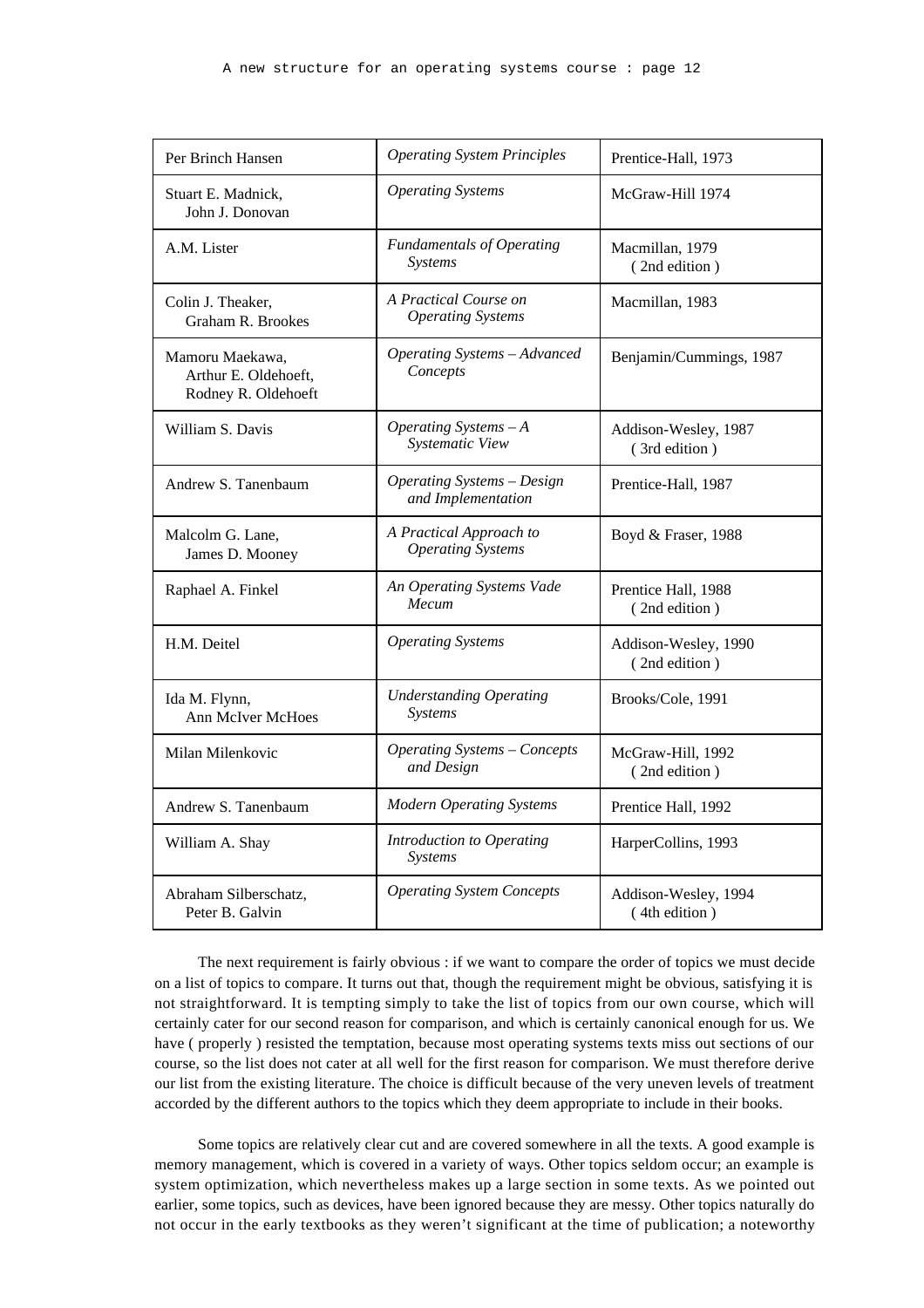| Per Brinch Hansen | *Operating System Principles* | Prentice-Hall, 1973 |
|---|---|---|
| Stuart E. Madnick, John J. Donovan | *Operating Systems* | McGraw-Hill 1974 |
| A.M. Lister | *Fundamentals of Operating Systems* | Macmillan, 1979 ( 2nd edition ) |
| Colin J. Theaker, Graham R. Brookes | *A Practical Course on Operating Systems* | Macmillan, 1983 |
| Mamoru Maekawa, Arthur E. Oldehoeft, Rodney R. Oldehoeft | *Operating Systems – Advanced Concepts* | Benjamin/Cummings, 1987 |
| William S. Davis | *Operating Systems – A Systematic View* | Addison-Wesley, 1987 ( 3rd edition ) |
| Andrew S. Tanenbaum | *Operating Systems – Design and Implementation* | Prentice-Hall, 1987 |
| Malcolm G. Lane, James D. Mooney | *A Practical Approach to Operating Systems* | Boyd & Fraser, 1988 |
| Raphael A. Finkel | *An Operating Systems Vade Mecum* | Prentice Hall, 1988 ( 2nd edition ) |
| H.M. Deitel | *Operating Systems* | Addison-Wesley, 1990 ( 2nd edition ) |
| Ida M. Flynn, Ann McIver McHoes | *Understanding Operating Systems* | Brooks/Cole, 1991 |
| Milan Milenkovic | *Operating Systems – Concepts and Design* | McGraw-Hill, 1992 ( 2nd edition ) |
| Andrew S. Tanenbaum | *Modern Operating Systems* | Prentice Hall, 1992 |
| William A. Shay | *Introduction to Operating Systems* | HarperCollins, 1993 |
| Abraham Silberschatz, Peter B. Galvin | *Operating System Concepts* | Addison-Wesley, 1994 ( 4th edition ) |

The next requirement is fairly obvious : if we want to compare the order of topics we must decide on a list of topics to compare. It turns out that, though the requirement might be obvious, satisfying it is not straightforward. It is tempting simply to take the list of topics from our own course, which will certainly cater for our second reason for comparison, and which is certainly canonical enough for us. We have ( properly ) resisted the temptation, because most operating systems texts miss out sections of our course, so the list does not cater at all well for the first reason for comparison. We must therefore derive our list from the existing literature. The choice is difficult because of the very uneven levels of treatment accorded by the different authors to the topics which they deem appropriate to include in their books.

Some topics are relatively clear cut and are covered somewhere in all the texts. A good example is memory management, which is covered in a variety of ways. Other topics seldom occur; an example is system optimization, which nevertheless makes up a large section in some texts. As we pointed out earlier, some topics, such as devices, have been ignored because they are messy. Other topics naturally do not occur in the early textbooks as they weren't significant at the time of publication; a noteworthy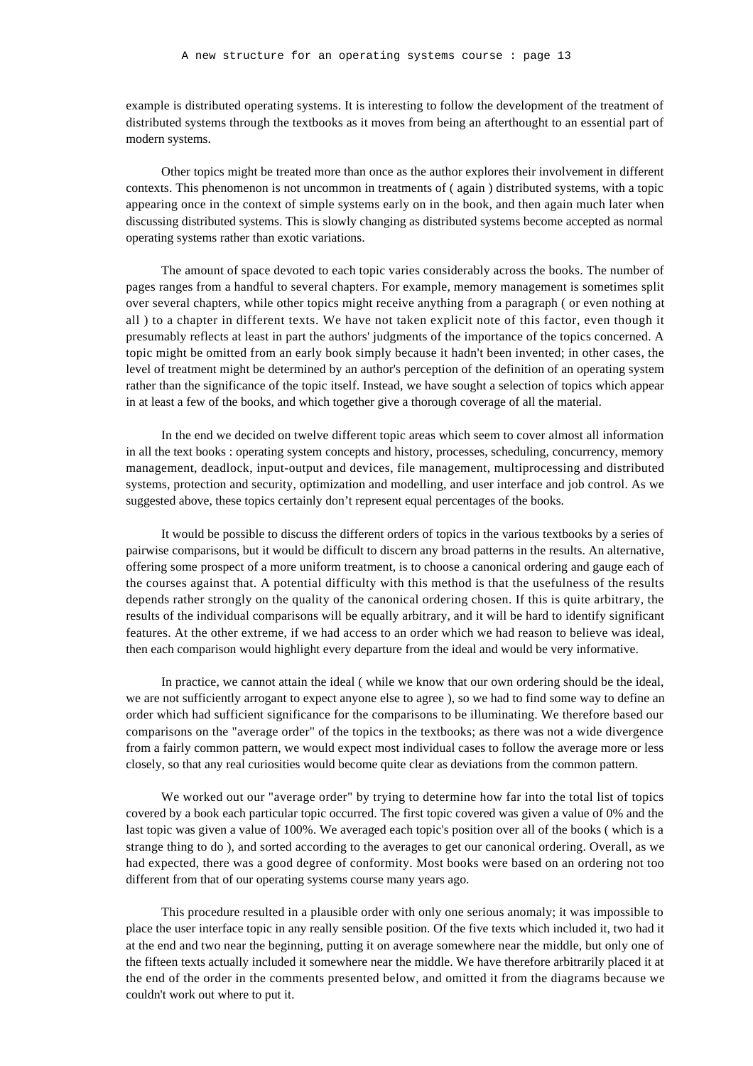example is distributed operating systems. It is interesting to follow the development of the treatment of distributed systems through the textbooks as it moves from being an afterthought to an essential part of modern systems.

Other topics might be treated more than once as the author explores their involvement in different contexts. This phenomenon is not uncommon in treatments of ( again ) distributed systems, with a topic appearing once in the context of simple systems early on in the book, and then again much later when discussing distributed systems. This is slowly changing as distributed systems become accepted as normal operating systems rather than exotic variations.

The amount of space devoted to each topic varies considerably across the books. The number of pages ranges from a handful to several chapters. For example, memory management is sometimes split over several chapters, while other topics might receive anything from a paragraph ( or even nothing at all ) to a chapter in different texts. We have not taken explicit note of this factor, even though it presumably reflects at least in part the authors' judgments of the importance of the topics concerned. A topic might be omitted from an early book simply because it hadn't been invented; in other cases, the level of treatment might be determined by an author's perception of the definition of an operating system rather than the significance of the topic itself. Instead, we have sought a selection of topics which appear in at least a few of the books, and which together give a thorough coverage of all the material.

In the end we decided on twelve different topic areas which seem to cover almost all information in all the text books : operating system concepts and history, processes, scheduling, concurrency, memory management, deadlock, input-output and devices, file management, multiprocessing and distributed systems, protection and security, optimization and modelling, and user interface and job control. As we suggested above, these topics certainly don't represent equal percentages of the books.

It would be possible to discuss the different orders of topics in the various textbooks by a series of pairwise comparisons, but it would be difficult to discern any broad patterns in the results. An alternative, offering some prospect of a more uniform treatment, is to choose a canonical ordering and gauge each of the courses against that. A potential difficulty with this method is that the usefulness of the results depends rather strongly on the quality of the canonical ordering chosen. If this is quite arbitrary, the results of the individual comparisons will be equally arbitrary, and it will be hard to identify significant features. At the other extreme, if we had access to an order which we had reason to believe was ideal, then each comparison would highlight every departure from the ideal and would be very informative.

In practice, we cannot attain the ideal ( while we know that our own ordering should be the ideal, we are not sufficiently arrogant to expect anyone else to agree ), so we had to find some way to define an order which had sufficient significance for the comparisons to be illuminating. We therefore based our comparisons on the "average order" of the topics in the textbooks; as there was not a wide divergence from a fairly common pattern, we would expect most individual cases to follow the average more or less closely, so that any real curiosities would become quite clear as deviations from the common pattern.

We worked out our "average order" by trying to determine how far into the total list of topics covered by a book each particular topic occurred. The first topic covered was given a value of 0% and the last topic was given a value of 100%. We averaged each topic's position over all of the books ( which is a strange thing to do ), and sorted according to the averages to get our canonical ordering. Overall, as we had expected, there was a good degree of conformity. Most books were based on an ordering not too different from that of our operating systems course many years ago.

This procedure resulted in a plausible order with only one serious anomaly; it was impossible to place the user interface topic in any really sensible position. Of the five texts which included it, two had it at the end and two near the beginning, putting it on average somewhere near the middle, but only one of the fifteen texts actually included it somewhere near the middle. We have therefore arbitrarily placed it at the end of the order in the comments presented below, and omitted it from the diagrams because we couldn't work out where to put it.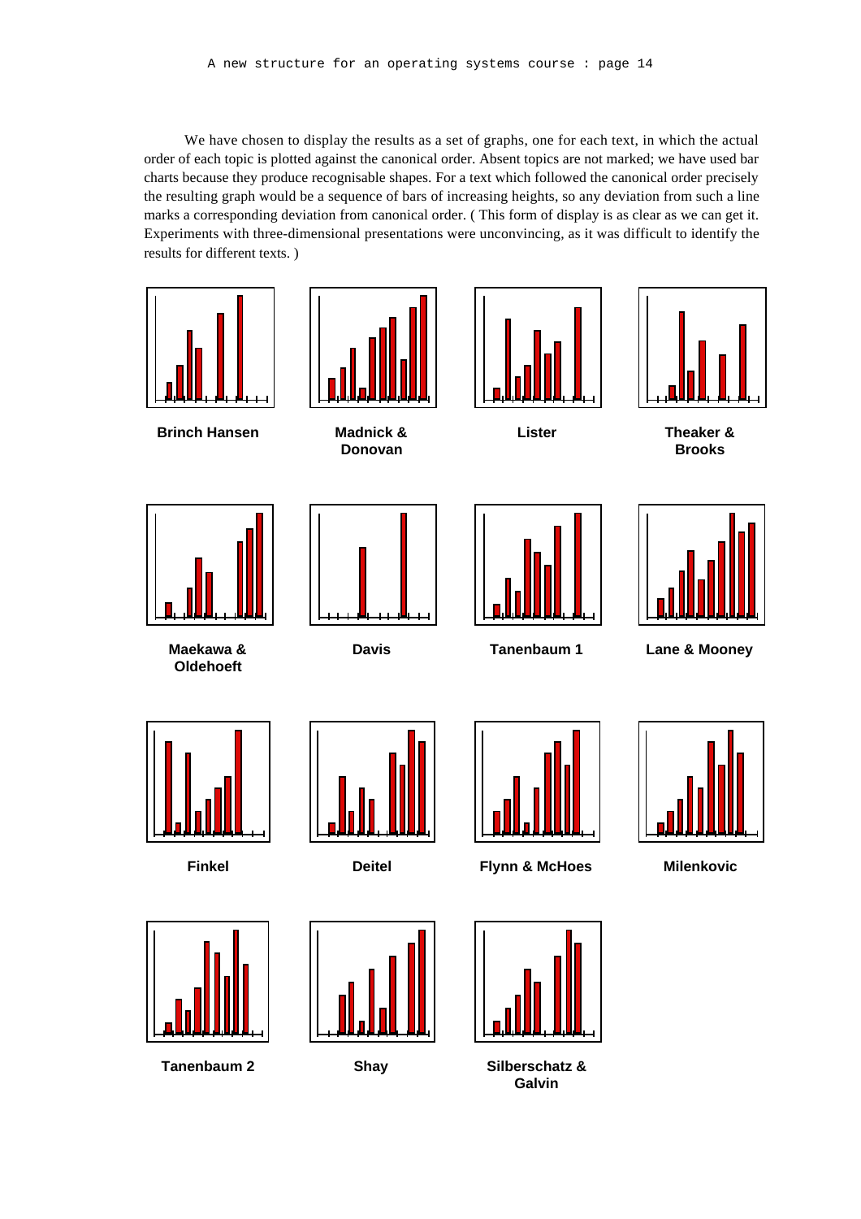We have chosen to display the results as a set of graphs, one for each text, in which the actual order of each topic is plotted against the canonical order. Absent topics are not marked; we have used bar charts because they produce recognisable shapes. For a text which followed the canonical order precisely the resulting graph would be a sequence of bars of increasing heights, so any deviation from such a line marks a corresponding deviation from canonical order. ( This form of display is as clear as we can get it. Experiments with three-dimensional presentations were unconvincing, as it was difficult to identify the results for different texts. )

**Brinch Hansen**

**Madnick & Donovan**

**Lister**

**Theaker & Brooks**

**Maekawa & Oldehoeft**

**Davis**

**Tanenbaum 1**

**Lane & Mooney**

**Finkel**

**Deitel**

**Flynn & McHoes**

**Milenkovic**

**Tanenbaum 2**

**Shay**

**Silberschatz & Galvin**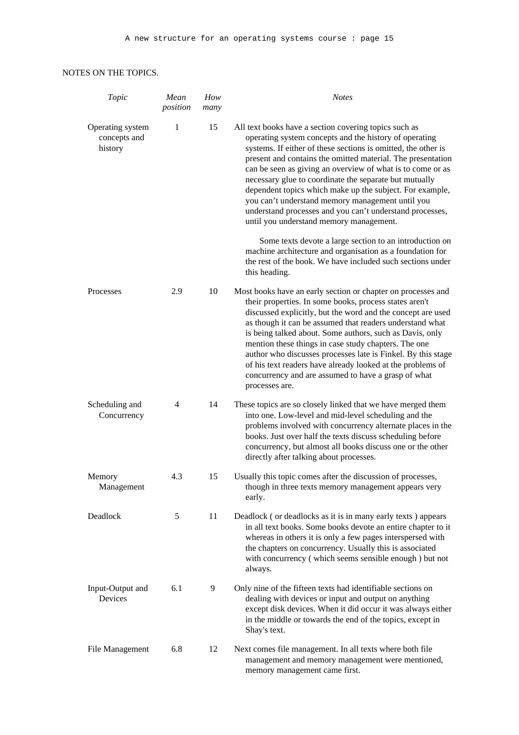NOTES ON THE TOPICS.

| *Topic* | *Mean position* | *How many* | *Notes* |
|---|---|---|---|
| Operating system concepts and history | 1 | 15 | All text books have a section covering topics such as operating system concepts and the history of operating systems. If either of these sections is omitted, the other is present and contains the omitted material. The presentation can be seen as giving an overview of what is to come or as necessary glue to coordinate the separate but mutually dependent topics which make up the subject. For example, you can't understand memory management until you understand processes and you can't understand processes, until you understand memory management. <br><br> Some texts devote a large section to an introduction on machine architecture and organisation as a foundation for the rest of the book. We have included such sections under this heading. |
| Processes | 2.9 | 10 | Most books have an early section or chapter on processes and their properties. In some books, process states aren't discussed explicitly, but the word and the concept are used as though it can be assumed that readers understand what is being talked about. Some authors, such as Davis, only mention these things in case study chapters. The one author who discusses processes late is Finkel. By this stage of his text readers have already looked at the problems of concurrency and are assumed to have a grasp of what processes are. |
| Scheduling and Concurrency | 4 | 14 | These topics are so closely linked that we have merged them into one. Low-level and mid-level scheduling and the problems involved with concurrency alternate places in the books. Just over half the texts discuss scheduling before concurrency, but almost all books discuss one or the other directly after talking about processes. |
| Memory Management | 4.3 | 15 | Usually this topic comes after the discussion of processes, though in three texts memory management appears very early. |
| Deadlock | 5 | 11 | Deadlock ( or deadlocks as it is in many early texts ) appears in all text books. Some books devote an entire chapter to it whereas in others it is only a few pages interspersed with the chapters on concurrency. Usually this is associated with concurrency ( which seems sensible enough ) but not always. |
| Input-Output and Devices | 6.1 | 9 | Only nine of the fifteen texts had identifiable sections on dealing with devices or input and output on anything except disk devices. When it did occur it was always either in the middle or towards the end of the topics, except in Shay's text. |
| File Management | 6.8 | 12 | Next comes file management. In all texts where both file management and memory management were mentioned, memory management came first. |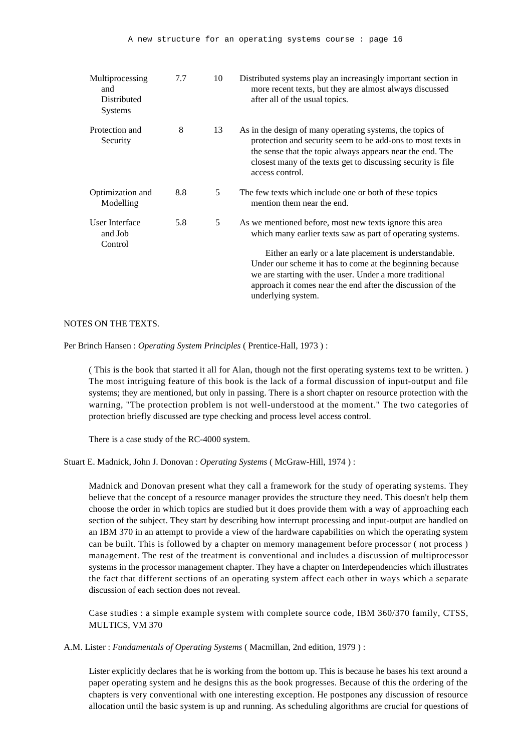| | | | |
|---|---|---|---|
| Multiprocessing and Distributed Systems | 7.7 | 10 | Distributed systems play an increasingly important section in more recent texts, but they are almost always discussed after all of the usual topics. |
| Protection and Security | 8 | 13 | As in the design of many operating systems, the topics of protection and security seem to be add-ons to most texts in the sense that the topic always appears near the end. The closest many of the texts get to discussing security is file access control. |
| Optimization and Modelling | 8.8 | 5 | The few texts which include one or both of these topics mention them near the end. |
| User Interface and Job Control | 5.8 | 5 | As we mentioned before, most new texts ignore this area which many earlier texts saw as part of operating systems.<br><br>Either an early or a late placement is understandable. Under our scheme it has to come at the beginning because we are starting with the user. Under a more traditional approach it comes near the end after the discussion of the underlying system. |

NOTES ON THE TEXTS.

Per Brinch Hansen : *Operating System Principles* ( Prentice-Hall, 1973 ) :

( This is the book that started it all for Alan, though not the first operating systems text to be written. ) The most intriguing feature of this book is the lack of a formal discussion of input-output and file systems; they are mentioned, but only in passing. There is a short chapter on resource protection with the warning, "The protection problem is not well-understood at the moment." The two categories of protection briefly discussed are type checking and process level access control.

There is a case study of the RC-4000 system.

Stuart E. Madnick, John J. Donovan : *Operating Systems* ( McGraw-Hill, 1974 ) :

Madnick and Donovan present what they call a framework for the study of operating systems. They believe that the concept of a resource manager provides the structure they need. This doesn't help them choose the order in which topics are studied but it does provide them with a way of approaching each section of the subject. They start by describing how interrupt processing and input-output are handled on an IBM 370 in an attempt to provide a view of the hardware capabilities on which the operating system can be built. This is followed by a chapter on memory management before processor ( not process ) management. The rest of the treatment is conventional and includes a discussion of multiprocessor systems in the processor management chapter. They have a chapter on Interdependencies which illustrates the fact that different sections of an operating system affect each other in ways which a separate discussion of each section does not reveal.

Case studies : a simple example system with complete source code, IBM 360/370 family, CTSS, MULTICS, VM 370

A.M. Lister : *Fundamentals of Operating Systems* ( Macmillan, 2nd edition, 1979 ) :

Lister explicitly declares that he is working from the bottom up. This is because he bases his text around a paper operating system and he designs this as the book progresses. Because of this the ordering of the chapters is very conventional with one interesting exception. He postpones any discussion of resource allocation until the basic system is up and running. As scheduling algorithms are crucial for questions of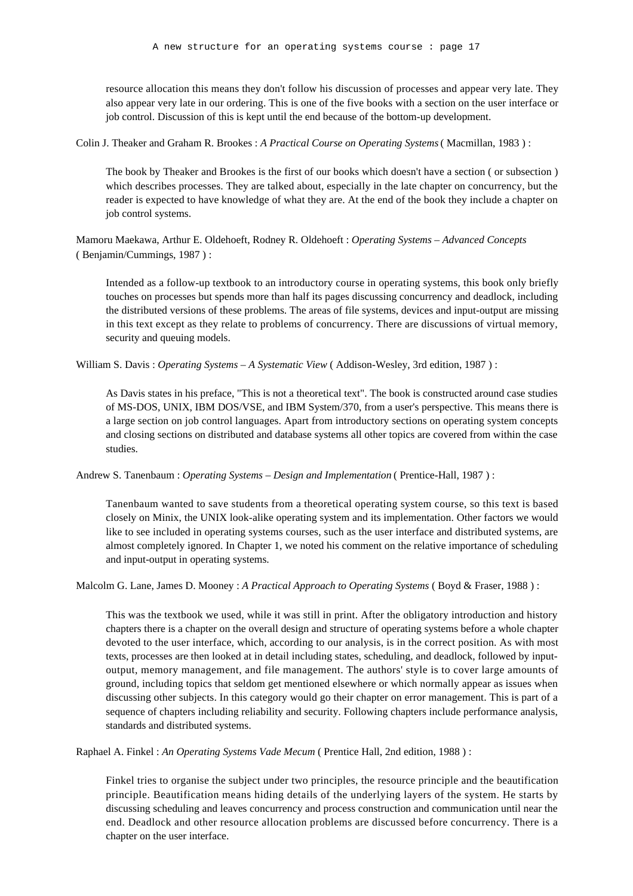resource allocation this means they don't follow his discussion of processes and appear very late. They also appear very late in our ordering. This is one of the five books with a section on the user interface or job control. Discussion of this is kept until the end because of the bottom-up development.

Colin J. Theaker and Graham R. Brookes : *A Practical Course on Operating Systems* ( Macmillan, 1983 ) :

> The book by Theaker and Brookes is the first of our books which doesn't have a section ( or subsection ) which describes processes. They are talked about, especially in the late chapter on concurrency, but the reader is expected to have knowledge of what they are. At the end of the book they include a chapter on job control systems.

Mamoru Maekawa, Arthur E. Oldehoeft, Rodney R. Oldehoeft : *Operating Systems – Advanced Concepts* ( Benjamin/Cummings, 1987 ) :

> Intended as a follow-up textbook to an introductory course in operating systems, this book only briefly touches on processes but spends more than half its pages discussing concurrency and deadlock, including the distributed versions of these problems. The areas of file systems, devices and input-output are missing in this text except as they relate to problems of concurrency. There are discussions of virtual memory, security and queuing models.

William S. Davis : *Operating Systems – A Systematic View* ( Addison-Wesley, 3rd edition, 1987 ) :

> As Davis states in his preface, "This is not a theoretical text". The book is constructed around case studies of MS-DOS, UNIX, IBM DOS/VSE, and IBM System/370, from a user's perspective. This means there is a large section on job control languages. Apart from introductory sections on operating system concepts and closing sections on distributed and database systems all other topics are covered from within the case studies.

Andrew S. Tanenbaum : *Operating Systems – Design and Implementation* ( Prentice-Hall, 1987 ) :

> Tanenbaum wanted to save students from a theoretical operating system course, so this text is based closely on Minix, the UNIX look-alike operating system and its implementation. Other factors we would like to see included in operating systems courses, such as the user interface and distributed systems, are almost completely ignored. In Chapter 1, we noted his comment on the relative importance of scheduling and input-output in operating systems.

Malcolm G. Lane, James D. Mooney : *A Practical Approach to Operating Systems* ( Boyd & Fraser, 1988 ) :

> This was the textbook we used, while it was still in print. After the obligatory introduction and history chapters there is a chapter on the overall design and structure of operating systems before a whole chapter devoted to the user interface, which, according to our analysis, is in the correct position. As with most texts, processes are then looked at in detail including states, scheduling, and deadlock, followed by input-output, memory management, and file management. The authors' style is to cover large amounts of ground, including topics that seldom get mentioned elsewhere or which normally appear as issues when discussing other subjects. In this category would go their chapter on error management. This is part of a sequence of chapters including reliability and security. Following chapters include performance analysis, standards and distributed systems.

Raphael A. Finkel : *An Operating Systems Vade Mecum* ( Prentice Hall, 2nd edition, 1988 ) :

> Finkel tries to organise the subject under two principles, the resource principle and the beautification principle. Beautification means hiding details of the underlying layers of the system. He starts by discussing scheduling and leaves concurrency and process construction and communication until near the end. Deadlock and other resource allocation problems are discussed before concurrency. There is a chapter on the user interface.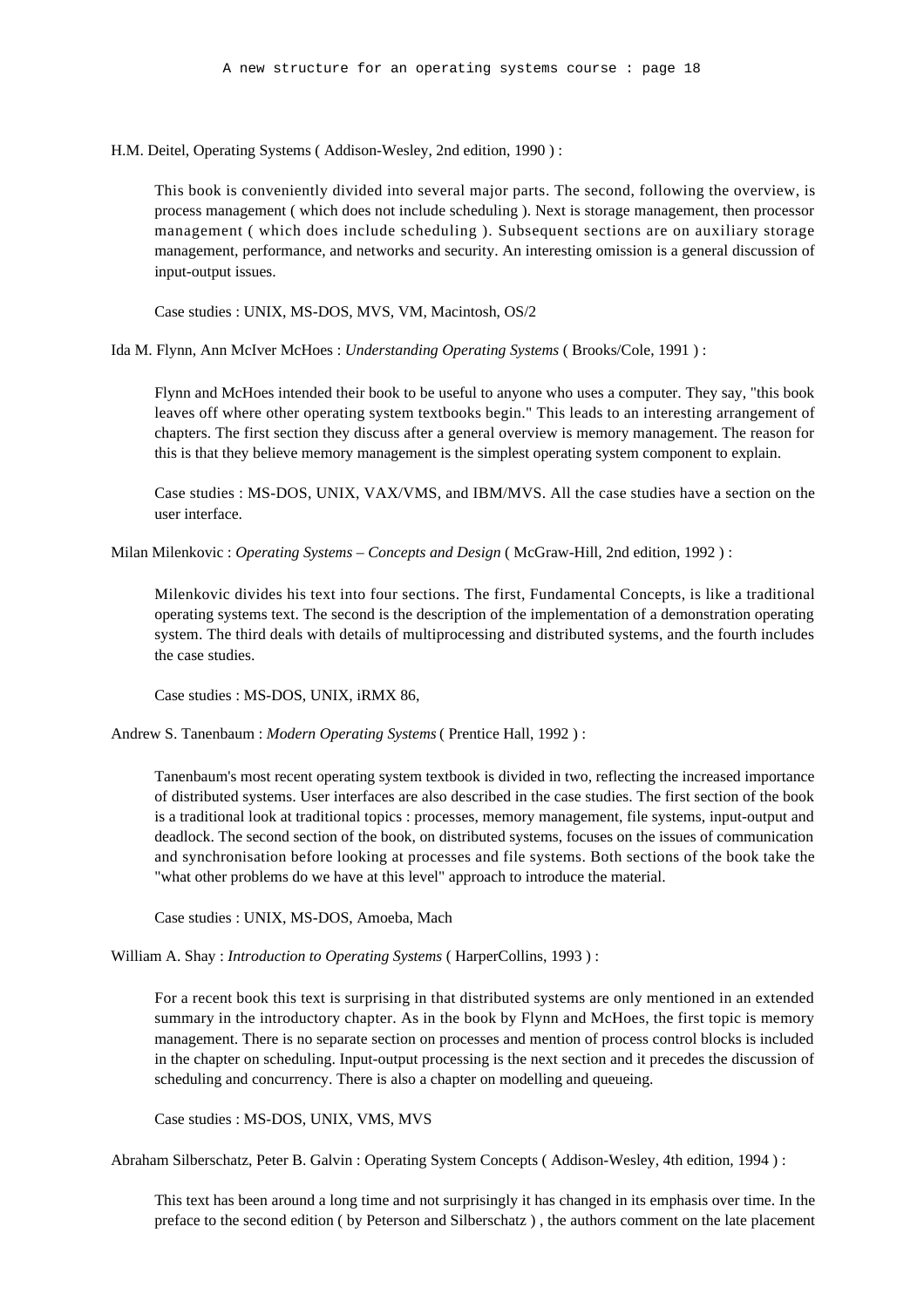H.M. Deitel, Operating Systems ( Addison-Wesley, 2nd edition, 1990 ) :

This book is conveniently divided into several major parts. The second, following the overview, is process management ( which does not include scheduling ). Next is storage management, then processor management ( which does include scheduling ). Subsequent sections are on auxiliary storage management, performance, and networks and security. An interesting omission is a general discussion of input-output issues.

Case studies : UNIX, MS-DOS, MVS, VM, Macintosh, OS/2

Ida M. Flynn, Ann McIver McHoes : *Understanding Operating Systems* ( Brooks/Cole, 1991 ) :

Flynn and McHoes intended their book to be useful to anyone who uses a computer. They say, "this book leaves off where other operating system textbooks begin." This leads to an interesting arrangement of chapters. The first section they discuss after a general overview is memory management. The reason for this is that they believe memory management is the simplest operating system component to explain.

Case studies : MS-DOS, UNIX, VAX/VMS, and IBM/MVS. All the case studies have a section on the user interface.

Milan Milenkovic : *Operating Systems – Concepts and Design* ( McGraw-Hill, 2nd edition, 1992 ) :

Milenkovic divides his text into four sections. The first, Fundamental Concepts, is like a traditional operating systems text. The second is the description of the implementation of a demonstration operating system. The third deals with details of multiprocessing and distributed systems, and the fourth includes the case studies.

Case studies : MS-DOS, UNIX, iRMX 86,

Andrew S. Tanenbaum : *Modern Operating Systems* ( Prentice Hall, 1992 ) :

Tanenbaum's most recent operating system textbook is divided in two, reflecting the increased importance of distributed systems. User interfaces are also described in the case studies. The first section of the book is a traditional look at traditional topics : processes, memory management, file systems, input-output and deadlock. The second section of the book, on distributed systems, focuses on the issues of communication and synchronisation before looking at processes and file systems. Both sections of the book take the "what other problems do we have at this level" approach to introduce the material.

Case studies : UNIX, MS-DOS, Amoeba, Mach

William A. Shay : *Introduction to Operating Systems* ( HarperCollins, 1993 ) :

For a recent book this text is surprising in that distributed systems are only mentioned in an extended summary in the introductory chapter. As in the book by Flynn and McHoes, the first topic is memory management. There is no separate section on processes and mention of process control blocks is included in the chapter on scheduling. Input-output processing is the next section and it precedes the discussion of scheduling and concurrency. There is also a chapter on modelling and queueing.

Case studies : MS-DOS, UNIX, VMS, MVS

Abraham Silberschatz, Peter B. Galvin : Operating System Concepts ( Addison-Wesley, 4th edition, 1994 ) :

This text has been around a long time and not surprisingly it has changed in its emphasis over time. In the preface to the second edition ( by Peterson and Silberschatz ) , the authors comment on the late placement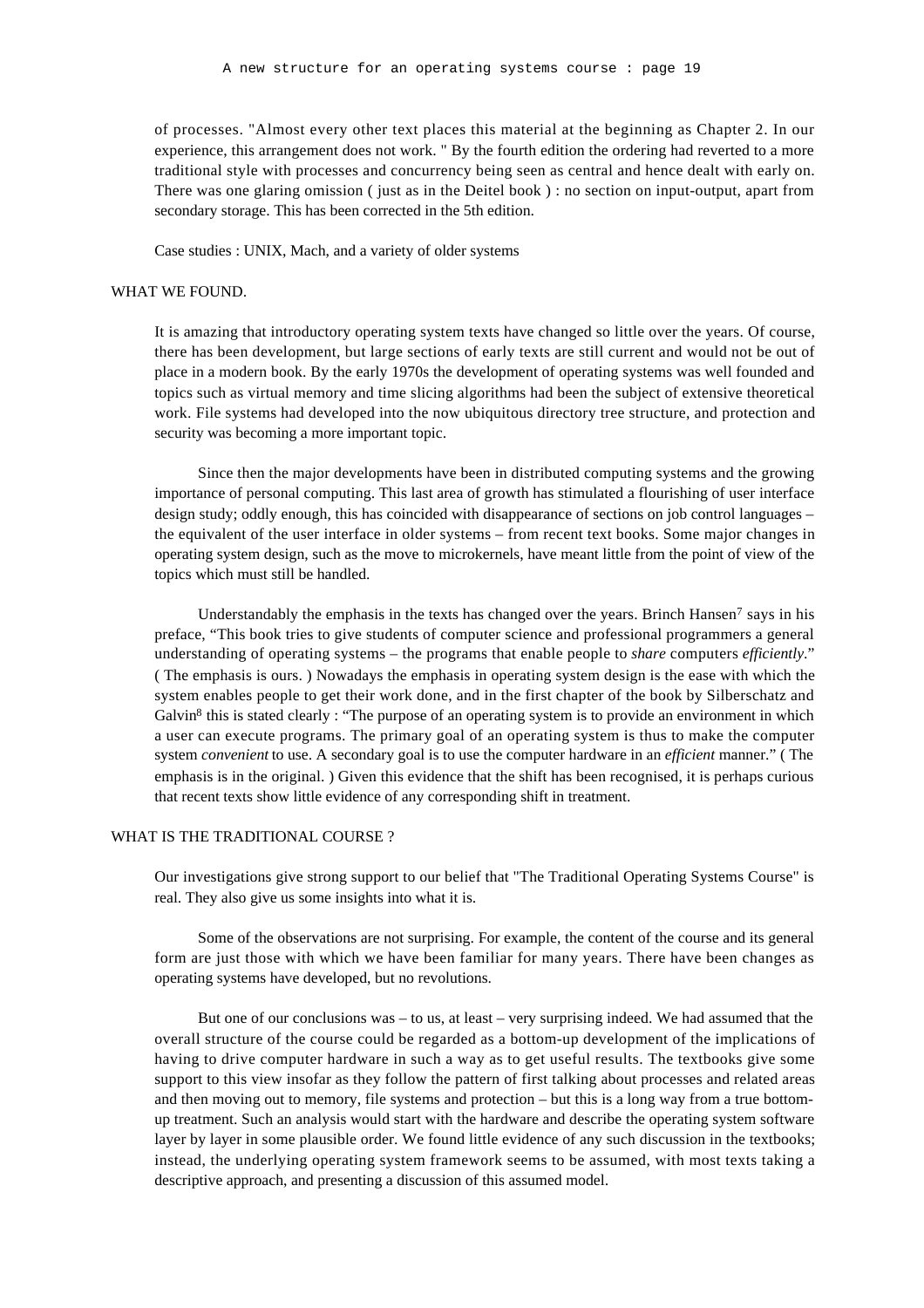of processes. "Almost every other text places this material at the beginning as Chapter 2. In our experience, this arrangement does not work. " By the fourth edition the ordering had reverted to a more traditional style with processes and concurrency being seen as central and hence dealt with early on. There was one glaring omission ( just as in the Deitel book ) : no section on input-output, apart from secondary storage. This has been corrected in the 5th edition.

Case studies : UNIX, Mach, and a variety of older systems

## WHAT WE FOUND.

It is amazing that introductory operating system texts have changed so little over the years. Of course, there has been development, but large sections of early texts are still current and would not be out of place in a modern book. By the early 1970s the development of operating systems was well founded and topics such as virtual memory and time slicing algorithms had been the subject of extensive theoretical work. File systems had developed into the now ubiquitous directory tree structure, and protection and security was becoming a more important topic.

Since then the major developments have been in distributed computing systems and the growing importance of personal computing. This last area of growth has stimulated a flourishing of user interface design study; oddly enough, this has coincided with disappearance of sections on job control languages – the equivalent of the user interface in older systems – from recent text books. Some major changes in operating system design, such as the move to microkernels, have meant little from the point of view of the topics which must still be handled.

Understandably the emphasis in the texts has changed over the years. Brinch Hansen[7] says in his preface, “This book tries to give students of computer science and professional programmers a general understanding of operating systems – the programs that enable people to *share* computers *efficiently*.” ( The emphasis is ours. ) Nowadays the emphasis in operating system design is the ease with which the system enables people to get their work done, and in the first chapter of the book by Silberschatz and Galvin[8] this is stated clearly : “The purpose of an operating system is to provide an environment in which a user can execute programs. The primary goal of an operating system is thus to make the computer system *convenient* to use. A secondary goal is to use the computer hardware in an *efficient* manner.” ( The emphasis is in the original. ) Given this evidence that the shift has been recognised, it is perhaps curious that recent texts show little evidence of any corresponding shift in treatment.

## WHAT IS THE TRADITIONAL COURSE ?

Our investigations give strong support to our belief that "The Traditional Operating Systems Course" is real. They also give us some insights into what it is.

Some of the observations are not surprising. For example, the content of the course and its general form are just those with which we have been familiar for many years. There have been changes as operating systems have developed, but no revolutions.

But one of our conclusions was – to us, at least – very surprising indeed. We had assumed that the overall structure of the course could be regarded as a bottom-up development of the implications of having to drive computer hardware in such a way as to get useful results. The textbooks give some support to this view insofar as they follow the pattern of first talking about processes and related areas and then moving out to memory, file systems and protection – but this is a long way from a true bottom-up treatment. Such an analysis would start with the hardware and describe the operating system software layer by layer in some plausible order. We found little evidence of any such discussion in the textbooks; instead, the underlying operating system framework seems to be assumed, with most texts taking a descriptive approach, and presenting a discussion of this assumed model.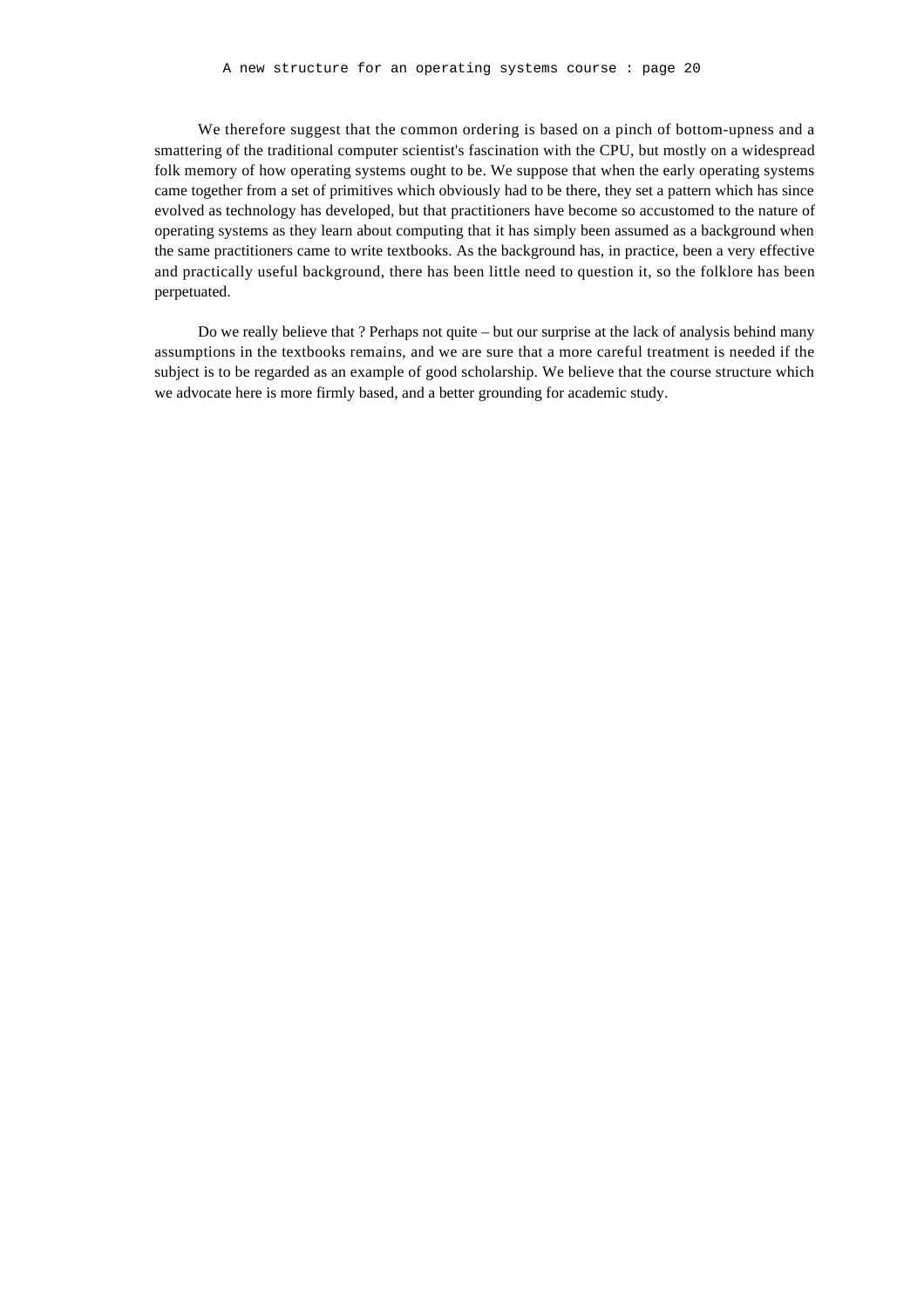We therefore suggest that the common ordering is based on a pinch of bottom-upness and a smattering of the traditional computer scientist's fascination with the CPU, but mostly on a widespread folk memory of how operating systems ought to be. We suppose that when the early operating systems came together from a set of primitives which obviously had to be there, they set a pattern which has since evolved as technology has developed, but that practitioners have become so accustomed to the nature of operating systems as they learn about computing that it has simply been assumed as a background when the same practitioners came to write textbooks. As the background has, in practice, been a very effective and practically useful background, there has been little need to question it, so the folklore has been perpetuated.

Do we really believe that ? Perhaps not quite – but our surprise at the lack of analysis behind many assumptions in the textbooks remains, and we are sure that a more careful treatment is needed if the subject is to be regarded as an example of good scholarship. We believe that the course structure which we advocate here is more firmly based, and a better grounding for academic study.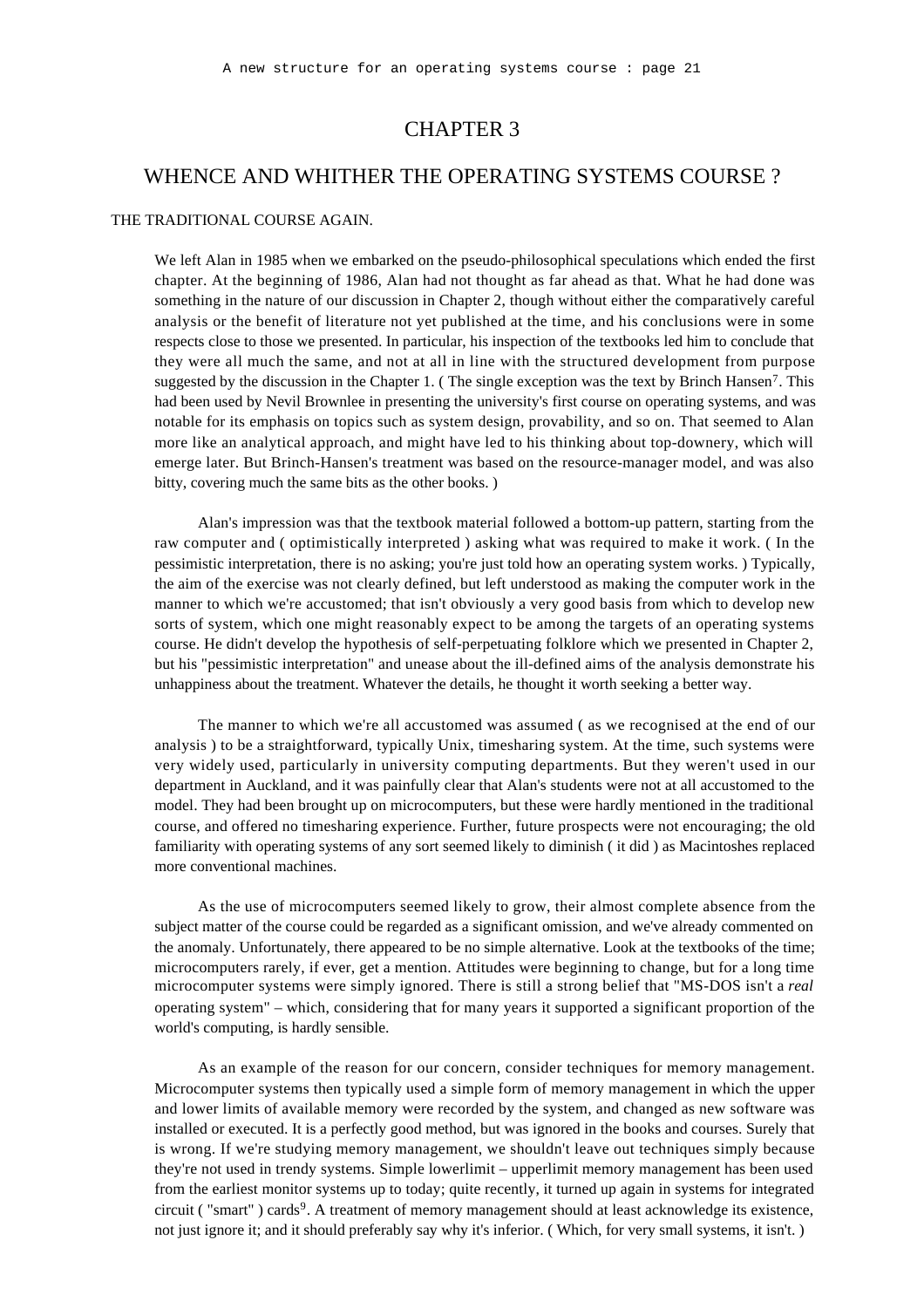# CHAPTER 3

## WHENCE AND WHITHER THE OPERATING SYSTEMS COURSE ?

### THE TRADITIONAL COURSE AGAIN.

We left Alan in 1985 when we embarked on the pseudo-philosophical speculations which ended the first chapter. At the beginning of 1986, Alan had not thought as far ahead as that. What he had done was something in the nature of our discussion in Chapter 2, though without either the comparatively careful analysis or the benefit of literature not yet published at the time, and his conclusions were in some respects close to those we presented. In particular, his inspection of the textbooks led him to conclude that they were all much the same, and not at all in line with the structured development from purpose suggested by the discussion in the Chapter 1. ( The single exception was the text by Brinch Hansen[7]. This had been used by Nevil Brownlee in presenting the university's first course on operating systems, and was notable for its emphasis on topics such as system design, provability, and so on. That seemed to Alan more like an analytical approach, and might have led to his thinking about top-downery, which will emerge later. But Brinch-Hansen's treatment was based on the resource-manager model, and was also bitty, covering much the same bits as the other books. )

Alan's impression was that the textbook material followed a bottom-up pattern, starting from the raw computer and ( optimistically interpreted ) asking what was required to make it work. ( In the pessimistic interpretation, there is no asking; you're just told how an operating system works. ) Typically, the aim of the exercise was not clearly defined, but left understood as making the computer work in the manner to which we're accustomed; that isn't obviously a very good basis from which to develop new sorts of system, which one might reasonably expect to be among the targets of an operating systems course. He didn't develop the hypothesis of self-perpetuating folklore which we presented in Chapter 2, but his "pessimistic interpretation" and unease about the ill-defined aims of the analysis demonstrate his unhappiness about the treatment. Whatever the details, he thought it worth seeking a better way.

The manner to which we're all accustomed was assumed ( as we recognised at the end of our analysis ) to be a straightforward, typically Unix, timesharing system. At the time, such systems were very widely used, particularly in university computing departments. But they weren't used in our department in Auckland, and it was painfully clear that Alan's students were not at all accustomed to the model. They had been brought up on microcomputers, but these were hardly mentioned in the traditional course, and offered no timesharing experience. Further, future prospects were not encouraging; the old familiarity with operating systems of any sort seemed likely to diminish ( it did ) as Macintoshes replaced more conventional machines.

As the use of microcomputers seemed likely to grow, their almost complete absence from the subject matter of the course could be regarded as a significant omission, and we've already commented on the anomaly. Unfortunately, there appeared to be no simple alternative. Look at the textbooks of the time; microcomputers rarely, if ever, get a mention. Attitudes were beginning to change, but for a long time microcomputer systems were simply ignored. There is still a strong belief that "MS-DOS isn't a *real* operating system" – which, considering that for many years it supported a significant proportion of the world's computing, is hardly sensible.

As an example of the reason for our concern, consider techniques for memory management. Microcomputer systems then typically used a simple form of memory management in which the upper and lower limits of available memory were recorded by the system, and changed as new software was installed or executed. It is a perfectly good method, but was ignored in the books and courses. Surely that is wrong. If we're studying memory management, we shouldn't leave out techniques simply because they're not used in trendy systems. Simple lowerlimit – upperlimit memory management has been used from the earliest monitor systems up to today; quite recently, it turned up again in systems for integrated circuit ( "smart" ) cards[9]. A treatment of memory management should at least acknowledge its existence, not just ignore it; and it should preferably say why it's inferior. ( Which, for very small systems, it isn't. )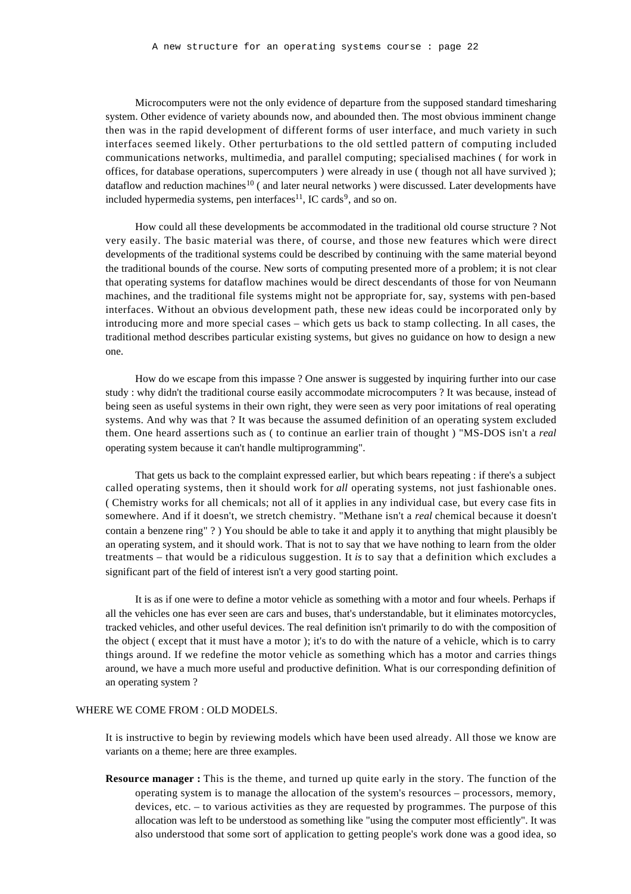Microcomputers were not the only evidence of departure from the supposed standard timesharing system. Other evidence of variety abounds now, and abounded then. The most obvious imminent change then was in the rapid development of different forms of user interface, and much variety in such interfaces seemed likely. Other perturbations to the old settled pattern of computing included communications networks, multimedia, and parallel computing; specialised machines ( for work in offices, for database operations, supercomputers ) were already in use ( though not all have survived ); dataflow and reduction machines[10] ( and later neural networks ) were discussed. Later developments have included hypermedia systems, pen interfaces[11], IC cards[9], and so on.

How could all these developments be accommodated in the traditional old course structure ? Not very easily. The basic material was there, of course, and those new features which were direct developments of the traditional systems could be described by continuing with the same material beyond the traditional bounds of the course. New sorts of computing presented more of a problem; it is not clear that operating systems for dataflow machines would be direct descendants of those for von Neumann machines, and the traditional file systems might not be appropriate for, say, systems with pen-based interfaces. Without an obvious development path, these new ideas could be incorporated only by introducing more and more special cases – which gets us back to stamp collecting. In all cases, the traditional method describes particular existing systems, but gives no guidance on how to design a new one.

How do we escape from this impasse ? One answer is suggested by inquiring further into our case study : why didn't the traditional course easily accommodate microcomputers ? It was because, instead of being seen as useful systems in their own right, they were seen as very poor imitations of real operating systems. And why was that ? It was because the assumed definition of an operating system excluded them. One heard assertions such as ( to continue an earlier train of thought ) "MS-DOS isn't a *real* operating system because it can't handle multiprogramming".

That gets us back to the complaint expressed earlier, but which bears repeating : if there's a subject called operating systems, then it should work for *all* operating systems, not just fashionable ones. ( Chemistry works for all chemicals; not all of it applies in any individual case, but every case fits in somewhere. And if it doesn't, we stretch chemistry. "Methane isn't a *real* chemical because it doesn't contain a benzene ring" ? ) You should be able to take it and apply it to anything that might plausibly be an operating system, and it should work. That is not to say that we have nothing to learn from the older treatments – that would be a ridiculous suggestion. It *is* to say that a definition which excludes a significant part of the field of interest isn't a very good starting point.

It is as if one were to define a motor vehicle as something with a motor and four wheels. Perhaps if all the vehicles one has ever seen are cars and buses, that's understandable, but it eliminates motorcycles, tracked vehicles, and other useful devices. The real definition isn't primarily to do with the composition of the object ( except that it must have a motor ); it's to do with the nature of a vehicle, which is to carry things around. If we redefine the motor vehicle as something which has a motor and carries things around, we have a much more useful and productive definition. What is our corresponding definition of an operating system ?

## WHERE WE COME FROM : OLD MODELS.

It is instructive to begin by reviewing models which have been used already. All those we know are variants on a theme; here are three examples.

**Resource manager :** This is the theme, and turned up quite early in the story. The function of the operating system is to manage the allocation of the system's resources – processors, memory, devices, etc. – to various activities as they are requested by programmes. The purpose of this allocation was left to be understood as something like "using the computer most efficiently". It was also understood that some sort of application to getting people's work done was a good idea, so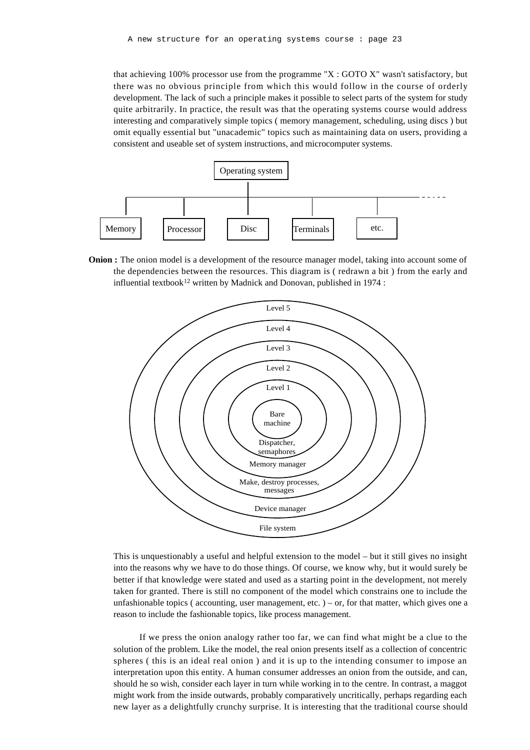that achieving 100% processor use from the programme "X : GOTO X" wasn't satisfactory, but there was no obvious principle from which this would follow in the course of orderly development. The lack of such a principle makes it possible to select parts of the system for study quite arbitrarily. In practice, the result was that the operating systems course would address interesting and comparatively simple topics ( memory management, scheduling, using discs ) but omit equally essential but "unacademic" topics such as maintaining data on users, providing a consistent and useable set of system instructions, and microcomputer systems.

Operating system

Memory | Processor | Disc | Terminals | etc.

**Onion :** The onion model is a development of the resource manager model, taking into account some of the dependencies between the resources. This diagram is ( redrawn a bit ) from the early and influential textbook[12] written by Madnick and Donovan, published in 1974 :

Level 5 — File system
Level 4 — Device manager
Level 3 — Make, destroy processes, messages
Level 2 — Memory manager
Level 1 — Dispatcher, semaphores
Bare machine

This is unquestionably a useful and helpful extension to the model – but it still gives no insight into the reasons why we have to do those things. Of course, we know why, but it would surely be better if that knowledge were stated and used as a starting point in the development, not merely taken for granted. There is still no component of the model which constrains one to include the unfashionable topics ( accounting, user management, etc. ) – or, for that matter, which gives one a reason to include the fashionable topics, like process management.

If we press the onion analogy rather too far, we can find what might be a clue to the solution of the problem. Like the model, the real onion presents itself as a collection of concentric spheres ( this is an ideal real onion ) and it is up to the intending consumer to impose an interpretation upon this entity. A human consumer addresses an onion from the outside, and can, should he so wish, consider each layer in turn while working in to the centre. In contrast, a maggot might work from the inside outwards, probably comparatively uncritically, perhaps regarding each new layer as a delightfully crunchy surprise. It is interesting that the traditional course should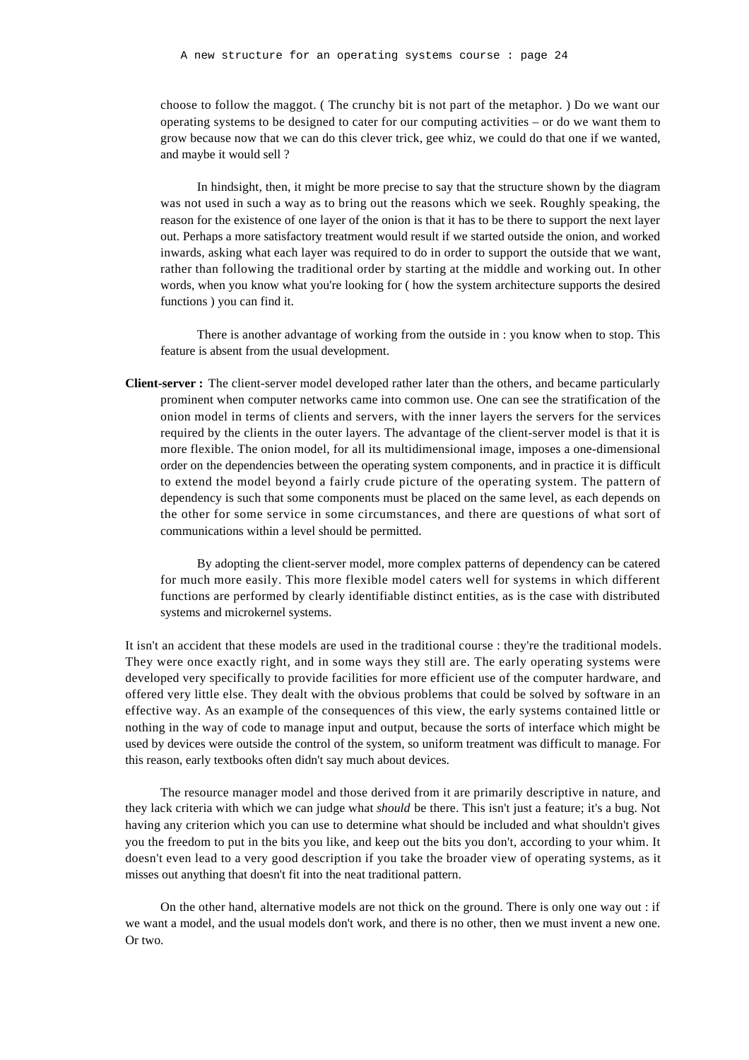choose to follow the maggot. ( The crunchy bit is not part of the metaphor. ) Do we want our operating systems to be designed to cater for our computing activities – or do we want them to grow because now that we can do this clever trick, gee whiz, we could do that one if we wanted, and maybe it would sell ?

In hindsight, then, it might be more precise to say that the structure shown by the diagram was not used in such a way as to bring out the reasons which we seek. Roughly speaking, the reason for the existence of one layer of the onion is that it has to be there to support the next layer out. Perhaps a more satisfactory treatment would result if we started outside the onion, and worked inwards, asking what each layer was required to do in order to support the outside that we want, rather than following the traditional order by starting at the middle and working out. In other words, when you know what you're looking for ( how the system architecture supports the desired functions ) you can find it.

There is another advantage of working from the outside in : you know when to stop. This feature is absent from the usual development.

**Client-server :** The client-server model developed rather later than the others, and became particularly prominent when computer networks came into common use. One can see the stratification of the onion model in terms of clients and servers, with the inner layers the servers for the services required by the clients in the outer layers. The advantage of the client-server model is that it is more flexible. The onion model, for all its multidimensional image, imposes a one-dimensional order on the dependencies between the operating system components, and in practice it is difficult to extend the model beyond a fairly crude picture of the operating system. The pattern of dependency is such that some components must be placed on the same level, as each depends on the other for some service in some circumstances, and there are questions of what sort of communications within a level should be permitted.

By adopting the client-server model, more complex patterns of dependency can be catered for much more easily. This more flexible model caters well for systems in which different functions are performed by clearly identifiable distinct entities, as is the case with distributed systems and microkernel systems.

It isn't an accident that these models are used in the traditional course : they're the traditional models. They were once exactly right, and in some ways they still are. The early operating systems were developed very specifically to provide facilities for more efficient use of the computer hardware, and offered very little else. They dealt with the obvious problems that could be solved by software in an effective way. As an example of the consequences of this view, the early systems contained little or nothing in the way of code to manage input and output, because the sorts of interface which might be used by devices were outside the control of the system, so uniform treatment was difficult to manage. For this reason, early textbooks often didn't say much about devices.

The resource manager model and those derived from it are primarily descriptive in nature, and they lack criteria with which we can judge what *should* be there. This isn't just a feature; it's a bug. Not having any criterion which you can use to determine what should be included and what shouldn't gives you the freedom to put in the bits you like, and keep out the bits you don't, according to your whim. It doesn't even lead to a very good description if you take the broader view of operating systems, as it misses out anything that doesn't fit into the neat traditional pattern.

On the other hand, alternative models are not thick on the ground. There is only one way out : if we want a model, and the usual models don't work, and there is no other, then we must invent a new one. Or two.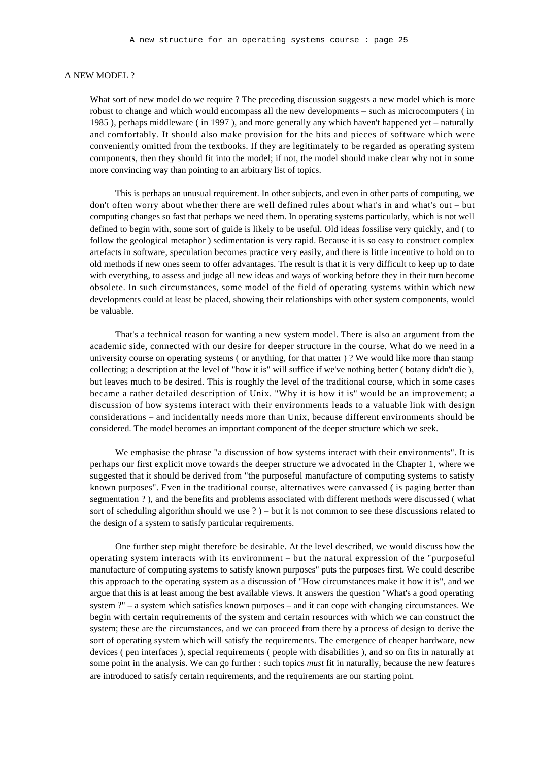## A NEW MODEL ?

What sort of new model do we require ? The preceding discussion suggests a new model which is more robust to change and which would encompass all the new developments – such as microcomputers ( in 1985 ), perhaps middleware ( in 1997 ), and more generally any which haven't happened yet – naturally and comfortably. It should also make provision for the bits and pieces of software which were conveniently omitted from the textbooks. If they are legitimately to be regarded as operating system components, then they should fit into the model; if not, the model should make clear why not in some more convincing way than pointing to an arbitrary list of topics.

This is perhaps an unusual requirement. In other subjects, and even in other parts of computing, we don't often worry about whether there are well defined rules about what's in and what's out – but computing changes so fast that perhaps we need them. In operating systems particularly, which is not well defined to begin with, some sort of guide is likely to be useful. Old ideas fossilise very quickly, and ( to follow the geological metaphor ) sedimentation is very rapid. Because it is so easy to construct complex artefacts in software, speculation becomes practice very easily, and there is little incentive to hold on to old methods if new ones seem to offer advantages. The result is that it is very difficult to keep up to date with everything, to assess and judge all new ideas and ways of working before they in their turn become obsolete. In such circumstances, some model of the field of operating systems within which new developments could at least be placed, showing their relationships with other system components, would be valuable.

That's a technical reason for wanting a new system model. There is also an argument from the academic side, connected with our desire for deeper structure in the course. What do we need in a university course on operating systems ( or anything, for that matter ) ? We would like more than stamp collecting; a description at the level of "how it is" will suffice if we've nothing better ( botany didn't die ), but leaves much to be desired. This is roughly the level of the traditional course, which in some cases became a rather detailed description of Unix. "Why it is how it is" would be an improvement; a discussion of how systems interact with their environments leads to a valuable link with design considerations – and incidentally needs more than Unix, because different environments should be considered. The model becomes an important component of the deeper structure which we seek.

We emphasise the phrase "a discussion of how systems interact with their environments". It is perhaps our first explicit move towards the deeper structure we advocated in the Chapter 1, where we suggested that it should be derived from "the purposeful manufacture of computing systems to satisfy known purposes". Even in the traditional course, alternatives were canvassed ( is paging better than segmentation ? ), and the benefits and problems associated with different methods were discussed ( what sort of scheduling algorithm should we use ? ) – but it is not common to see these discussions related to the design of a system to satisfy particular requirements.

One further step might therefore be desirable. At the level described, we would discuss how the operating system interacts with its environment – but the natural expression of the "purposeful manufacture of computing systems to satisfy known purposes" puts the purposes first. We could describe this approach to the operating system as a discussion of "How circumstances make it how it is", and we argue that this is at least among the best available views. It answers the question "What's a good operating system ?" – a system which satisfies known purposes – and it can cope with changing circumstances. We begin with certain requirements of the system and certain resources with which we can construct the system; these are the circumstances, and we can proceed from there by a process of design to derive the sort of operating system which will satisfy the requirements. The emergence of cheaper hardware, new devices ( pen interfaces ), special requirements ( people with disabilities ), and so on fits in naturally at some point in the analysis. We can go further : such topics *must* fit in naturally, because the new features are introduced to satisfy certain requirements, and the requirements are our starting point.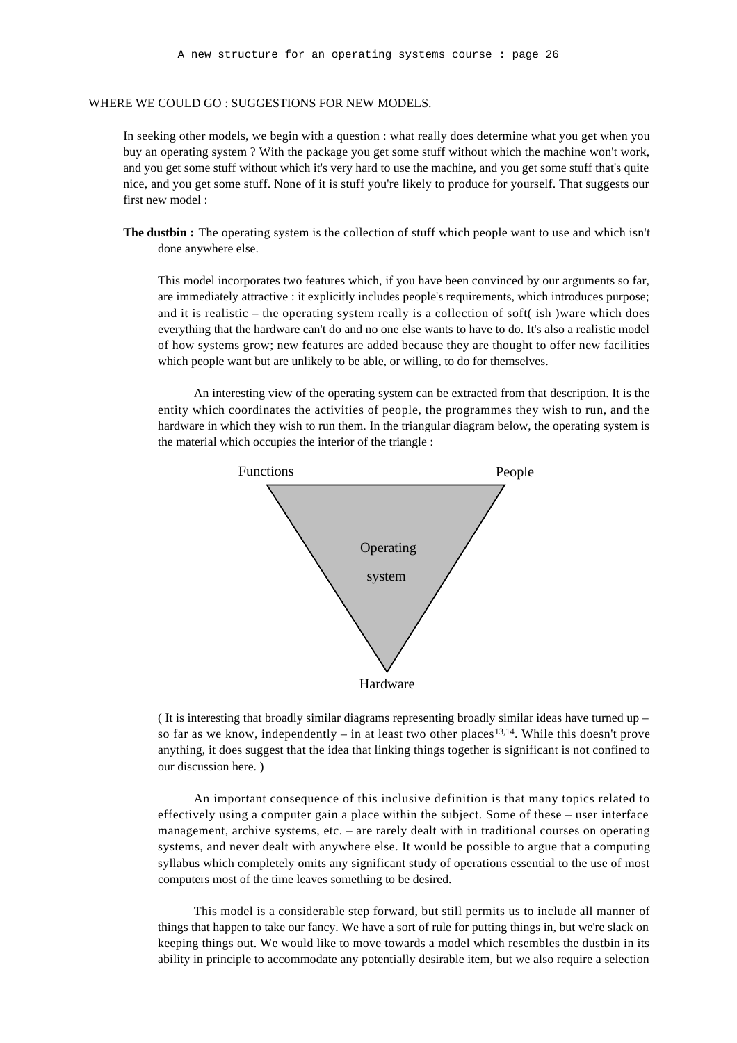WHERE WE COULD GO : SUGGESTIONS FOR NEW MODELS.

In seeking other models, we begin with a question : what really does determine what you get when you buy an operating system ? With the package you get some stuff without which the machine won't work, and you get some stuff without which it's very hard to use the machine, and you get some stuff that's quite nice, and you get some stuff. None of it is stuff you're likely to produce for yourself. That suggests our first new model :

**The dustbin :** The operating system is the collection of stuff which people want to use and which isn't done anywhere else.

This model incorporates two features which, if you have been convinced by our arguments so far, are immediately attractive : it explicitly includes people's requirements, which introduces purpose; and it is realistic – the operating system really is a collection of soft( ish )ware which does everything that the hardware can't do and no one else wants to have to do. It's also a realistic model of how systems grow; new features are added because they are thought to offer new facilities which people want but are unlikely to be able, or willing, to do for themselves.

An interesting view of the operating system can be extracted from that description. It is the entity which coordinates the activities of people, the programmes they wish to run, and the hardware in which they wish to run them. In the triangular diagram below, the operating system is the material which occupies the interior of the triangle :

Functions — People — Hardware

Operating system

( It is interesting that broadly similar diagrams representing broadly similar ideas have turned up – so far as we know, independently – in at least two other places[13,14]. While this doesn't prove anything, it does suggest that the idea that linking things together is significant is not confined to our discussion here. )

An important consequence of this inclusive definition is that many topics related to effectively using a computer gain a place within the subject. Some of these – user interface management, archive systems, etc. – are rarely dealt with in traditional courses on operating systems, and never dealt with anywhere else. It would be possible to argue that a computing syllabus which completely omits any significant study of operations essential to the use of most computers most of the time leaves something to be desired.

This model is a considerable step forward, but still permits us to include all manner of things that happen to take our fancy. We have a sort of rule for putting things in, but we're slack on keeping things out. We would like to move towards a model which resembles the dustbin in its ability in principle to accommodate any potentially desirable item, but we also require a selection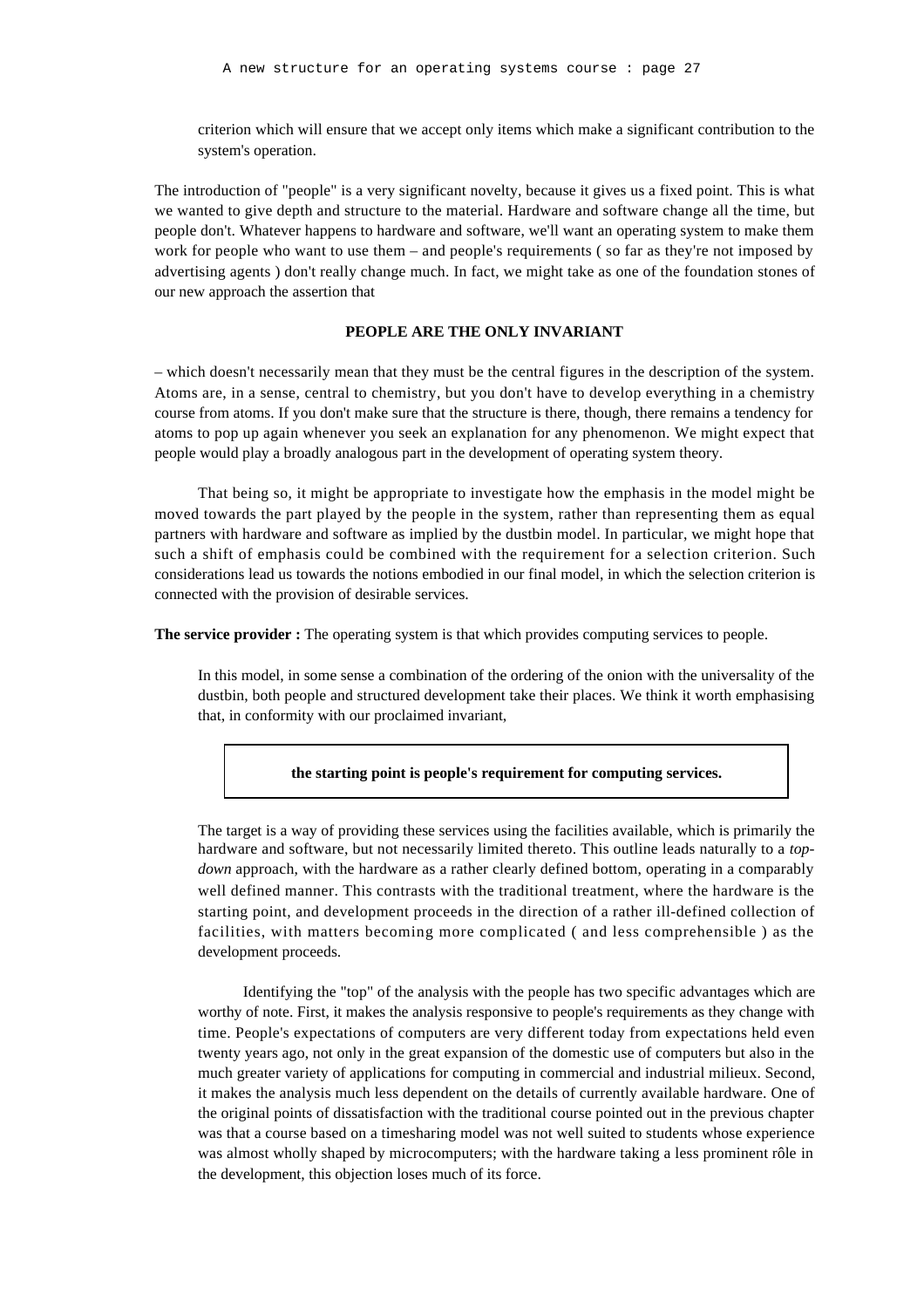criterion which will ensure that we accept only items which make a significant contribution to the system's operation.

The introduction of "people" is a very significant novelty, because it gives us a fixed point. This is what we wanted to give depth and structure to the material. Hardware and software change all the time, but people don't. Whatever happens to hardware and software, we'll want an operating system to make them work for people who want to use them – and people's requirements ( so far as they're not imposed by advertising agents ) don't really change much. In fact, we might take as one of the foundation stones of our new approach the assertion that

**PEOPLE ARE THE ONLY INVARIANT**

– which doesn't necessarily mean that they must be the central figures in the description of the system. Atoms are, in a sense, central to chemistry, but you don't have to develop everything in a chemistry course from atoms. If you don't make sure that the structure is there, though, there remains a tendency for atoms to pop up again whenever you seek an explanation for any phenomenon. We might expect that people would play a broadly analogous part in the development of operating system theory.

That being so, it might be appropriate to investigate how the emphasis in the model might be moved towards the part played by the people in the system, rather than representing them as equal partners with hardware and software as implied by the dustbin model. In particular, we might hope that such a shift of emphasis could be combined with the requirement for a selection criterion. Such considerations lead us towards the notions embodied in our final model, in which the selection criterion is connected with the provision of desirable services.

**The service provider :** The operating system is that which provides computing services to people.

In this model, in some sense a combination of the ordering of the onion with the universality of the dustbin, both people and structured development take their places. We think it worth emphasising that, in conformity with our proclaimed invariant,

**the starting point is people's requirement for computing services.**

The target is a way of providing these services using the facilities available, which is primarily the hardware and software, but not necessarily limited thereto. This outline leads naturally to a *top-down* approach, with the hardware as a rather clearly defined bottom, operating in a comparably well defined manner. This contrasts with the traditional treatment, where the hardware is the starting point, and development proceeds in the direction of a rather ill-defined collection of facilities, with matters becoming more complicated ( and less comprehensible ) as the development proceeds.

Identifying the "top" of the analysis with the people has two specific advantages which are worthy of note. First, it makes the analysis responsive to people's requirements as they change with time. People's expectations of computers are very different today from expectations held even twenty years ago, not only in the great expansion of the domestic use of computers but also in the much greater variety of applications for computing in commercial and industrial milieux. Second, it makes the analysis much less dependent on the details of currently available hardware. One of the original points of dissatisfaction with the traditional course pointed out in the previous chapter was that a course based on a timesharing model was not well suited to students whose experience was almost wholly shaped by microcomputers; with the hardware taking a less prominent rôle in the development, this objection loses much of its force.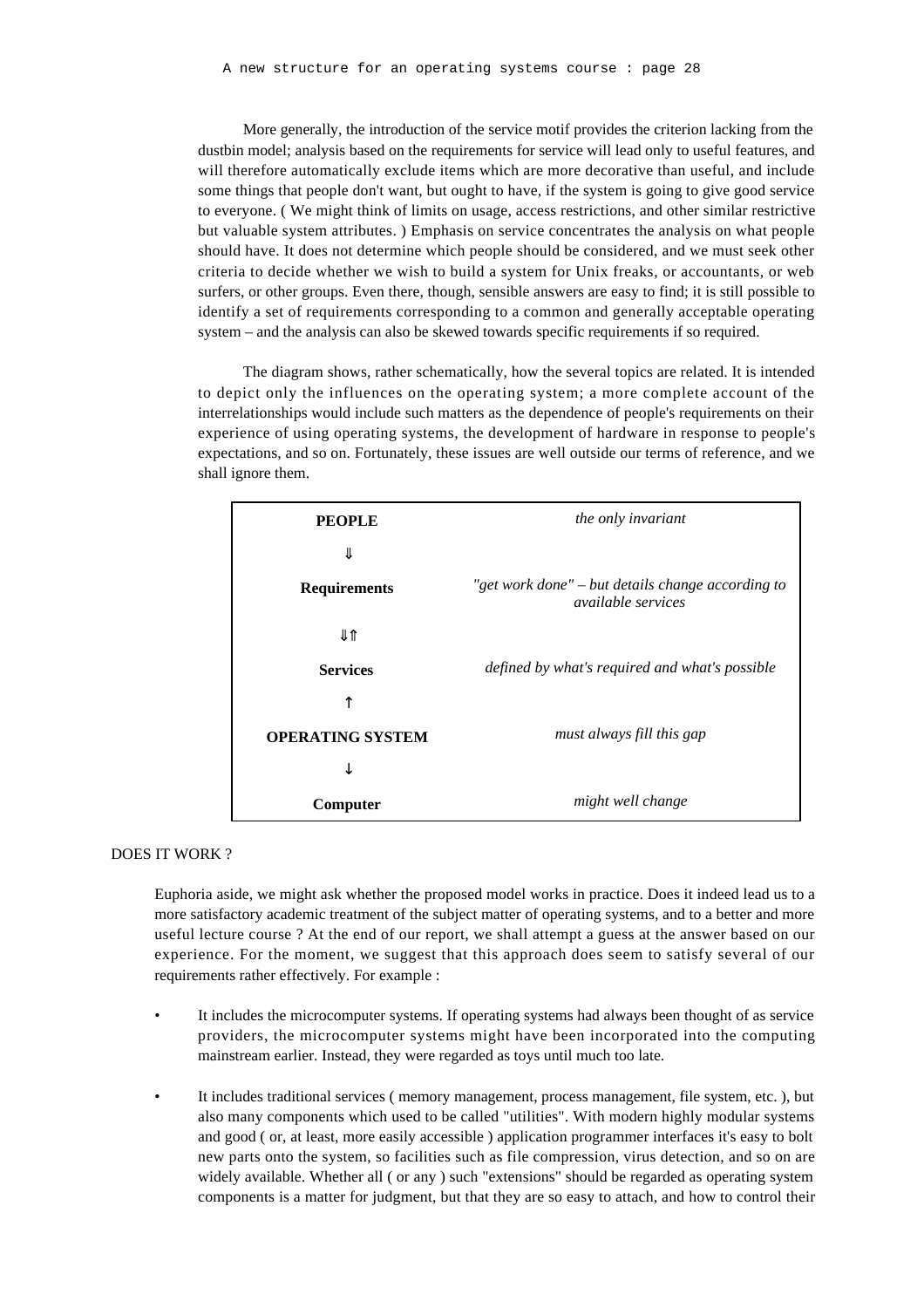More generally, the introduction of the service motif provides the criterion lacking from the dustbin model; analysis based on the requirements for service will lead only to useful features, and will therefore automatically exclude items which are more decorative than useful, and include some things that people don't want, but ought to have, if the system is going to give good service to everyone. ( We might think of limits on usage, access restrictions, and other similar restrictive but valuable system attributes. ) Emphasis on service concentrates the analysis on what people should have. It does not determine which people should be considered, and we must seek other criteria to decide whether we wish to build a system for Unix freaks, or accountants, or web surfers, or other groups. Even there, though, sensible answers are easy to find; it is still possible to identify a set of requirements corresponding to a common and generally acceptable operating system – and the analysis can also be skewed towards specific requirements if so required.

The diagram shows, rather schematically, how the several topics are related. It is intended to depict only the influences on the operating system; a more complete account of the interrelationships would include such matters as the dependence of people's requirements on their experience of using operating systems, the development of hardware in response to people's expectations, and so on. Fortunately, these issues are well outside our terms of reference, and we shall ignore them.

| | |
|---|---|
| **PEOPLE** | *the only invariant* |
| ⇓ | |
| **Requirements** | *"get work done" – but details change according to available services* |
| ⇓⇑ | |
| **Services** | *defined by what's required and what's possible* |
| ↑ | |
| **OPERATING SYSTEM** | *must always fill this gap* |
| ↓ | |
| **Computer** | *might well change* |

DOES IT WORK ?

Euphoria aside, we might ask whether the proposed model works in practice. Does it indeed lead us to a more satisfactory academic treatment of the subject matter of operating systems, and to a better and more useful lecture course ? At the end of our report, we shall attempt a guess at the answer based on our experience. For the moment, we suggest that this approach does seem to satisfy several of our requirements rather effectively. For example :

- It includes the microcomputer systems. If operating systems had always been thought of as service providers, the microcomputer systems might have been incorporated into the computing mainstream earlier. Instead, they were regarded as toys until much too late.
- It includes traditional services ( memory management, process management, file system, etc. ), but also many components which used to be called "utilities". With modern highly modular systems and good ( or, at least, more easily accessible ) application programmer interfaces it's easy to bolt new parts onto the system, so facilities such as file compression, virus detection, and so on are widely available. Whether all ( or any ) such "extensions" should be regarded as operating system components is a matter for judgment, but that they are so easy to attach, and how to control their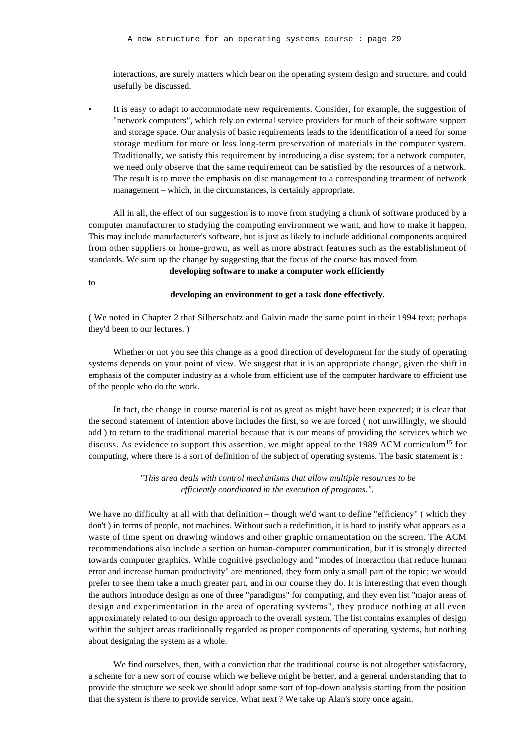interactions, are surely matters which bear on the operating system design and structure, and could usefully be discussed.

- It is easy to adapt to accommodate new requirements. Consider, for example, the suggestion of "network computers", which rely on external service providers for much of their software support and storage space. Our analysis of basic requirements leads to the identification of a need for some storage medium for more or less long-term preservation of materials in the computer system. Traditionally, we satisfy this requirement by introducing a disc system; for a network computer, we need only observe that the same requirement can be satisfied by the resources of a network. The result is to move the emphasis on disc management to a corresponding treatment of network management – which, in the circumstances, is certainly appropriate.

All in all, the effect of our suggestion is to move from studying a chunk of software produced by a computer manufacturer to studying the computing environment we want, and how to make it happen. This may include manufacturer's software, but is just as likely to include additional components acquired from other suppliers or home-grown, as well as more abstract features such as the establishment of standards. We sum up the change by suggesting that the focus of the course has moved from

**developing software to make a computer work efficiently**

to

**developing an environment to get a task done effectively.**

( We noted in Chapter 2 that Silberschatz and Galvin made the same point in their 1994 text; perhaps they'd been to our lectures. )

Whether or not you see this change as a good direction of development for the study of operating systems depends on your point of view. We suggest that it is an appropriate change, given the shift in emphasis of the computer industry as a whole from efficient use of the computer hardware to efficient use of the people who do the work.

In fact, the change in course material is not as great as might have been expected; it is clear that the second statement of intention above includes the first, so we are forced ( not unwillingly, we should add ) to return to the traditional material because that is our means of providing the services which we discuss. As evidence to support this assertion, we might appeal to the 1989 ACM curriculum[15] for computing, where there is a sort of definition of the subject of operating systems. The basic statement is :

> *"This area deals with control mechanisms that allow multiple resources to be efficiently coordinated in the execution of programs.".*

We have no difficulty at all with that definition – though we'd want to define "efficiency" ( which they don't ) in terms of people, not machines. Without such a redefinition, it is hard to justify what appears as a waste of time spent on drawing windows and other graphic ornamentation on the screen. The ACM recommendations also include a section on human-computer communication, but it is strongly directed towards computer graphics. While cognitive psychology and "modes of interaction that reduce human error and increase human productivity" are mentioned, they form only a small part of the topic; we would prefer to see them take a much greater part, and in our course they do. It is interesting that even though the authors introduce design as one of three "paradigms" for computing, and they even list "major areas of design and experimentation in the area of operating systems", they produce nothing at all even approximately related to our design approach to the overall system. The list contains examples of design within the subject areas traditionally regarded as proper components of operating systems, but nothing about designing the system as a whole.

We find ourselves, then, with a conviction that the traditional course is not altogether satisfactory, a scheme for a new sort of course which we believe might be better, and a general understanding that to provide the structure we seek we should adopt some sort of top-down analysis starting from the position that the system is there to provide service. What next ? We take up Alan's story once again.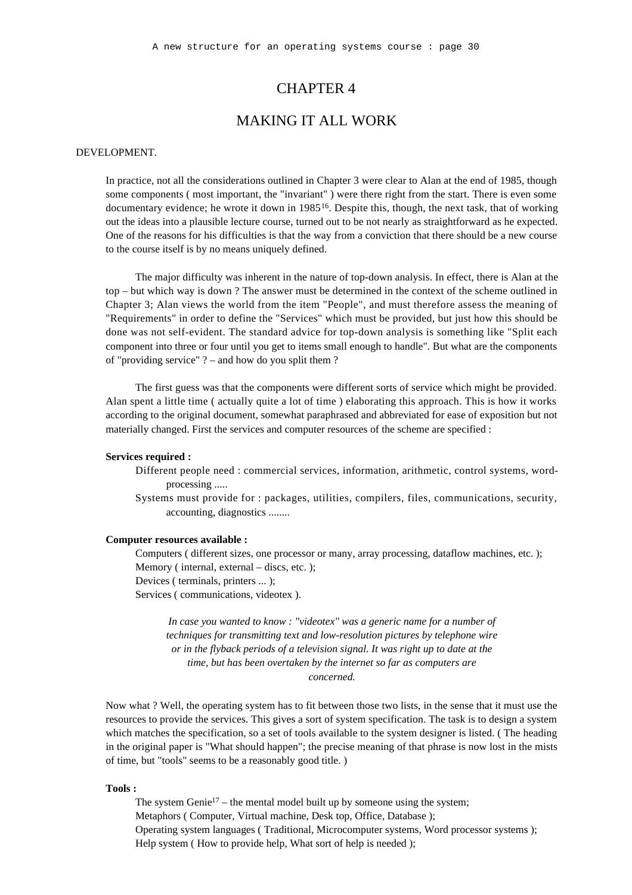# CHAPTER 4

# MAKING IT ALL WORK

DEVELOPMENT.

In practice, not all the considerations outlined in Chapter 3 were clear to Alan at the end of 1985, though some components ( most important, the "invariant" ) were there right from the start. There is even some documentary evidence; he wrote it down in 1985[16]. Despite this, though, the next task, that of working out the ideas into a plausible lecture course, turned out to be not nearly as straightforward as he expected. One of the reasons for his difficulties is that the way from a conviction that there should be a new course to the course itself is by no means uniquely defined.

The major difficulty was inherent in the nature of top-down analysis. In effect, there is Alan at the top – but which way is down ? The answer must be determined in the context of the scheme outlined in Chapter 3; Alan views the world from the item "People", and must therefore assess the meaning of "Requirements" in order to define the "Services" which must be provided, but just how this should be done was not self-evident. The standard advice for top-down analysis is something like "Split each component into three or four until you get to items small enough to handle". But what are the components of "providing service" ? – and how do you split them ?

The first guess was that the components were different sorts of service which might be provided. Alan spent a little time ( actually quite a lot of time ) elaborating this approach. This is how it works according to the original document, somewhat paraphrased and abbreviated for ease of exposition but not materially changed. First the services and computer resources of the scheme are specified :

**Services required :**

Different people need : commercial services, information, arithmetic, control systems, word-processing .....

Systems must provide for : packages, utilities, compilers, files, communications, security, accounting, diagnostics ........

**Computer resources available :**

Computers ( different sizes, one processor or many, array processing, dataflow machines, etc. );
Memory ( internal, external – discs, etc. );
Devices ( terminals, printers ... );
Services ( communications, videotex ).

*In case you wanted to know : "videotex" was a generic name for a number of techniques for transmitting text and low-resolution pictures by telephone wire or in the flyback periods of a television signal. It was right up to date at the time, but has been overtaken by the internet so far as computers are concerned.*

Now what ? Well, the operating system has to fit between those two lists, in the sense that it must use the resources to provide the services. This gives a sort of system specification. The task is to design a system which matches the specification, so a set of tools available to the system designer is listed. ( The heading in the original paper is "What should happen"; the precise meaning of that phrase is now lost in the mists of time, but "tools" seems to be a reasonably good title. )

**Tools :**

The system Genie[17] – the mental model built up by someone using the system;
Metaphors ( Computer, Virtual machine, Desk top, Office, Database );
Operating system languages ( Traditional, Microcomputer systems, Word processor systems );
Help system ( How to provide help, What sort of help is needed );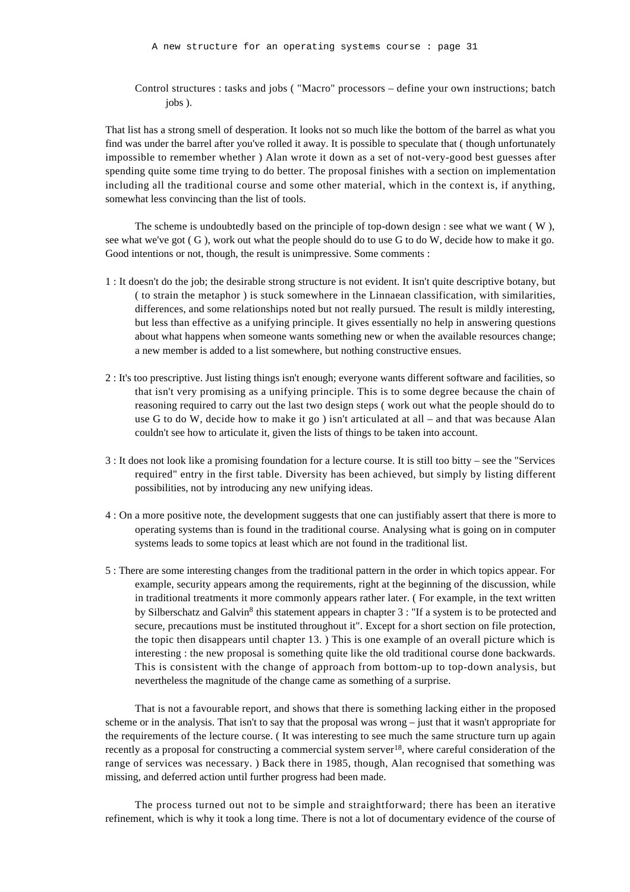Control structures : tasks and jobs ( "Macro" processors – define your own instructions; batch jobs ).

That list has a strong smell of desperation. It looks not so much like the bottom of the barrel as what you find was under the barrel after you've rolled it away. It is possible to speculate that ( though unfortunately impossible to remember whether ) Alan wrote it down as a set of not-very-good best guesses after spending quite some time trying to do better. The proposal finishes with a section on implementation including all the traditional course and some other material, which in the context is, if anything, somewhat less convincing than the list of tools.

The scheme is undoubtedly based on the principle of top-down design : see what we want ( W ), see what we've got ( G ), work out what the people should do to use G to do W, decide how to make it go. Good intentions or not, though, the result is unimpressive. Some comments :

1 : It doesn't do the job; the desirable strong structure is not evident. It isn't quite descriptive botany, but ( to strain the metaphor ) is stuck somewhere in the Linnaean classification, with similarities, differences, and some relationships noted but not really pursued. The result is mildly interesting, but less than effective as a unifying principle. It gives essentially no help in answering questions about what happens when someone wants something new or when the available resources change; a new member is added to a list somewhere, but nothing constructive ensues.

2 : It's too prescriptive. Just listing things isn't enough; everyone wants different software and facilities, so that isn't very promising as a unifying principle. This is to some degree because the chain of reasoning required to carry out the last two design steps ( work out what the people should do to use G to do W, decide how to make it go ) isn't articulated at all – and that was because Alan couldn't see how to articulate it, given the lists of things to be taken into account.

3 : It does not look like a promising foundation for a lecture course. It is still too bitty – see the "Services required" entry in the first table. Diversity has been achieved, but simply by listing different possibilities, not by introducing any new unifying ideas.

4 : On a more positive note, the development suggests that one can justifiably assert that there is more to operating systems than is found in the traditional course. Analysing what is going on in computer systems leads to some topics at least which are not found in the traditional list.

5 : There are some interesting changes from the traditional pattern in the order in which topics appear. For example, security appears among the requirements, right at the beginning of the discussion, while in traditional treatments it more commonly appears rather later. ( For example, in the text written by Silberschatz and Galvin[8] this statement appears in chapter 3 : "If a system is to be protected and secure, precautions must be instituted throughout it". Except for a short section on file protection, the topic then disappears until chapter 13. ) This is one example of an overall picture which is interesting : the new proposal is something quite like the old traditional course done backwards. This is consistent with the change of approach from bottom-up to top-down analysis, but nevertheless the magnitude of the change came as something of a surprise.

That is not a favourable report, and shows that there is something lacking either in the proposed scheme or in the analysis. That isn't to say that the proposal was wrong – just that it wasn't appropriate for the requirements of the lecture course. ( It was interesting to see much the same structure turn up again recently as a proposal for constructing a commercial system server[18], where careful consideration of the range of services was necessary. ) Back there in 1985, though, Alan recognised that something was missing, and deferred action until further progress had been made.

The process turned out not to be simple and straightforward; there has been an iterative refinement, which is why it took a long time. There is not a lot of documentary evidence of the course of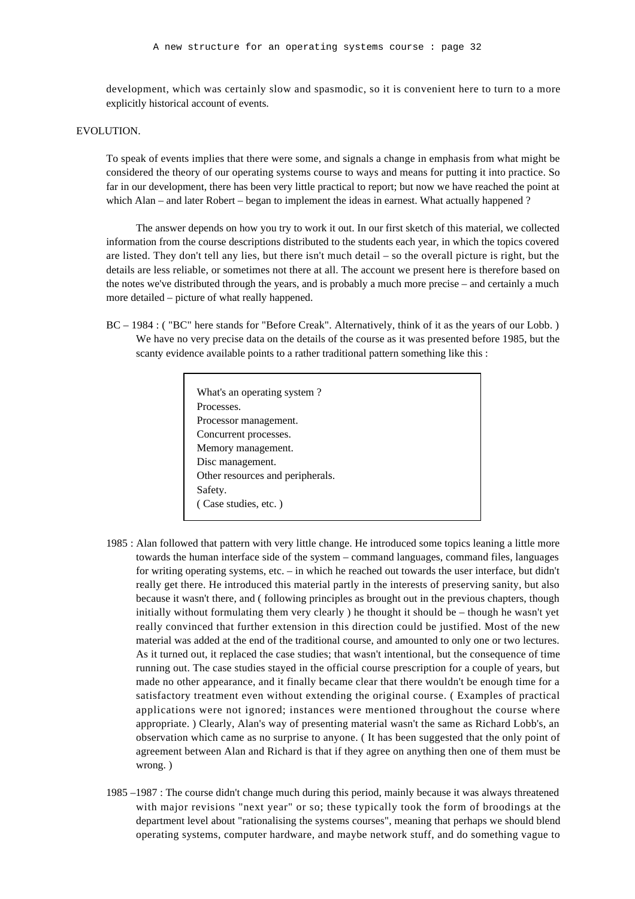development, which was certainly slow and spasmodic, so it is convenient here to turn to a more explicitly historical account of events.

EVOLUTION.

To speak of events implies that there were some, and signals a change in emphasis from what might be considered the theory of our operating systems course to ways and means for putting it into practice. So far in our development, there has been very little practical to report; but now we have reached the point at which Alan – and later Robert – began to implement the ideas in earnest. What actually happened ?

The answer depends on how you try to work it out. In our first sketch of this material, we collected information from the course descriptions distributed to the students each year, in which the topics covered are listed. They don't tell any lies, but there isn't much detail – so the overall picture is right, but the details are less reliable, or sometimes not there at all. The account we present here is therefore based on the notes we've distributed through the years, and is probably a much more precise – and certainly a much more detailed – picture of what really happened.

BC – 1984 : ( "BC" here stands for "Before Creak". Alternatively, think of it as the years of our Lobb. ) We have no very precise data on the details of the course as it was presented before 1985, but the scanty evidence available points to a rather traditional pattern something like this :

> What's an operating system ?
> Processes.
> Processor management.
> Concurrent processes.
> Memory management.
> Disc management.
> Other resources and peripherals.
> Safety.
> ( Case studies, etc. )

1985 : Alan followed that pattern with very little change. He introduced some topics leaning a little more towards the human interface side of the system – command languages, command files, languages for writing operating systems, etc. – in which he reached out towards the user interface, but didn't really get there. He introduced this material partly in the interests of preserving sanity, but also because it wasn't there, and ( following principles as brought out in the previous chapters, though initially without formulating them very clearly ) he thought it should be – though he wasn't yet really convinced that further extension in this direction could be justified. Most of the new material was added at the end of the traditional course, and amounted to only one or two lectures. As it turned out, it replaced the case studies; that wasn't intentional, but the consequence of time running out. The case studies stayed in the official course prescription for a couple of years, but made no other appearance, and it finally became clear that there wouldn't be enough time for a satisfactory treatment even without extending the original course. ( Examples of practical applications were not ignored; instances were mentioned throughout the course where appropriate. ) Clearly, Alan's way of presenting material wasn't the same as Richard Lobb's, an observation which came as no surprise to anyone. ( It has been suggested that the only point of agreement between Alan and Richard is that if they agree on anything then one of them must be wrong. )

1985 –1987 : The course didn't change much during this period, mainly because it was always threatened with major revisions "next year" or so; these typically took the form of broodings at the department level about "rationalising the systems courses", meaning that perhaps we should blend operating systems, computer hardware, and maybe network stuff, and do something vague to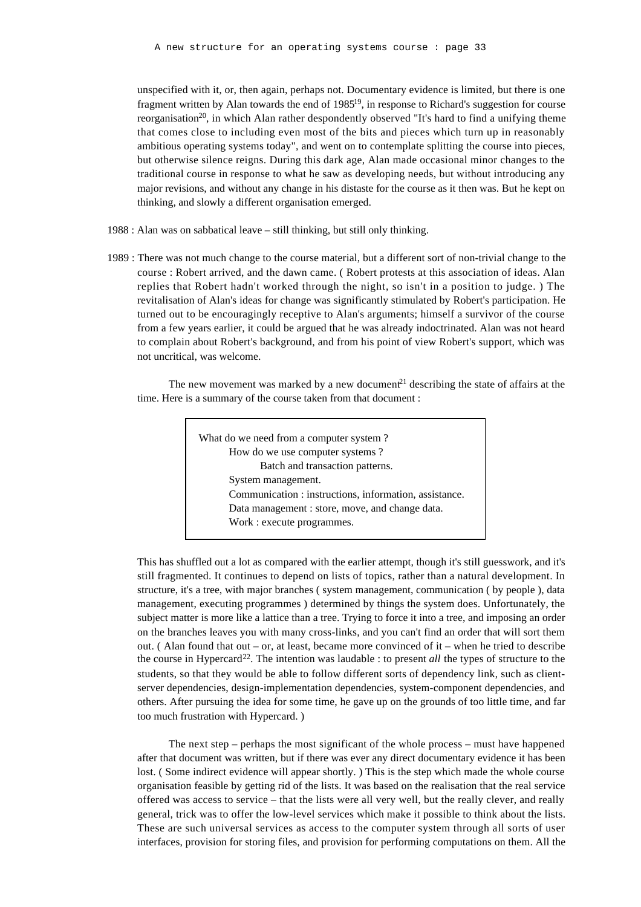unspecified with it, or, then again, perhaps not. Documentary evidence is limited, but there is one fragment written by Alan towards the end of 1985[19], in response to Richard's suggestion for course reorganisation[20], in which Alan rather despondently observed "It's hard to find a unifying theme that comes close to including even most of the bits and pieces which turn up in reasonably ambitious operating systems today", and went on to contemplate splitting the course into pieces, but otherwise silence reigns. During this dark age, Alan made occasional minor changes to the traditional course in response to what he saw as developing needs, but without introducing any major revisions, and without any change in his distaste for the course as it then was. But he kept on thinking, and slowly a different organisation emerged.

1988 : Alan was on sabbatical leave – still thinking, but still only thinking.

1989 : There was not much change to the course material, but a different sort of non-trivial change to the course : Robert arrived, and the dawn came. ( Robert protests at this association of ideas. Alan replies that Robert hadn't worked through the night, so isn't in a position to judge. ) The revitalisation of Alan's ideas for change was significantly stimulated by Robert's participation. He turned out to be encouragingly receptive to Alan's arguments; himself a survivor of the course from a few years earlier, it could be argued that he was already indoctrinated. Alan was not heard to complain about Robert's background, and from his point of view Robert's support, which was not uncritical, was welcome.

The new movement was marked by a new document[21] describing the state of affairs at the time. Here is a summary of the course taken from that document :

> What do we need from a computer system ?
>
> - How do we use computer systems ?
>   - Batch and transaction patterns.
> - System management.
> - Communication : instructions, information, assistance.
> - Data management : store, move, and change data.
> - Work : execute programmes.

This has shuffled out a lot as compared with the earlier attempt, though it's still guesswork, and it's still fragmented. It continues to depend on lists of topics, rather than a natural development. In structure, it's a tree, with major branches ( system management, communication ( by people ), data management, executing programmes ) determined by things the system does. Unfortunately, the subject matter is more like a lattice than a tree. Trying to force it into a tree, and imposing an order on the branches leaves you with many cross-links, and you can't find an order that will sort them out. ( Alan found that out – or, at least, became more convinced of it – when he tried to describe the course in Hypercard[22]. The intention was laudable : to present *all* the types of structure to the students, so that they would be able to follow different sorts of dependency link, such as client-server dependencies, design-implementation dependencies, system-component dependencies, and others. After pursuing the idea for some time, he gave up on the grounds of too little time, and far too much frustration with Hypercard. )

The next step – perhaps the most significant of the whole process – must have happened after that document was written, but if there was ever any direct documentary evidence it has been lost. ( Some indirect evidence will appear shortly. ) This is the step which made the whole course organisation feasible by getting rid of the lists. It was based on the realisation that the real service offered was access to service – that the lists were all very well, but the really clever, and really general, trick was to offer the low-level services which make it possible to think about the lists. These are such universal services as access to the computer system through all sorts of user interfaces, provision for storing files, and provision for performing computations on them. All the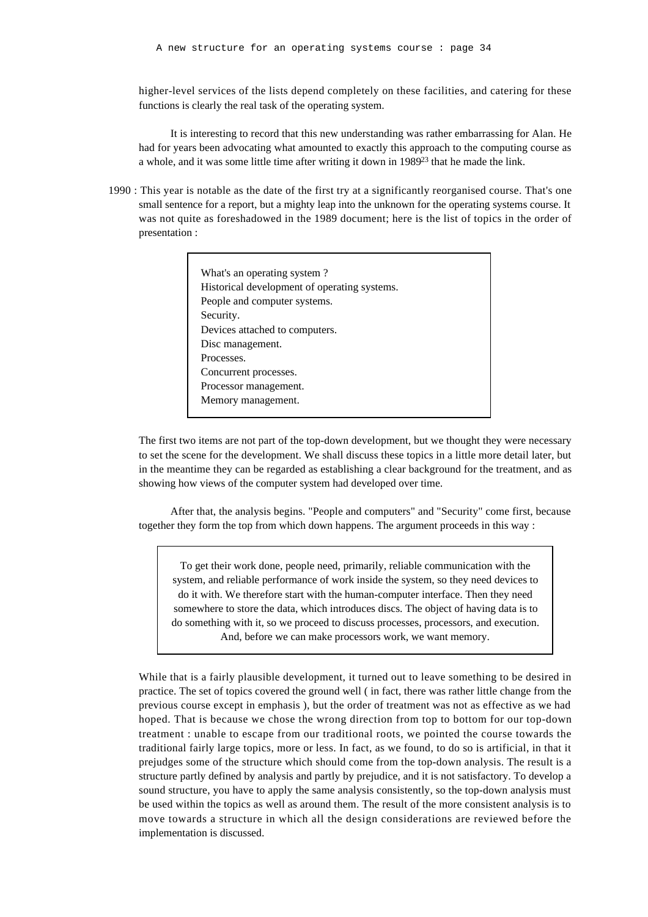higher-level services of the lists depend completely on these facilities, and catering for these functions is clearly the real task of the operating system.

It is interesting to record that this new understanding was rather embarrassing for Alan. He had for years been advocating what amounted to exactly this approach to the computing course as a whole, and it was some little time after writing it down in 1989[23] that he made the link.

1990 : This year is notable as the date of the first try at a significantly reorganised course. That's one small sentence for a report, but a mighty leap into the unknown for the operating systems course. It was not quite as foreshadowed in the 1989 document; here is the list of topics in the order of presentation :

> What's an operating system ?
> Historical development of operating systems.
> People and computer systems.
> Security.
> Devices attached to computers.
> Disc management.
> Processes.
> Concurrent processes.
> Processor management.
> Memory management.

The first two items are not part of the top-down development, but we thought they were necessary to set the scene for the development. We shall discuss these topics in a little more detail later, but in the meantime they can be regarded as establishing a clear background for the treatment, and as showing how views of the computer system had developed over time.

After that, the analysis begins. "People and computers" and "Security" come first, because together they form the top from which down happens. The argument proceeds in this way :

> To get their work done, people need, primarily, reliable communication with the system, and reliable performance of work inside the system, so they need devices to do it with. We therefore start with the human-computer interface. Then they need somewhere to store the data, which introduces discs. The object of having data is to do something with it, so we proceed to discuss processes, processors, and execution. And, before we can make processors work, we want memory.

While that is a fairly plausible development, it turned out to leave something to be desired in practice. The set of topics covered the ground well ( in fact, there was rather little change from the previous course except in emphasis ), but the order of treatment was not as effective as we had hoped. That is because we chose the wrong direction from top to bottom for our top-down treatment : unable to escape from our traditional roots, we pointed the course towards the traditional fairly large topics, more or less. In fact, as we found, to do so is artificial, in that it prejudges some of the structure which should come from the top-down analysis. The result is a structure partly defined by analysis and partly by prejudice, and it is not satisfactory. To develop a sound structure, you have to apply the same analysis consistently, so the top-down analysis must be used within the topics as well as around them. The result of the more consistent analysis is to move towards a structure in which all the design considerations are reviewed before the implementation is discussed.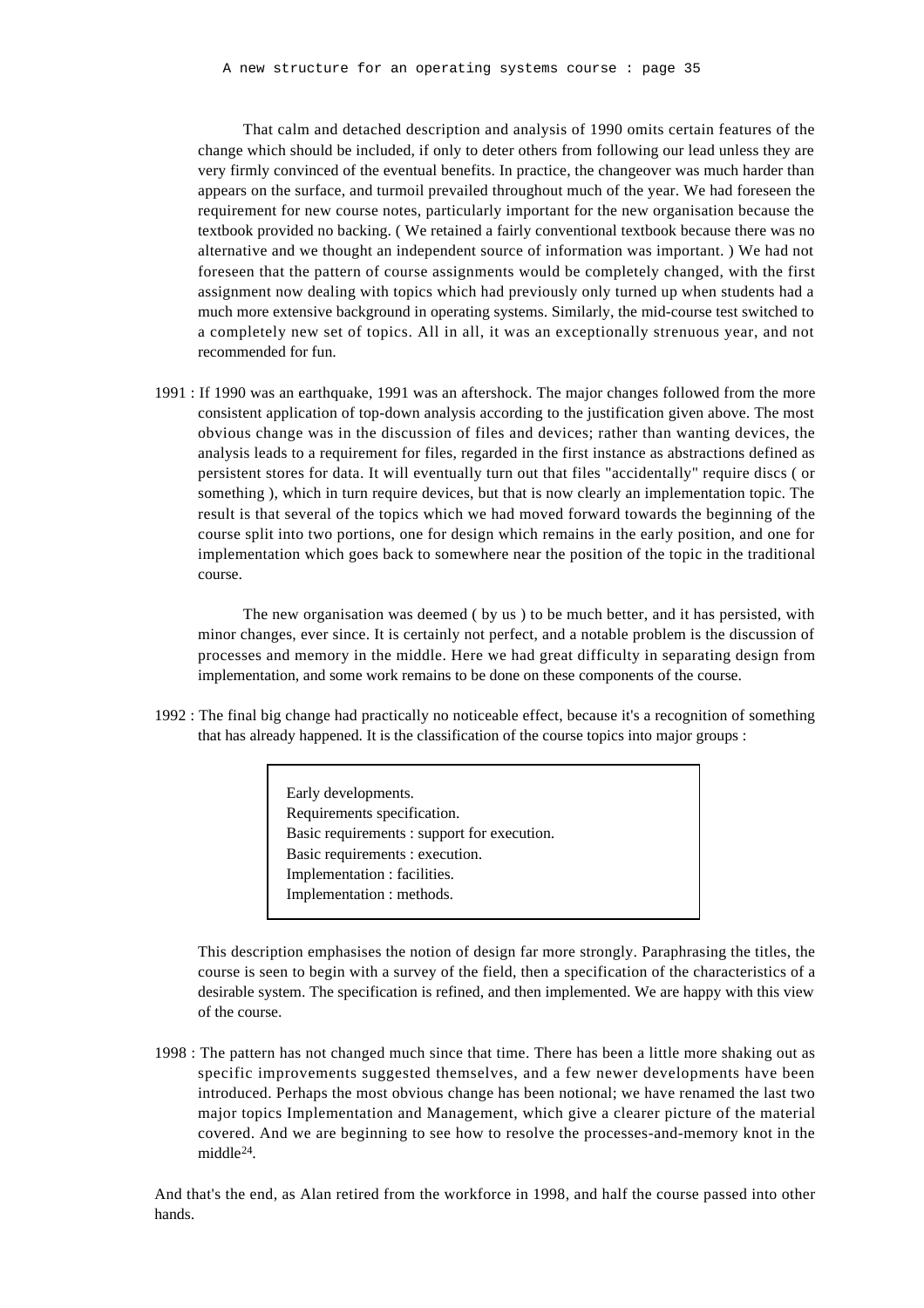That calm and detached description and analysis of 1990 omits certain features of the change which should be included, if only to deter others from following our lead unless they are very firmly convinced of the eventual benefits. In practice, the changeover was much harder than appears on the surface, and turmoil prevailed throughout much of the year. We had foreseen the requirement for new course notes, particularly important for the new organisation because the textbook provided no backing. ( We retained a fairly conventional textbook because there was no alternative and we thought an independent source of information was important. ) We had not foreseen that the pattern of course assignments would be completely changed, with the first assignment now dealing with topics which had previously only turned up when students had a much more extensive background in operating systems. Similarly, the mid-course test switched to a completely new set of topics. All in all, it was an exceptionally strenuous year, and not recommended for fun.

1991 : If 1990 was an earthquake, 1991 was an aftershock. The major changes followed from the more consistent application of top-down analysis according to the justification given above. The most obvious change was in the discussion of files and devices; rather than wanting devices, the analysis leads to a requirement for files, regarded in the first instance as abstractions defined as persistent stores for data. It will eventually turn out that files "accidentally" require discs ( or something ), which in turn require devices, but that is now clearly an implementation topic. The result is that several of the topics which we had moved forward towards the beginning of the course split into two portions, one for design which remains in the early position, and one for implementation which goes back to somewhere near the position of the topic in the traditional course.

The new organisation was deemed ( by us ) to be much better, and it has persisted, with minor changes, ever since. It is certainly not perfect, and a notable problem is the discussion of processes and memory in the middle. Here we had great difficulty in separating design from implementation, and some work remains to be done on these components of the course.

1992 : The final big change had practically no noticeable effect, because it's a recognition of something that has already happened. It is the classification of the course topics into major groups :

> Early developments.
> Requirements specification.
> Basic requirements : support for execution.
> Basic requirements : execution.
> Implementation : facilities.
> Implementation : methods.

This description emphasises the notion of design far more strongly. Paraphrasing the titles, the course is seen to begin with a survey of the field, then a specification of the characteristics of a desirable system. The specification is refined, and then implemented. We are happy with this view of the course.

1998 : The pattern has not changed much since that time. There has been a little more shaking out as specific improvements suggested themselves, and a few newer developments have been introduced. Perhaps the most obvious change has been notional; we have renamed the last two major topics Implementation and Management, which give a clearer picture of the material covered. And we are beginning to see how to resolve the processes-and-memory knot in the middle[24].

And that's the end, as Alan retired from the workforce in 1998, and half the course passed into other hands.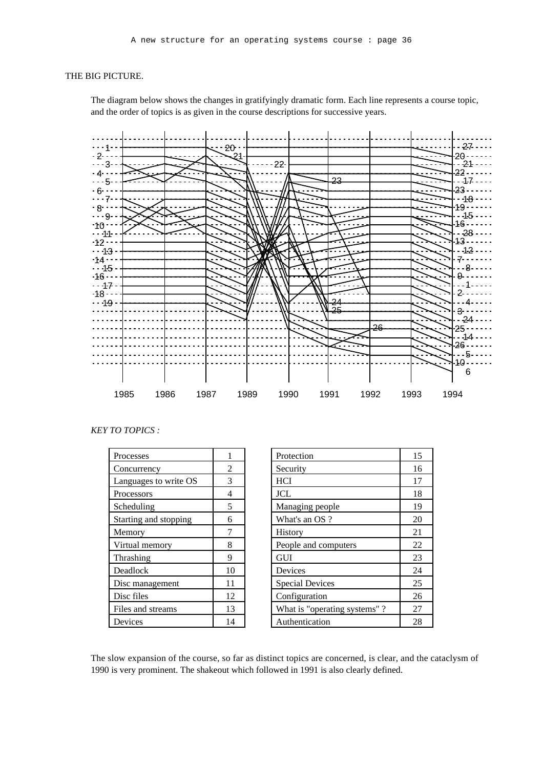THE BIG PICTURE.

The diagram below shows the changes in gratifyingly dramatic form. Each line represents a course topic, and the order of topics is as given in the course descriptions for successive years.

*KEY TO TOPICS :*

| Topic | No. | Topic | No. |
|---|---|---|---|
| Processes | 1 | Protection | 15 |
| Concurrency | 2 | Security | 16 |
| Languages to write OS | 3 | HCI | 17 |
| Processors | 4 | JCL | 18 |
| Scheduling | 5 | Managing people | 19 |
| Starting and stopping | 6 | What's an OS ? | 20 |
| Memory | 7 | History | 21 |
| Virtual memory | 8 | People and computers | 22 |
| Thrashing | 9 | GUI | 23 |
| Deadlock | 10 | Devices | 24 |
| Disc management | 11 | Special Devices | 25 |
| Disc files | 12 | Configuration | 26 |
| Files and streams | 13 | What is "operating systems" ? | 27 |
| Devices | 14 | Authentication | 28 |

The slow expansion of the course, so far as distinct topics are concerned, is clear, and the cataclysm of 1990 is very prominent. The shakeout which followed in 1991 is also clearly defined.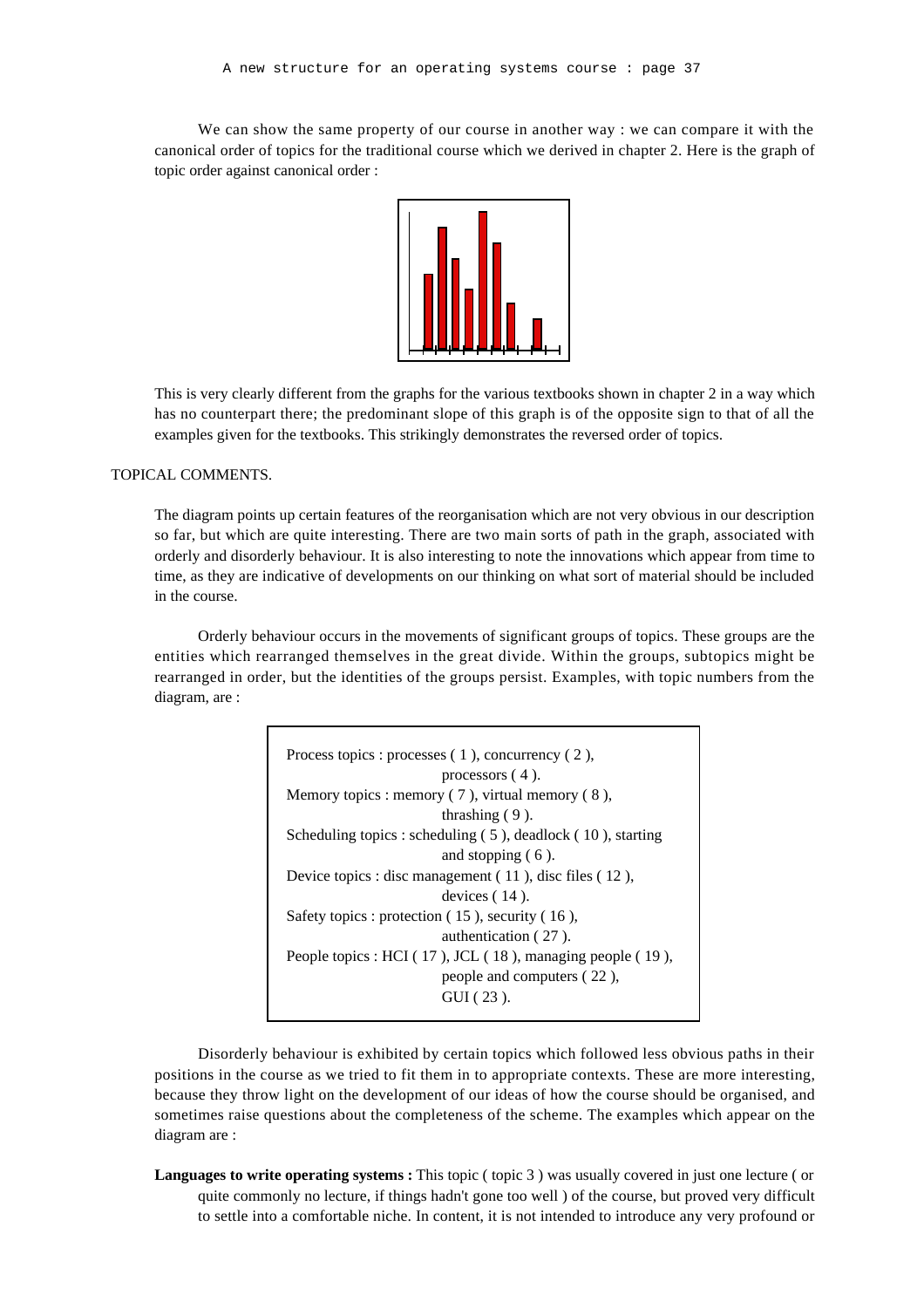We can show the same property of our course in another way : we can compare it with the canonical order of topics for the traditional course which we derived in chapter 2. Here is the graph of topic order against canonical order :

This is very clearly different from the graphs for the various textbooks shown in chapter 2 in a way which has no counterpart there; the predominant slope of this graph is of the opposite sign to that of all the examples given for the textbooks. This strikingly demonstrates the reversed order of topics.

## TOPICAL COMMENTS.

The diagram points up certain features of the reorganisation which are not very obvious in our description so far, but which are quite interesting. There are two main sorts of path in the graph, associated with orderly and disorderly behaviour. It is also interesting to note the innovations which appear from time to time, as they are indicative of developments on our thinking on what sort of material should be included in the course.

Orderly behaviour occurs in the movements of significant groups of topics. These groups are the entities which rearranged themselves in the great divide. Within the groups, subtopics might be rearranged in order, but the identities of the groups persist. Examples, with topic numbers from the diagram, are :

Process topics : processes ( 1 ), concurrency ( 2 ), processors ( 4 ).
Memory topics : memory ( 7 ), virtual memory ( 8 ), thrashing ( 9 ).
Scheduling topics : scheduling ( 5 ), deadlock ( 10 ), starting and stopping ( 6 ).
Device topics : disc management ( 11 ), disc files ( 12 ), devices ( 14 ).
Safety topics : protection ( 15 ), security ( 16 ), authentication ( 27 ).
People topics : HCI ( 17 ), JCL ( 18 ), managing people ( 19 ), people and computers ( 22 ), GUI ( 23 ).

Disorderly behaviour is exhibited by certain topics which followed less obvious paths in their positions in the course as we tried to fit them in to appropriate contexts. These are more interesting, because they throw light on the development of our ideas of how the course should be organised, and sometimes raise questions about the completeness of the scheme. The examples which appear on the diagram are :

**Languages to write operating systems :** This topic ( topic 3 ) was usually covered in just one lecture ( or quite commonly no lecture, if things hadn't gone too well ) of the course, but proved very difficult to settle into a comfortable niche. In content, it is not intended to introduce any very profound or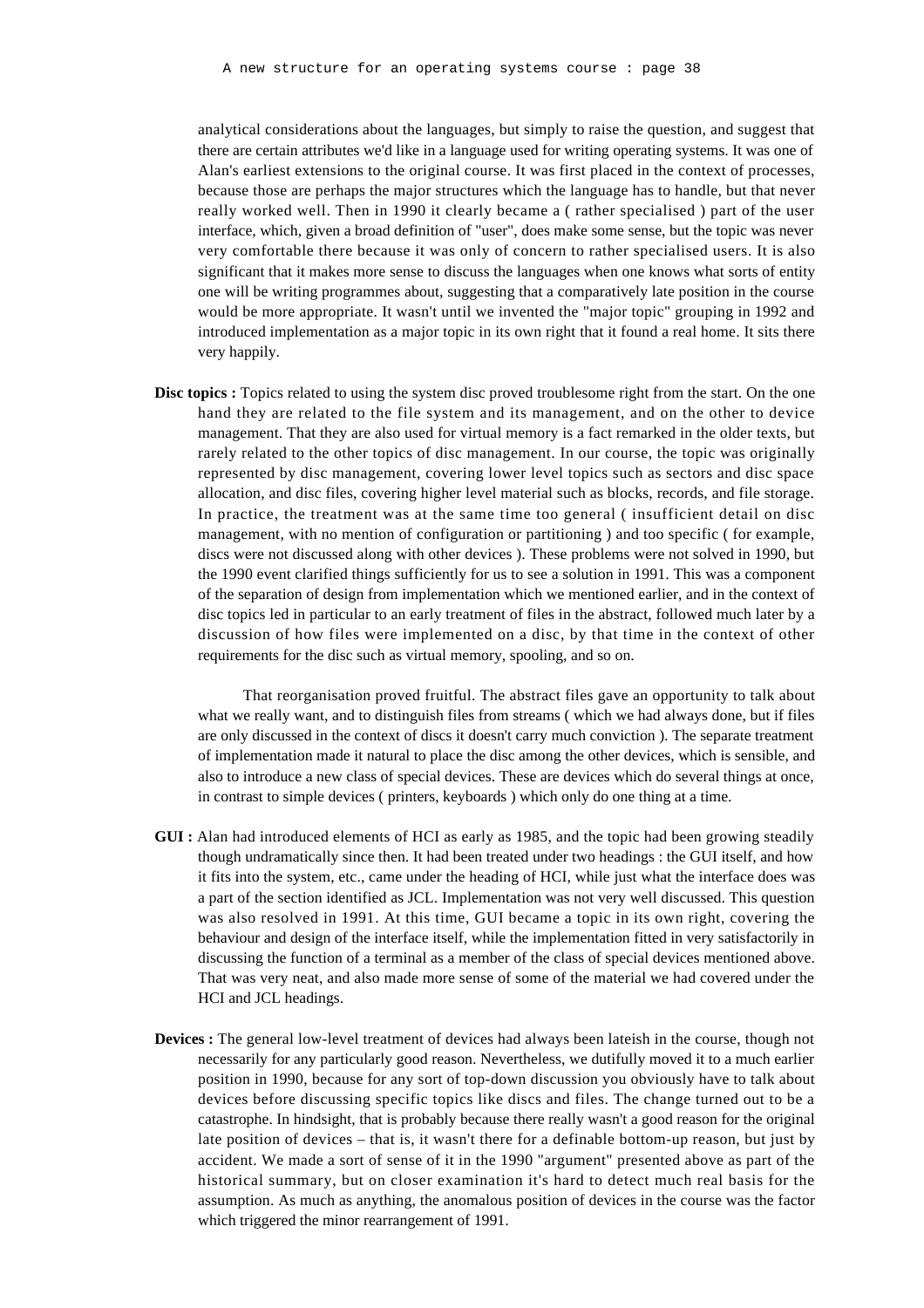analytical considerations about the languages, but simply to raise the question, and suggest that there are certain attributes we'd like in a language used for writing operating systems. It was one of Alan's earliest extensions to the original course. It was first placed in the context of processes, because those are perhaps the major structures which the language has to handle, but that never really worked well. Then in 1990 it clearly became a ( rather specialised ) part of the user interface, which, given a broad definition of "user", does make some sense, but the topic was never very comfortable there because it was only of concern to rather specialised users. It is also significant that it makes more sense to discuss the languages when one knows what sorts of entity one will be writing programmes about, suggesting that a comparatively late position in the course would be more appropriate. It wasn't until we invented the "major topic" grouping in 1992 and introduced implementation as a major topic in its own right that it found a real home. It sits there very happily.

**Disc topics :** Topics related to using the system disc proved troublesome right from the start. On the one hand they are related to the file system and its management, and on the other to device management. That they are also used for virtual memory is a fact remarked in the older texts, but rarely related to the other topics of disc management. In our course, the topic was originally represented by disc management, covering lower level topics such as sectors and disc space allocation, and disc files, covering higher level material such as blocks, records, and file storage. In practice, the treatment was at the same time too general ( insufficient detail on disc management, with no mention of configuration or partitioning ) and too specific ( for example, discs were not discussed along with other devices ). These problems were not solved in 1990, but the 1990 event clarified things sufficiently for us to see a solution in 1991. This was a component of the separation of design from implementation which we mentioned earlier, and in the context of disc topics led in particular to an early treatment of files in the abstract, followed much later by a discussion of how files were implemented on a disc, by that time in the context of other requirements for the disc such as virtual memory, spooling, and so on.

That reorganisation proved fruitful. The abstract files gave an opportunity to talk about what we really want, and to distinguish files from streams ( which we had always done, but if files are only discussed in the context of discs it doesn't carry much conviction ). The separate treatment of implementation made it natural to place the disc among the other devices, which is sensible, and also to introduce a new class of special devices. These are devices which do several things at once, in contrast to simple devices ( printers, keyboards ) which only do one thing at a time.

**GUI :** Alan had introduced elements of HCI as early as 1985, and the topic had been growing steadily though undramatically since then. It had been treated under two headings : the GUI itself, and how it fits into the system, etc., came under the heading of HCI, while just what the interface does was a part of the section identified as JCL. Implementation was not very well discussed. This question was also resolved in 1991. At this time, GUI became a topic in its own right, covering the behaviour and design of the interface itself, while the implementation fitted in very satisfactorily in discussing the function of a terminal as a member of the class of special devices mentioned above. That was very neat, and also made more sense of some of the material we had covered under the HCI and JCL headings.

**Devices :** The general low-level treatment of devices had always been lateish in the course, though not necessarily for any particularly good reason. Nevertheless, we dutifully moved it to a much earlier position in 1990, because for any sort of top-down discussion you obviously have to talk about devices before discussing specific topics like discs and files. The change turned out to be a catastrophe. In hindsight, that is probably because there really wasn't a good reason for the original late position of devices – that is, it wasn't there for a definable bottom-up reason, but just by accident. We made a sort of sense of it in the 1990 "argument" presented above as part of the historical summary, but on closer examination it's hard to detect much real basis for the assumption. As much as anything, the anomalous position of devices in the course was the factor which triggered the minor rearrangement of 1991.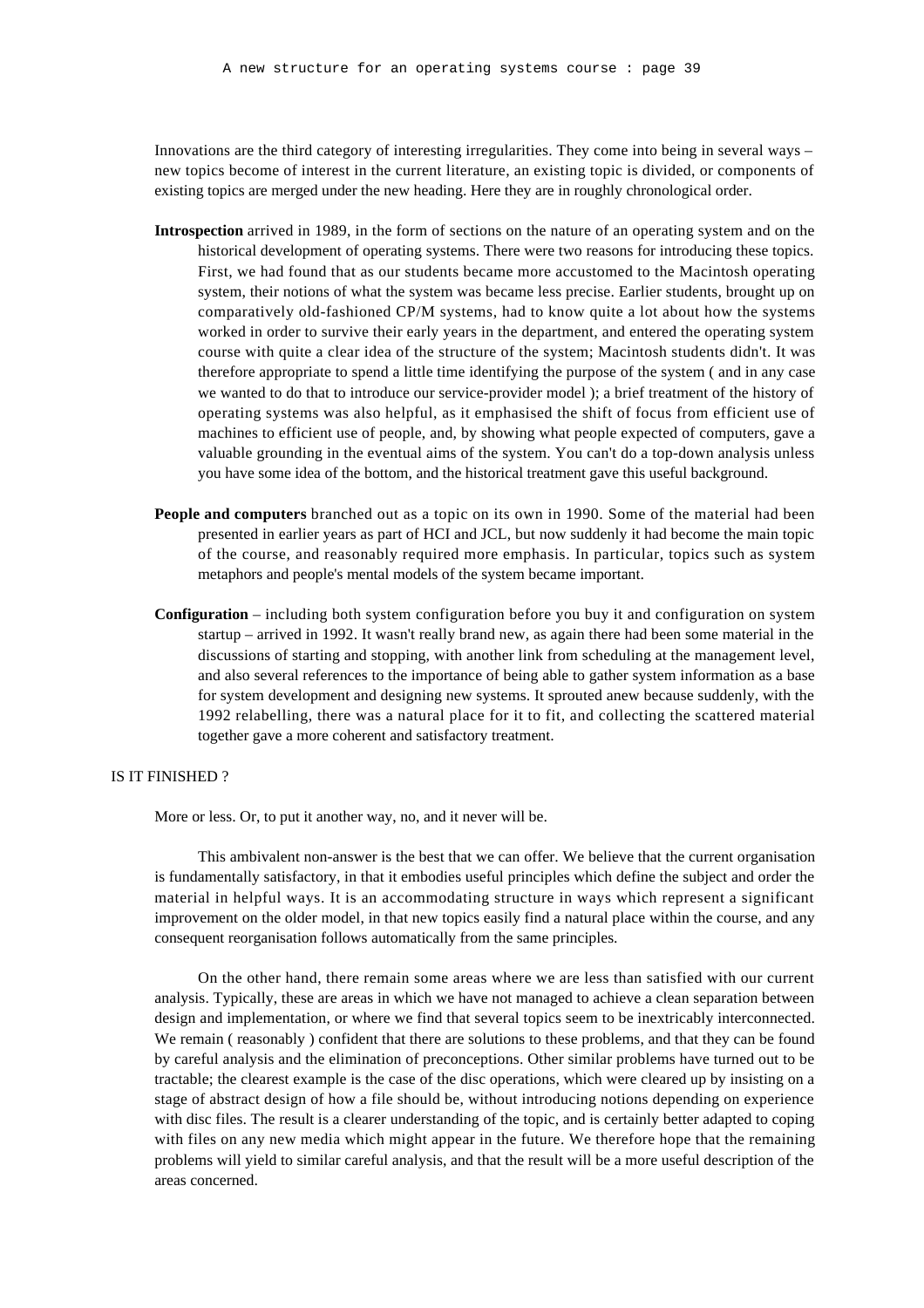Innovations are the third category of interesting irregularities. They come into being in several ways – new topics become of interest in the current literature, an existing topic is divided, or components of existing topics are merged under the new heading. Here they are in roughly chronological order.

**Introspection** arrived in 1989, in the form of sections on the nature of an operating system and on the historical development of operating systems. There were two reasons for introducing these topics. First, we had found that as our students became more accustomed to the Macintosh operating system, their notions of what the system was became less precise. Earlier students, brought up on comparatively old-fashioned CP/M systems, had to know quite a lot about how the systems worked in order to survive their early years in the department, and entered the operating system course with quite a clear idea of the structure of the system; Macintosh students didn't. It was therefore appropriate to spend a little time identifying the purpose of the system ( and in any case we wanted to do that to introduce our service-provider model ); a brief treatment of the history of operating systems was also helpful, as it emphasised the shift of focus from efficient use of machines to efficient use of people, and, by showing what people expected of computers, gave a valuable grounding in the eventual aims of the system. You can't do a top-down analysis unless you have some idea of the bottom, and the historical treatment gave this useful background.

**People and computers** branched out as a topic on its own in 1990. Some of the material had been presented in earlier years as part of HCI and JCL, but now suddenly it had become the main topic of the course, and reasonably required more emphasis. In particular, topics such as system metaphors and people's mental models of the system became important.

**Configuration** – including both system configuration before you buy it and configuration on system startup – arrived in 1992. It wasn't really brand new, as again there had been some material in the discussions of starting and stopping, with another link from scheduling at the management level, and also several references to the importance of being able to gather system information as a base for system development and designing new systems. It sprouted anew because suddenly, with the 1992 relabelling, there was a natural place for it to fit, and collecting the scattered material together gave a more coherent and satisfactory treatment.

## IS IT FINISHED ?

More or less. Or, to put it another way, no, and it never will be.

This ambivalent non-answer is the best that we can offer. We believe that the current organisation is fundamentally satisfactory, in that it embodies useful principles which define the subject and order the material in helpful ways. It is an accommodating structure in ways which represent a significant improvement on the older model, in that new topics easily find a natural place within the course, and any consequent reorganisation follows automatically from the same principles.

On the other hand, there remain some areas where we are less than satisfied with our current analysis. Typically, these are areas in which we have not managed to achieve a clean separation between design and implementation, or where we find that several topics seem to be inextricably interconnected. We remain ( reasonably ) confident that there are solutions to these problems, and that they can be found by careful analysis and the elimination of preconceptions. Other similar problems have turned out to be tractable; the clearest example is the case of the disc operations, which were cleared up by insisting on a stage of abstract design of how a file should be, without introducing notions depending on experience with disc files. The result is a clearer understanding of the topic, and is certainly better adapted to coping with files on any new media which might appear in the future. We therefore hope that the remaining problems will yield to similar careful analysis, and that the result will be a more useful description of the areas concerned.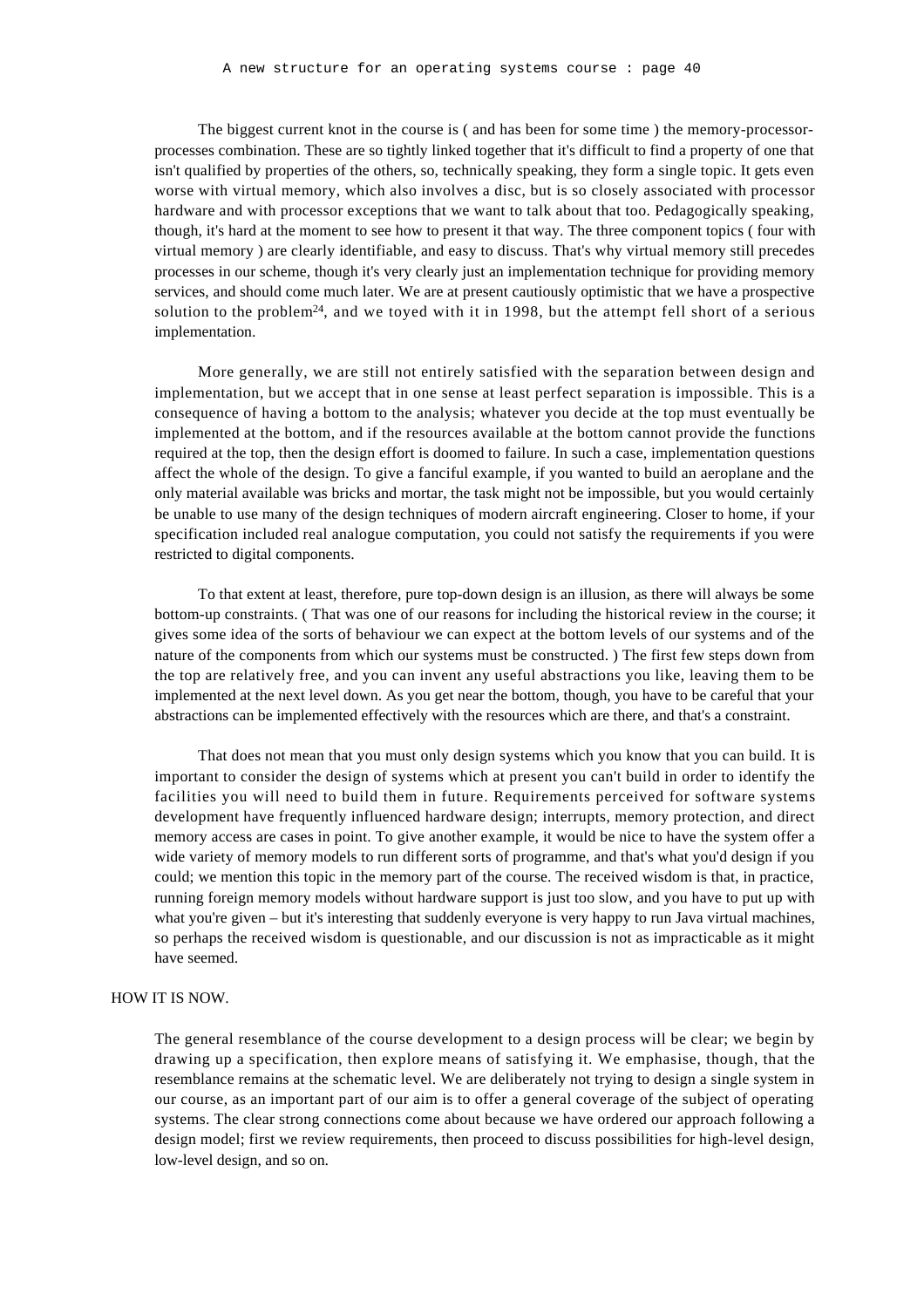The biggest current knot in the course is ( and has been for some time ) the memory-processor-processes combination. These are so tightly linked together that it's difficult to find a property of one that isn't qualified by properties of the others, so, technically speaking, they form a single topic. It gets even worse with virtual memory, which also involves a disc, but is so closely associated with processor hardware and with processor exceptions that we want to talk about that too. Pedagogically speaking, though, it's hard at the moment to see how to present it that way. The three component topics ( four with virtual memory ) are clearly identifiable, and easy to discuss. That's why virtual memory still precedes processes in our scheme, though it's very clearly just an implementation technique for providing memory services, and should come much later. We are at present cautiously optimistic that we have a prospective solution to the problem[24], and we toyed with it in 1998, but the attempt fell short of a serious implementation.

More generally, we are still not entirely satisfied with the separation between design and implementation, but we accept that in one sense at least perfect separation is impossible. This is a consequence of having a bottom to the analysis; whatever you decide at the top must eventually be implemented at the bottom, and if the resources available at the bottom cannot provide the functions required at the top, then the design effort is doomed to failure. In such a case, implementation questions affect the whole of the design. To give a fanciful example, if you wanted to build an aeroplane and the only material available was bricks and mortar, the task might not be impossible, but you would certainly be unable to use many of the design techniques of modern aircraft engineering. Closer to home, if your specification included real analogue computation, you could not satisfy the requirements if you were restricted to digital components.

To that extent at least, therefore, pure top-down design is an illusion, as there will always be some bottom-up constraints. ( That was one of our reasons for including the historical review in the course; it gives some idea of the sorts of behaviour we can expect at the bottom levels of our systems and of the nature of the components from which our systems must be constructed. ) The first few steps down from the top are relatively free, and you can invent any useful abstractions you like, leaving them to be implemented at the next level down. As you get near the bottom, though, you have to be careful that your abstractions can be implemented effectively with the resources which are there, and that's a constraint.

That does not mean that you must only design systems which you know that you can build. It is important to consider the design of systems which at present you can't build in order to identify the facilities you will need to build them in future. Requirements perceived for software systems development have frequently influenced hardware design; interrupts, memory protection, and direct memory access are cases in point. To give another example, it would be nice to have the system offer a wide variety of memory models to run different sorts of programme, and that's what you'd design if you could; we mention this topic in the memory part of the course. The received wisdom is that, in practice, running foreign memory models without hardware support is just too slow, and you have to put up with what you're given – but it's interesting that suddenly everyone is very happy to run Java virtual machines, so perhaps the received wisdom is questionable, and our discussion is not as impracticable as it might have seemed.

## HOW IT IS NOW.

The general resemblance of the course development to a design process will be clear; we begin by drawing up a specification, then explore means of satisfying it. We emphasise, though, that the resemblance remains at the schematic level. We are deliberately not trying to design a single system in our course, as an important part of our aim is to offer a general coverage of the subject of operating systems. The clear strong connections come about because we have ordered our approach following a design model; first we review requirements, then proceed to discuss possibilities for high-level design, low-level design, and so on.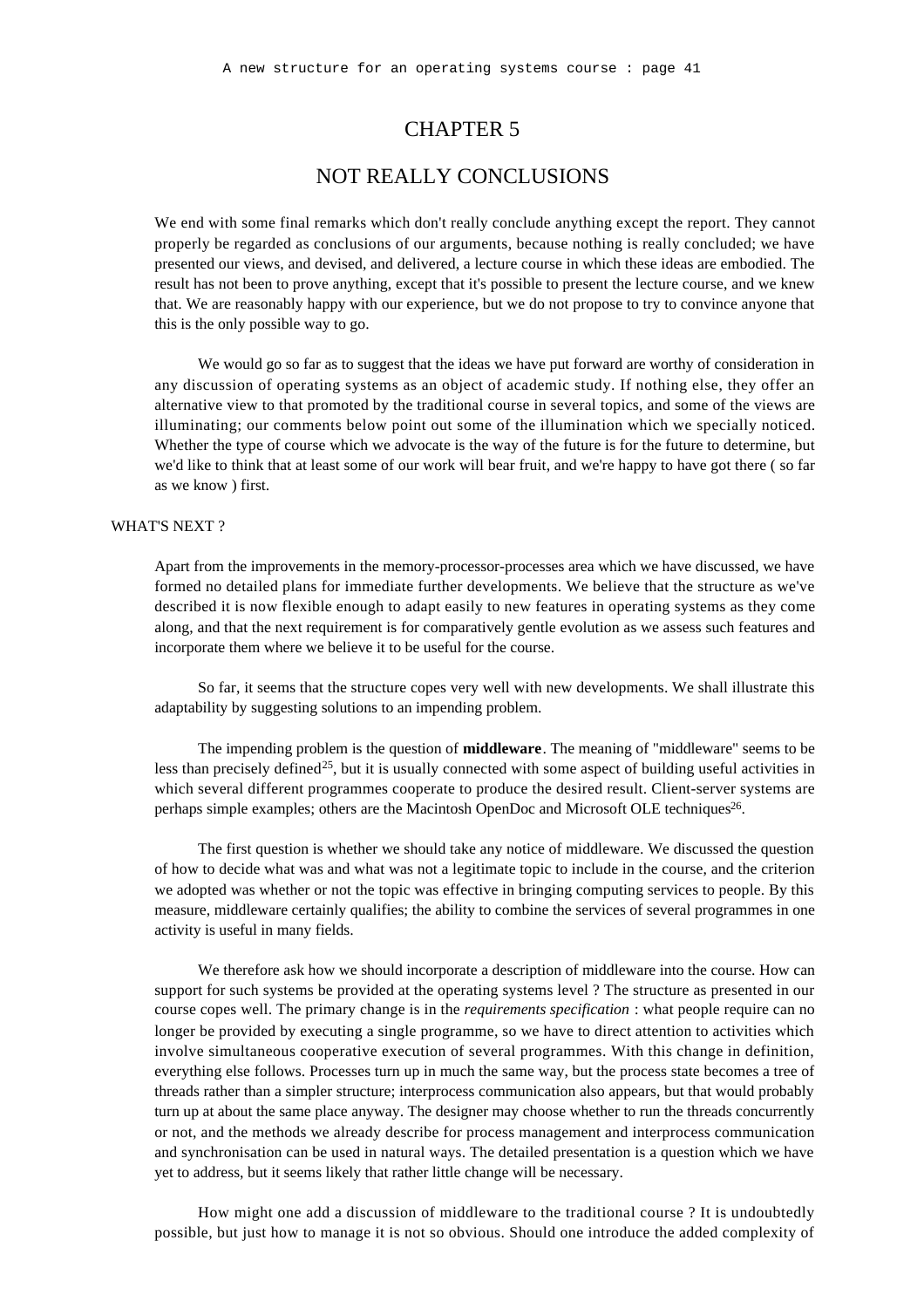# CHAPTER 5

# NOT REALLY CONCLUSIONS

We end with some final remarks which don't really conclude anything except the report. They cannot properly be regarded as conclusions of our arguments, because nothing is really concluded; we have presented our views, and devised, and delivered, a lecture course in which these ideas are embodied. The result has not been to prove anything, except that it's possible to present the lecture course, and we knew that. We are reasonably happy with our experience, but we do not propose to try to convince anyone that this is the only possible way to go.

We would go so far as to suggest that the ideas we have put forward are worthy of consideration in any discussion of operating systems as an object of academic study. If nothing else, they offer an alternative view to that promoted by the traditional course in several topics, and some of the views are illuminating; our comments below point out some of the illumination which we specially noticed. Whether the type of course which we advocate is the way of the future is for the future to determine, but we'd like to think that at least some of our work will bear fruit, and we're happy to have got there ( so far as we know ) first.

## WHAT'S NEXT ?

Apart from the improvements in the memory-processor-processes area which we have discussed, we have formed no detailed plans for immediate further developments. We believe that the structure as we've described it is now flexible enough to adapt easily to new features in operating systems as they come along, and that the next requirement is for comparatively gentle evolution as we assess such features and incorporate them where we believe it to be useful for the course.

So far, it seems that the structure copes very well with new developments. We shall illustrate this adaptability by suggesting solutions to an impending problem.

The impending problem is the question of **middleware**. The meaning of "middleware" seems to be less than precisely defined[25], but it is usually connected with some aspect of building useful activities in which several different programmes cooperate to produce the desired result. Client-server systems are perhaps simple examples; others are the Macintosh OpenDoc and Microsoft OLE techniques[26].

The first question is whether we should take any notice of middleware. We discussed the question of how to decide what was and what was not a legitimate topic to include in the course, and the criterion we adopted was whether or not the topic was effective in bringing computing services to people. By this measure, middleware certainly qualifies; the ability to combine the services of several programmes in one activity is useful in many fields.

We therefore ask how we should incorporate a description of middleware into the course. How can support for such systems be provided at the operating systems level ? The structure as presented in our course copes well. The primary change is in the *requirements specification* : what people require can no longer be provided by executing a single programme, so we have to direct attention to activities which involve simultaneous cooperative execution of several programmes. With this change in definition, everything else follows. Processes turn up in much the same way, but the process state becomes a tree of threads rather than a simpler structure; interprocess communication also appears, but that would probably turn up at about the same place anyway. The designer may choose whether to run the threads concurrently or not, and the methods we already describe for process management and interprocess communication and synchronisation can be used in natural ways. The detailed presentation is a question which we have yet to address, but it seems likely that rather little change will be necessary.

How might one add a discussion of middleware to the traditional course ? It is undoubtedly possible, but just how to manage it is not so obvious. Should one introduce the added complexity of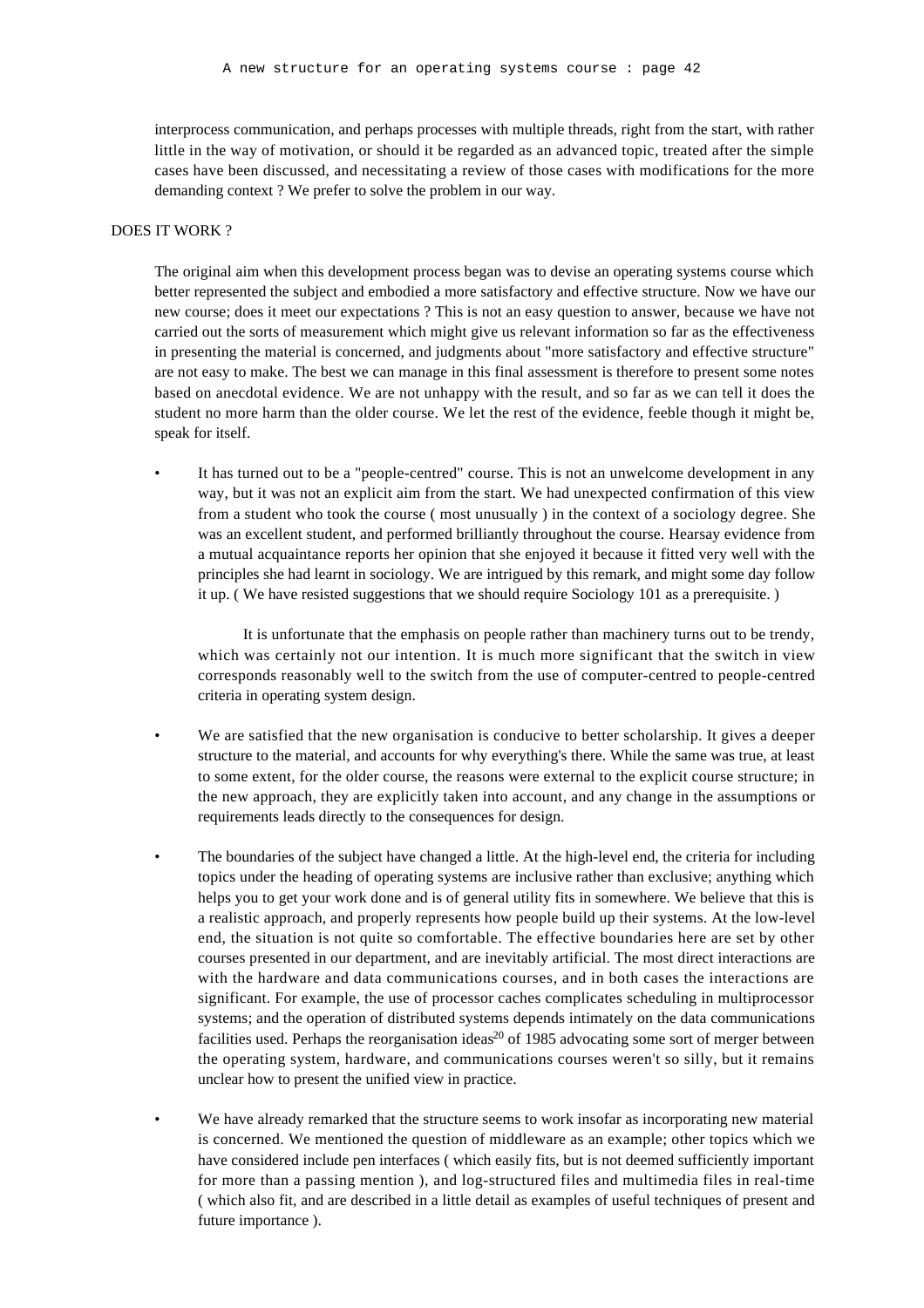interprocess communication, and perhaps processes with multiple threads, right from the start, with rather little in the way of motivation, or should it be regarded as an advanced topic, treated after the simple cases have been discussed, and necessitating a review of those cases with modifications for the more demanding context ? We prefer to solve the problem in our way.

## DOES IT WORK ?

The original aim when this development process began was to devise an operating systems course which better represented the subject and embodied a more satisfactory and effective structure. Now we have our new course; does it meet our expectations ? This is not an easy question to answer, because we have not carried out the sorts of measurement which might give us relevant information so far as the effectiveness in presenting the material is concerned, and judgments about "more satisfactory and effective structure" are not easy to make. The best we can manage in this final assessment is therefore to present some notes based on anecdotal evidence. We are not unhappy with the result, and so far as we can tell it does the student no more harm than the older course. We let the rest of the evidence, feeble though it might be, speak for itself.

- It has turned out to be a "people-centred" course. This is not an unwelcome development in any way, but it was not an explicit aim from the start. We had unexpected confirmation of this view from a student who took the course ( most unusually ) in the context of a sociology degree. She was an excellent student, and performed brilliantly throughout the course. Hearsay evidence from a mutual acquaintance reports her opinion that she enjoyed it because it fitted very well with the principles she had learnt in sociology. We are intrigued by this remark, and might some day follow it up. ( We have resisted suggestions that we should require Sociology 101 as a prerequisite. )

  It is unfortunate that the emphasis on people rather than machinery turns out to be trendy, which was certainly not our intention. It is much more significant that the switch in view corresponds reasonably well to the switch from the use of computer-centred to people-centred criteria in operating system design.

- We are satisfied that the new organisation is conducive to better scholarship. It gives a deeper structure to the material, and accounts for why everything's there. While the same was true, at least to some extent, for the older course, the reasons were external to the explicit course structure; in the new approach, they are explicitly taken into account, and any change in the assumptions or requirements leads directly to the consequences for design.

- The boundaries of the subject have changed a little. At the high-level end, the criteria for including topics under the heading of operating systems are inclusive rather than exclusive; anything which helps you to get your work done and is of general utility fits in somewhere. We believe that this is a realistic approach, and properly represents how people build up their systems. At the low-level end, the situation is not quite so comfortable. The effective boundaries here are set by other courses presented in our department, and are inevitably artificial. The most direct interactions are with the hardware and data communications courses, and in both cases the interactions are significant. For example, the use of processor caches complicates scheduling in multiprocessor systems; and the operation of distributed systems depends intimately on the data communications facilities used. Perhaps the reorganisation ideas[20] of 1985 advocating some sort of merger between the operating system, hardware, and communications courses weren't so silly, but it remains unclear how to present the unified view in practice.

- We have already remarked that the structure seems to work insofar as incorporating new material is concerned. We mentioned the question of middleware as an example; other topics which we have considered include pen interfaces ( which easily fits, but is not deemed sufficiently important for more than a passing mention ), and log-structured files and multimedia files in real-time ( which also fit, and are described in a little detail as examples of useful techniques of present and future importance ).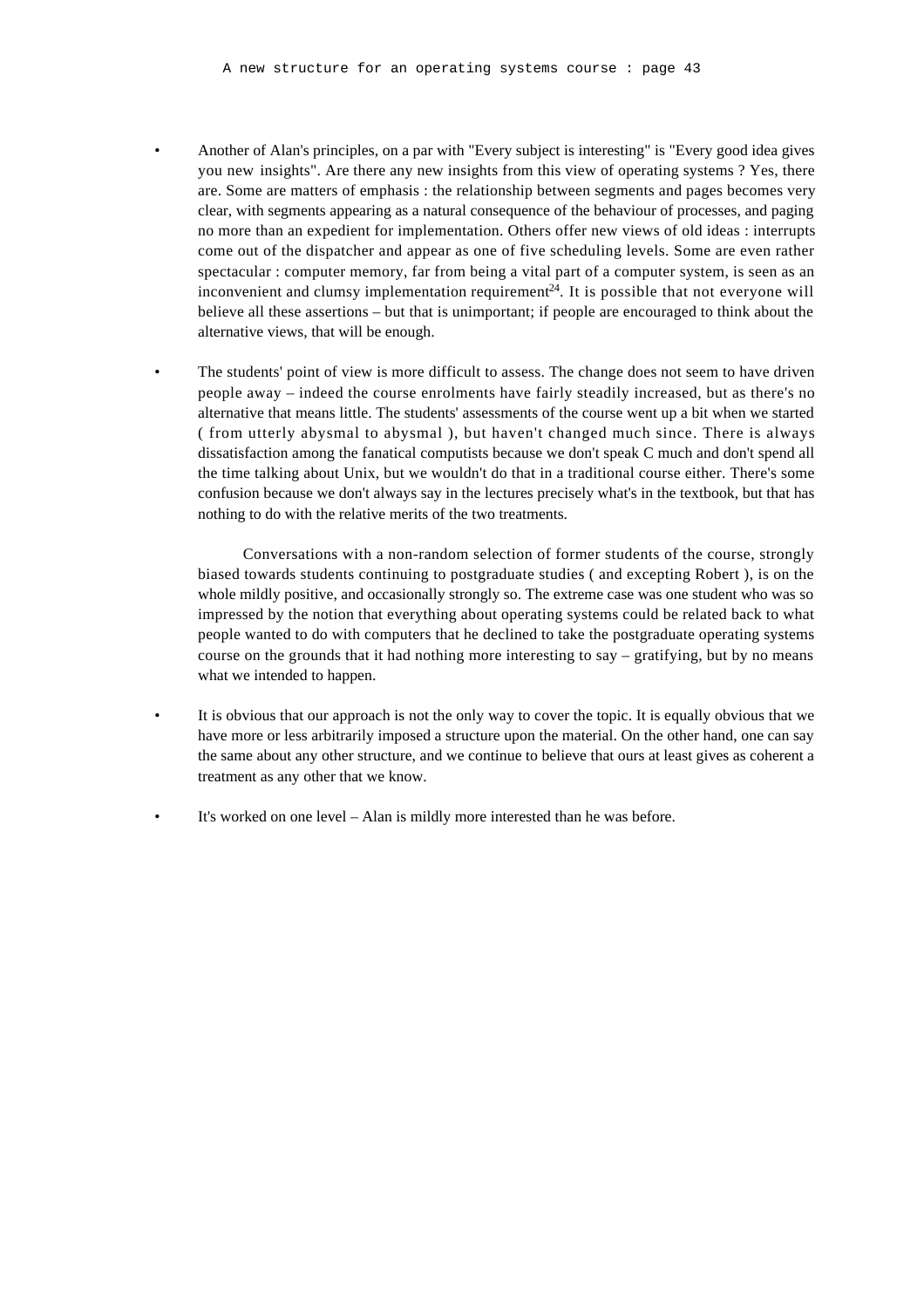- Another of Alan's principles, on a par with "Every subject is interesting" is "Every good idea gives you new insights". Are there any new insights from this view of operating systems ? Yes, there are. Some are matters of emphasis : the relationship between segments and pages becomes very clear, with segments appearing as a natural consequence of the behaviour of processes, and paging no more than an expedient for implementation. Others offer new views of old ideas : interrupts come out of the dispatcher and appear as one of five scheduling levels. Some are even rather spectacular : computer memory, far from being a vital part of a computer system, is seen as an inconvenient and clumsy implementation requirement[24]. It is possible that not everyone will believe all these assertions – but that is unimportant; if people are encouraged to think about the alternative views, that will be enough.

- The students' point of view is more difficult to assess. The change does not seem to have driven people away – indeed the course enrolments have fairly steadily increased, but as there's no alternative that means little. The students' assessments of the course went up a bit when we started ( from utterly abysmal to abysmal ), but haven't changed much since. There is always dissatisfaction among the fanatical computists because we don't speak C much and don't spend all the time talking about Unix, but we wouldn't do that in a traditional course either. There's some confusion because we don't always say in the lectures precisely what's in the textbook, but that has nothing to do with the relative merits of the two treatments.

  Conversations with a non-random selection of former students of the course, strongly biased towards students continuing to postgraduate studies ( and excepting Robert ), is on the whole mildly positive, and occasionally strongly so. The extreme case was one student who was so impressed by the notion that everything about operating systems could be related back to what people wanted to do with computers that he declined to take the postgraduate operating systems course on the grounds that it had nothing more interesting to say – gratifying, but by no means what we intended to happen.

- It is obvious that our approach is not the only way to cover the topic. It is equally obvious that we have more or less arbitrarily imposed a structure upon the material. On the other hand, one can say the same about any other structure, and we continue to believe that ours at least gives as coherent a treatment as any other that we know.

- It's worked on one level – Alan is mildly more interested than he was before.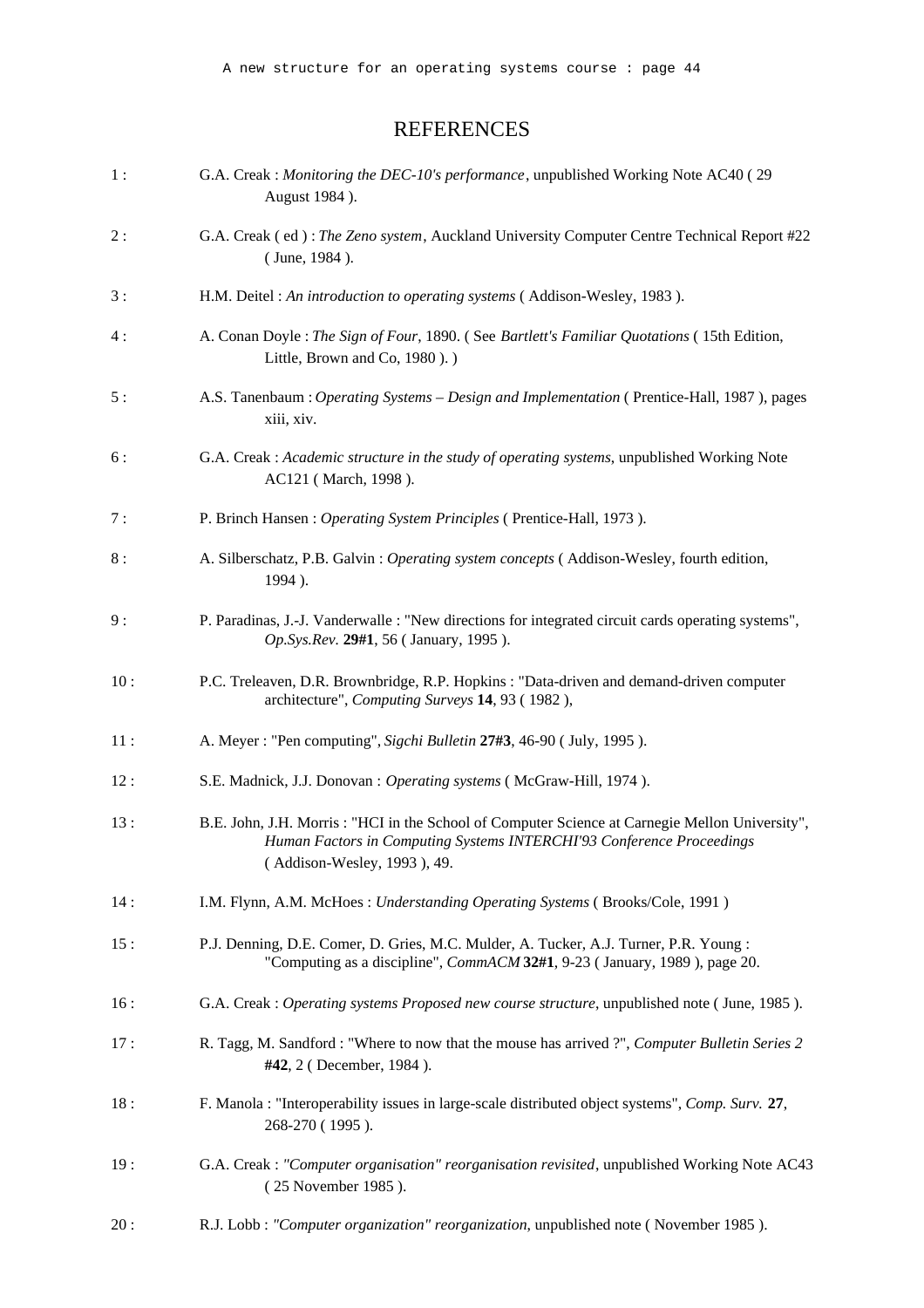# REFERENCES

1 : G.A. Creak : *Monitoring the DEC-10's performance*, unpublished Working Note AC40 ( 29 August 1984 ).

2 : G.A. Creak ( ed ) : *The Zeno system*, Auckland University Computer Centre Technical Report #22 ( June, 1984 ).

3 : H.M. Deitel : *An introduction to operating systems* ( Addison-Wesley, 1983 ).

4 : A. Conan Doyle : *The Sign of Four*, 1890. ( See *Bartlett's Familiar Quotations* ( 15th Edition, Little, Brown and Co, 1980 ). )

5 : A.S. Tanenbaum : *Operating Systems – Design and Implementation* ( Prentice-Hall, 1987 ), pages xiii, xiv.

6 : G.A. Creak : *Academic structure in the study of operating systems*, unpublished Working Note AC121 ( March, 1998 ).

7 : P. Brinch Hansen : *Operating System Principles* ( Prentice-Hall, 1973 ).

8 : A. Silberschatz, P.B. Galvin : *Operating system concepts* ( Addison-Wesley, fourth edition, 1994 ).

9 : P. Paradinas, J.-J. Vanderwalle : "New directions for integrated circuit cards operating systems", *Op.Sys.Rev.* **29#1**, 56 ( January, 1995 ).

10 : P.C. Treleaven, D.R. Brownbridge, R.P. Hopkins : "Data-driven and demand-driven computer architecture", *Computing Surveys* **14**, 93 ( 1982 ),

11 : A. Meyer : "Pen computing", *Sigchi Bulletin* **27#3**, 46-90 ( July, 1995 ).

12 : S.E. Madnick, J.J. Donovan : *Operating systems* ( McGraw-Hill, 1974 ).

13 : B.E. John, J.H. Morris : "HCI in the School of Computer Science at Carnegie Mellon University", *Human Factors in Computing Systems INTERCHI'93 Conference Proceedings* ( Addison-Wesley, 1993 ), 49.

14 : I.M. Flynn, A.M. McHoes : *Understanding Operating Systems* ( Brooks/Cole, 1991 )

15 : P.J. Denning, D.E. Comer, D. Gries, M.C. Mulder, A. Tucker, A.J. Turner, P.R. Young : "Computing as a discipline", *CommACM* **32#1**, 9-23 ( January, 1989 ), page 20.

16 : G.A. Creak : *Operating systems Proposed new course structure*, unpublished note ( June, 1985 ).

17 : R. Tagg, M. Sandford : "Where to now that the mouse has arrived ?", *Computer Bulletin Series 2* **#42**, 2 ( December, 1984 ).

18 : F. Manola : "Interoperability issues in large-scale distributed object systems", *Comp. Surv.* **27**, 268-270 ( 1995 ).

19 : G.A. Creak : *"Computer organisation" reorganisation revisited*, unpublished Working Note AC43 ( 25 November 1985 ).

20 : R.J. Lobb : *"Computer organization" reorganization*, unpublished note ( November 1985 ).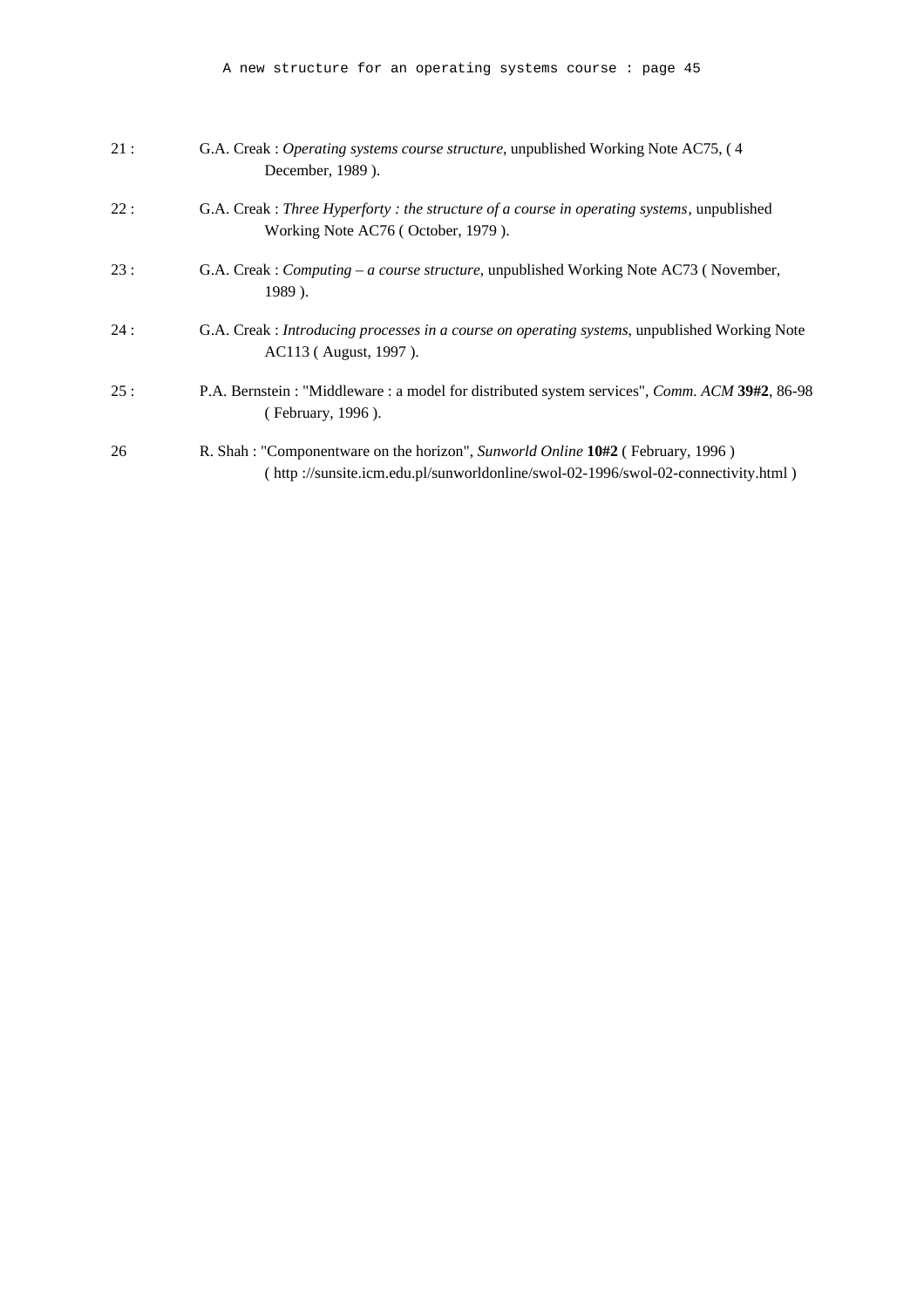21 : G.A. Creak : *Operating systems course structure*, unpublished Working Note AC75, ( 4 December, 1989 ).

22 : G.A. Creak : *Three Hyperforty : the structure of a course in operating systems*, unpublished Working Note AC76 ( October, 1979 ).

23 : G.A. Creak : *Computing – a course structure*, unpublished Working Note AC73 ( November, 1989 ).

24 : G.A. Creak : *Introducing processes in a course on operating systems*, unpublished Working Note AC113 ( August, 1997 ).

25 : P.A. Bernstein : "Middleware : a model for distributed system services", *Comm. ACM* **39#2**, 86-98 ( February, 1996 ).

26 R. Shah : "Componentware on the horizon", *Sunworld Online* **10#2** ( February, 1996 ) ( http ://sunsite.icm.edu.pl/sunworldonline/swol-02-1996/swol-02-connectivity.html )